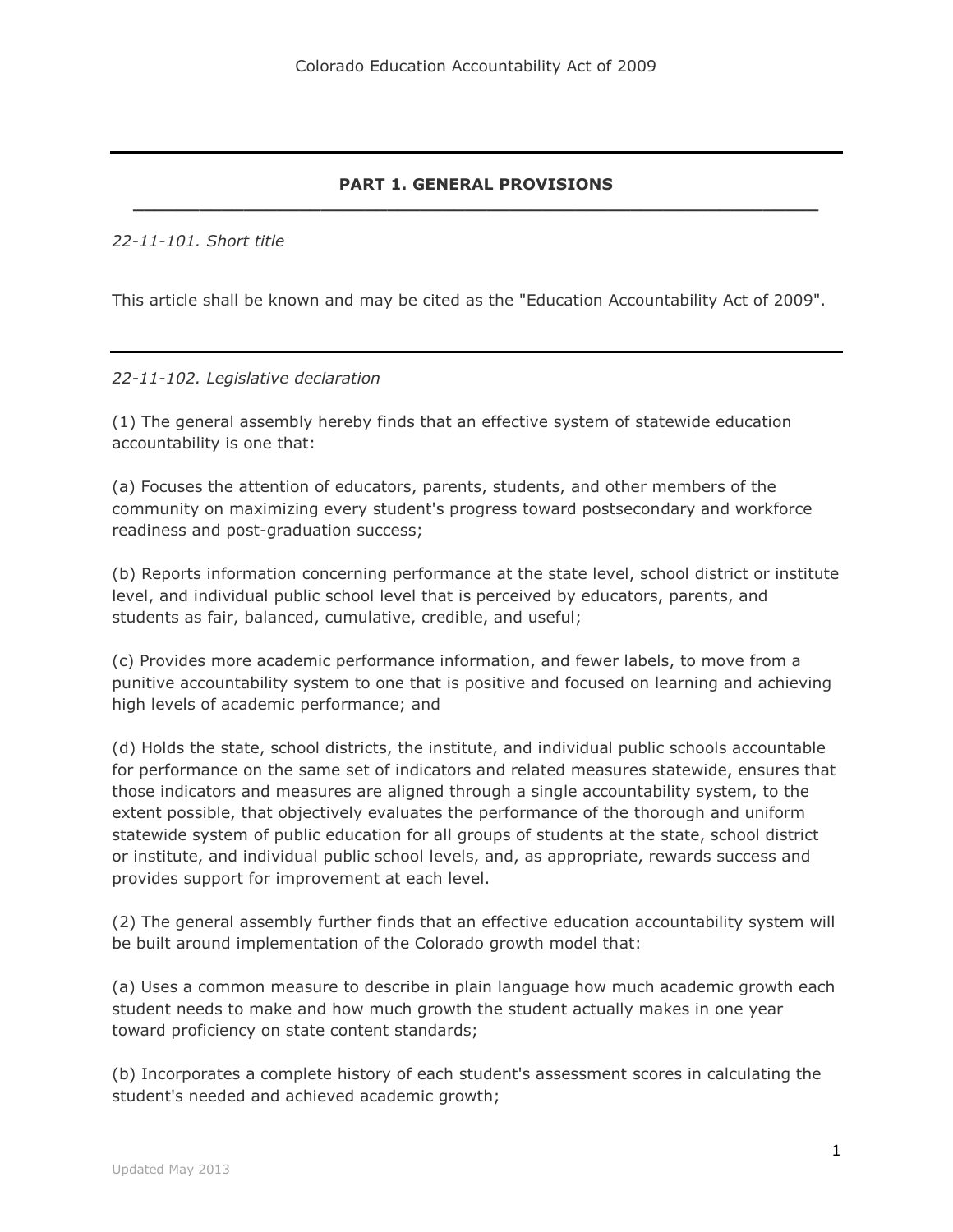## PART 1. GENERAL PROVISIONS

*22-11-101. Short title*

This article shall be known and may be cited as the "Education Accountability Act of 2009".

---

*22-11-102. Legislative declaration*

(1) The general assembly hereby finds that an effective system of statewide education accountability is one that:

(a) Focuses the attention of educators, parents, students, and other members of the community on maximizing every student's progress toward postsecondary and workforce readiness and post-graduation success;

(b) Reports information concerning performance at the state level, school district or institute level, and individual public school level that is perceived by educators, parents, and students as fair, balanced, cumulative, credible, and useful;

(c) Provides more academic performance information, and fewer labels, to move from a punitive accountability system to one that is positive and focused on learning and achieving high levels of academic performance; and

(d) Holds the state, school districts, the institute, and individual public schools accountable for performance on the same set of indicators and related measures statewide, ensures that those indicators and measures are aligned through a single accountability system, to the extent possible, that objectively evaluates the performance of the thorough and uniform statewide system of public education for all groups of students at the state, school district or institute, and individual public school levels, and, as appropriate, rewards success and provides support for improvement at each level.

(2) The general assembly further finds that an effective education accountability system will be built around implementation of the Colorado growth model that:

(a) Uses a common measure to describe in plain language how much academic growth each student needs to make and how much growth the student actually makes in one year toward proficiency on state content standards;

(b) Incorporates a complete history of each student's assessment scores in calculating the student's needed and achieved academic growth;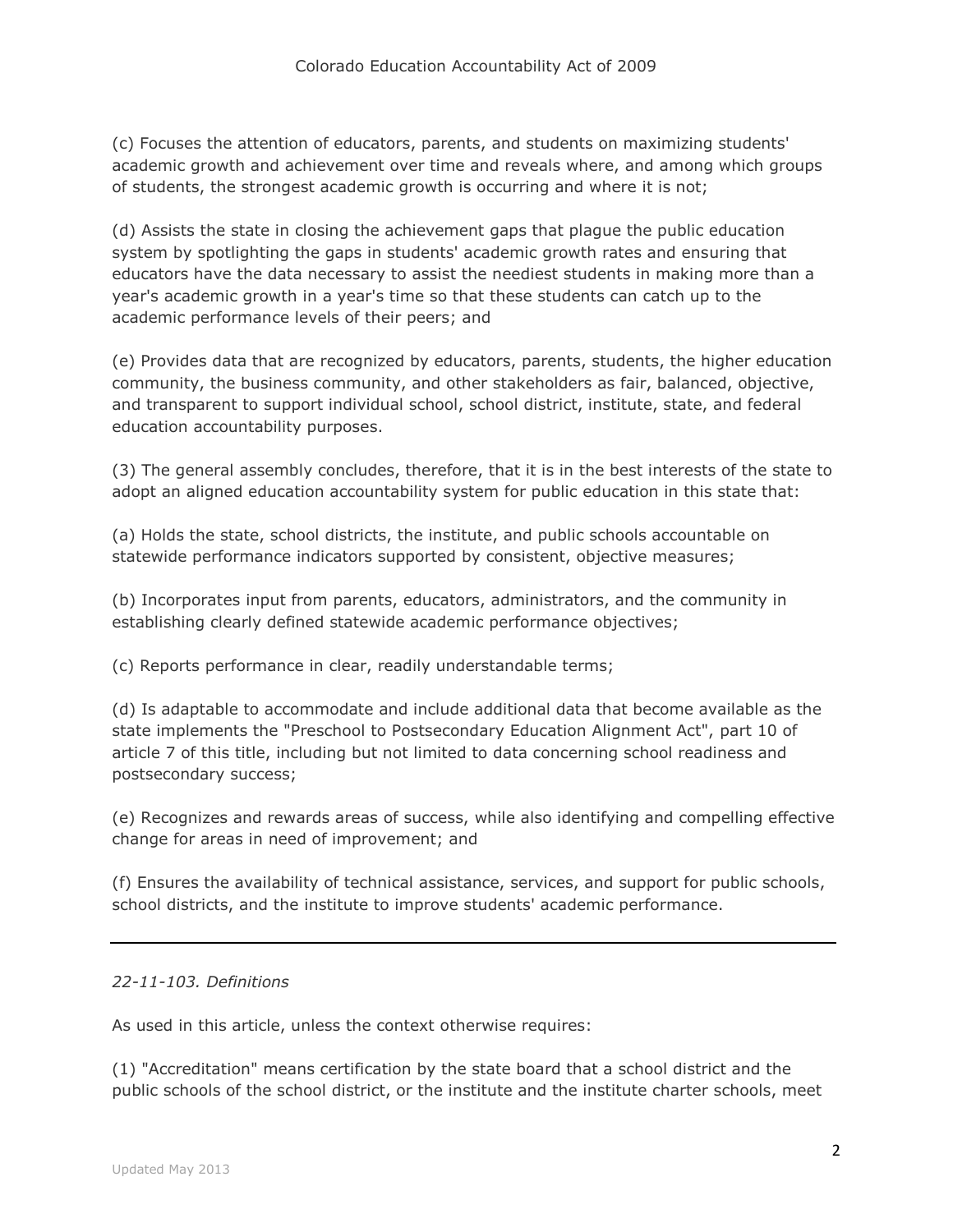(c) Focuses the attention of educators, parents, and students on maximizing students' academic growth and achievement over time and reveals where, and among which groups of students, the strongest academic growth is occurring and where it is not;

(d) Assists the state in closing the achievement gaps that plague the public education system by spotlighting the gaps in students' academic growth rates and ensuring that educators have the data necessary to assist the neediest students in making more than a year's academic growth in a year's time so that these students can catch up to the academic performance levels of their peers; and

(e) Provides data that are recognized by educators, parents, students, the higher education community, the business community, and other stakeholders as fair, balanced, objective, and transparent to support individual school, school district, institute, state, and federal education accountability purposes.

(3) The general assembly concludes, therefore, that it is in the best interests of the state to adopt an aligned education accountability system for public education in this state that:

(a) Holds the state, school districts, the institute, and public schools accountable on statewide performance indicators supported by consistent, objective measures;

(b) Incorporates input from parents, educators, administrators, and the community in establishing clearly defined statewide academic performance objectives;

(c) Reports performance in clear, readily understandable terms;

(d) Is adaptable to accommodate and include additional data that become available as the state implements the "Preschool to Postsecondary Education Alignment Act", part 10 of article 7 of this title, including but not limited to data concerning school readiness and postsecondary success;

(e) Recognizes and rewards areas of success, while also identifying and compelling effective change for areas in need of improvement; and

(f) Ensures the availability of technical assistance, services, and support for public schools, school districts, and the institute to improve students' academic performance.

---

*22-11-103. Definitions*

As used in this article, unless the context otherwise requires:

(1) "Accreditation" means certification by the state board that a school district and the public schools of the school district, or the institute and the institute charter schools, meet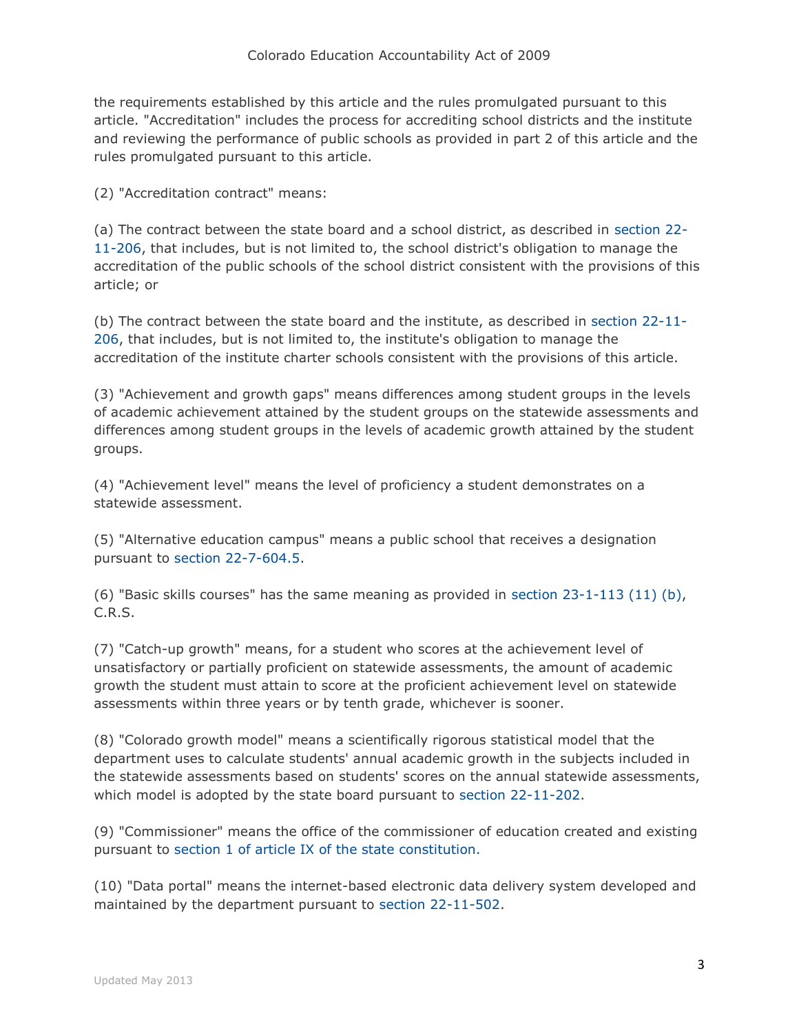the requirements established by this article and the rules promulgated pursuant to this article. "Accreditation" includes the process for accrediting school districts and the institute and reviewing the performance of public schools as provided in part 2 of this article and the rules promulgated pursuant to this article.

(2) "Accreditation contract" means:

(a) The contract between the state board and a school district, as described in section 22-11-206, that includes, but is not limited to, the school district's obligation to manage the accreditation of the public schools of the school district consistent with the provisions of this article; or

(b) The contract between the state board and the institute, as described in section 22-11-206, that includes, but is not limited to, the institute's obligation to manage the accreditation of the institute charter schools consistent with the provisions of this article.

(3) "Achievement and growth gaps" means differences among student groups in the levels of academic achievement attained by the student groups on the statewide assessments and differences among student groups in the levels of academic growth attained by the student groups.

(4) "Achievement level" means the level of proficiency a student demonstrates on a statewide assessment.

(5) "Alternative education campus" means a public school that receives a designation pursuant to section 22-7-604.5.

(6) "Basic skills courses" has the same meaning as provided in section 23-1-113 (11) (b), C.R.S.

(7) "Catch-up growth" means, for a student who scores at the achievement level of unsatisfactory or partially proficient on statewide assessments, the amount of academic growth the student must attain to score at the proficient achievement level on statewide assessments within three years or by tenth grade, whichever is sooner.

(8) "Colorado growth model" means a scientifically rigorous statistical model that the department uses to calculate students' annual academic growth in the subjects included in the statewide assessments based on students' scores on the annual statewide assessments, which model is adopted by the state board pursuant to section 22-11-202.

(9) "Commissioner" means the office of the commissioner of education created and existing pursuant to section 1 of article IX of the state constitution.

(10) "Data portal" means the internet-based electronic data delivery system developed and maintained by the department pursuant to section 22-11-502.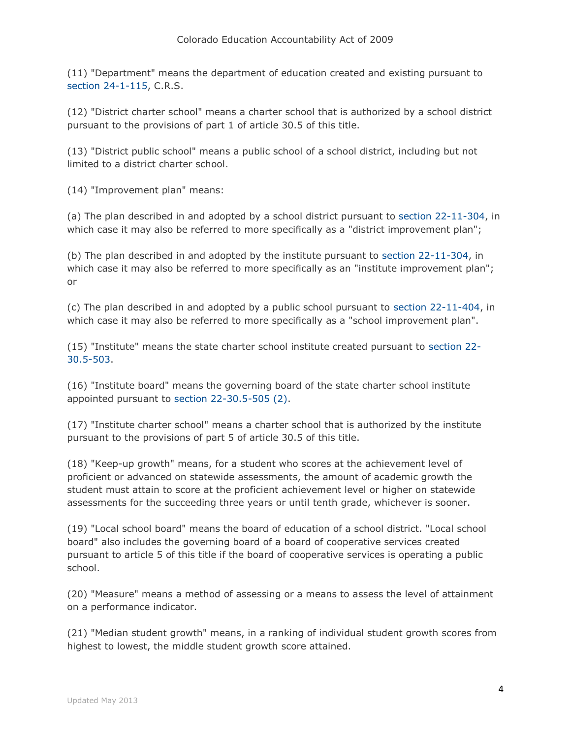(11) "Department" means the department of education created and existing pursuant to section 24-1-115, C.R.S.

(12) "District charter school" means a charter school that is authorized by a school district pursuant to the provisions of part 1 of article 30.5 of this title.

(13) "District public school" means a public school of a school district, including but not limited to a district charter school.

(14) "Improvement plan" means:

(a) The plan described in and adopted by a school district pursuant to section 22-11-304, in which case it may also be referred to more specifically as a "district improvement plan";

(b) The plan described in and adopted by the institute pursuant to section 22-11-304, in which case it may also be referred to more specifically as an "institute improvement plan"; or

(c) The plan described in and adopted by a public school pursuant to section 22-11-404, in which case it may also be referred to more specifically as a "school improvement plan".

(15) "Institute" means the state charter school institute created pursuant to section 22-30.5-503.

(16) "Institute board" means the governing board of the state charter school institute appointed pursuant to section 22-30.5-505 (2).

(17) "Institute charter school" means a charter school that is authorized by the institute pursuant to the provisions of part 5 of article 30.5 of this title.

(18) "Keep-up growth" means, for a student who scores at the achievement level of proficient or advanced on statewide assessments, the amount of academic growth the student must attain to score at the proficient achievement level or higher on statewide assessments for the succeeding three years or until tenth grade, whichever is sooner.

(19) "Local school board" means the board of education of a school district. "Local school board" also includes the governing board of a board of cooperative services created pursuant to article 5 of this title if the board of cooperative services is operating a public school.

(20) "Measure" means a method of assessing or a means to assess the level of attainment on a performance indicator.

(21) "Median student growth" means, in a ranking of individual student growth scores from highest to lowest, the middle student growth score attained.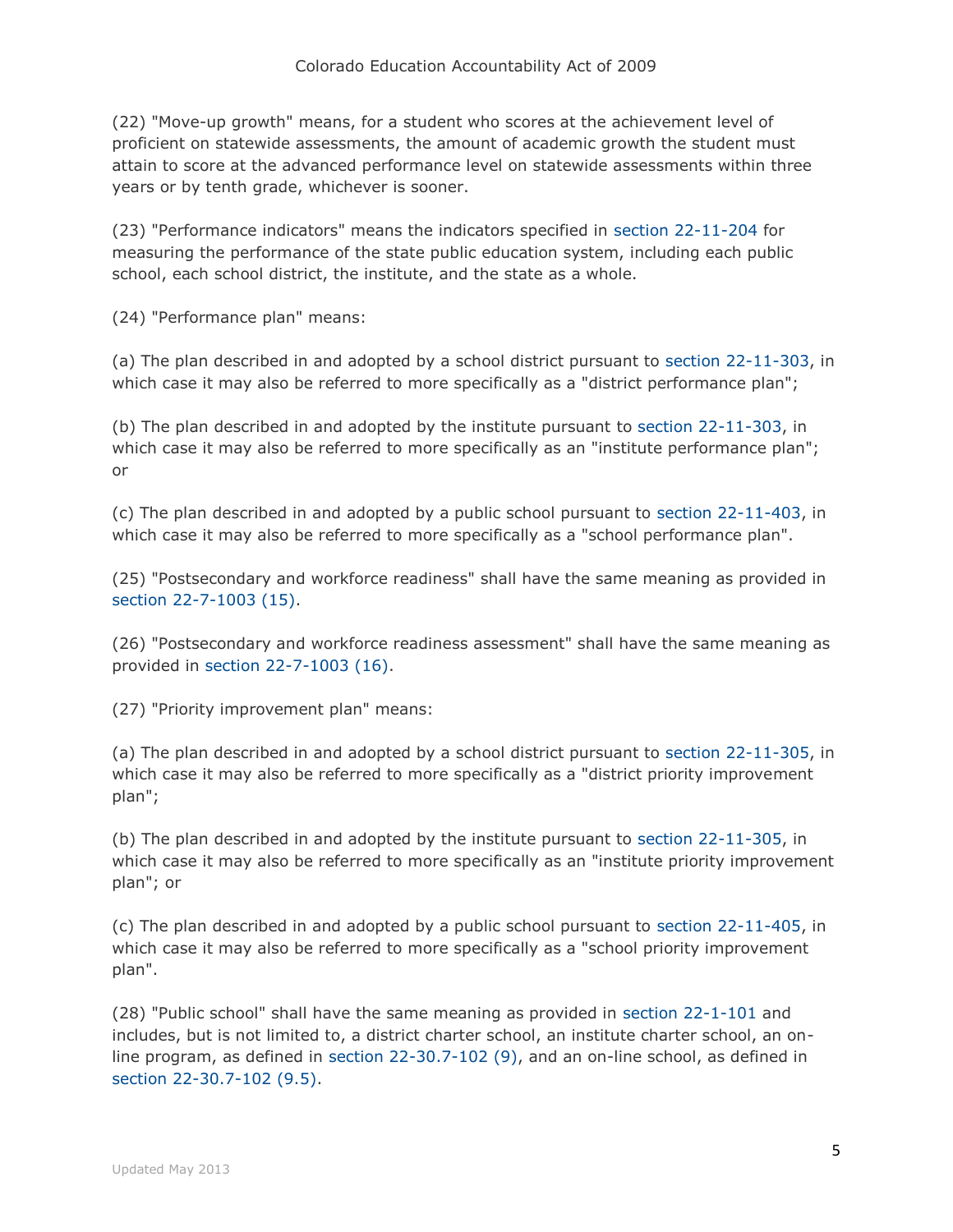(22) "Move-up growth" means, for a student who scores at the achievement level of proficient on statewide assessments, the amount of academic growth the student must attain to score at the advanced performance level on statewide assessments within three years or by tenth grade, whichever is sooner.

(23) "Performance indicators" means the indicators specified in section 22-11-204 for measuring the performance of the state public education system, including each public school, each school district, the institute, and the state as a whole.

(24) "Performance plan" means:

(a) The plan described in and adopted by a school district pursuant to section 22-11-303, in which case it may also be referred to more specifically as a "district performance plan";

(b) The plan described in and adopted by the institute pursuant to section 22-11-303, in which case it may also be referred to more specifically as an "institute performance plan"; or

(c) The plan described in and adopted by a public school pursuant to section 22-11-403, in which case it may also be referred to more specifically as a "school performance plan".

(25) "Postsecondary and workforce readiness" shall have the same meaning as provided in section 22-7-1003 (15).

(26) "Postsecondary and workforce readiness assessment" shall have the same meaning as provided in section 22-7-1003 (16).

(27) "Priority improvement plan" means:

(a) The plan described in and adopted by a school district pursuant to section 22-11-305, in which case it may also be referred to more specifically as a "district priority improvement plan";

(b) The plan described in and adopted by the institute pursuant to section 22-11-305, in which case it may also be referred to more specifically as an "institute priority improvement plan"; or

(c) The plan described in and adopted by a public school pursuant to section 22-11-405, in which case it may also be referred to more specifically as a "school priority improvement plan".

(28) "Public school" shall have the same meaning as provided in section 22-1-101 and includes, but is not limited to, a district charter school, an institute charter school, an on-line program, as defined in section 22-30.7-102 (9), and an on-line school, as defined in section 22-30.7-102 (9.5).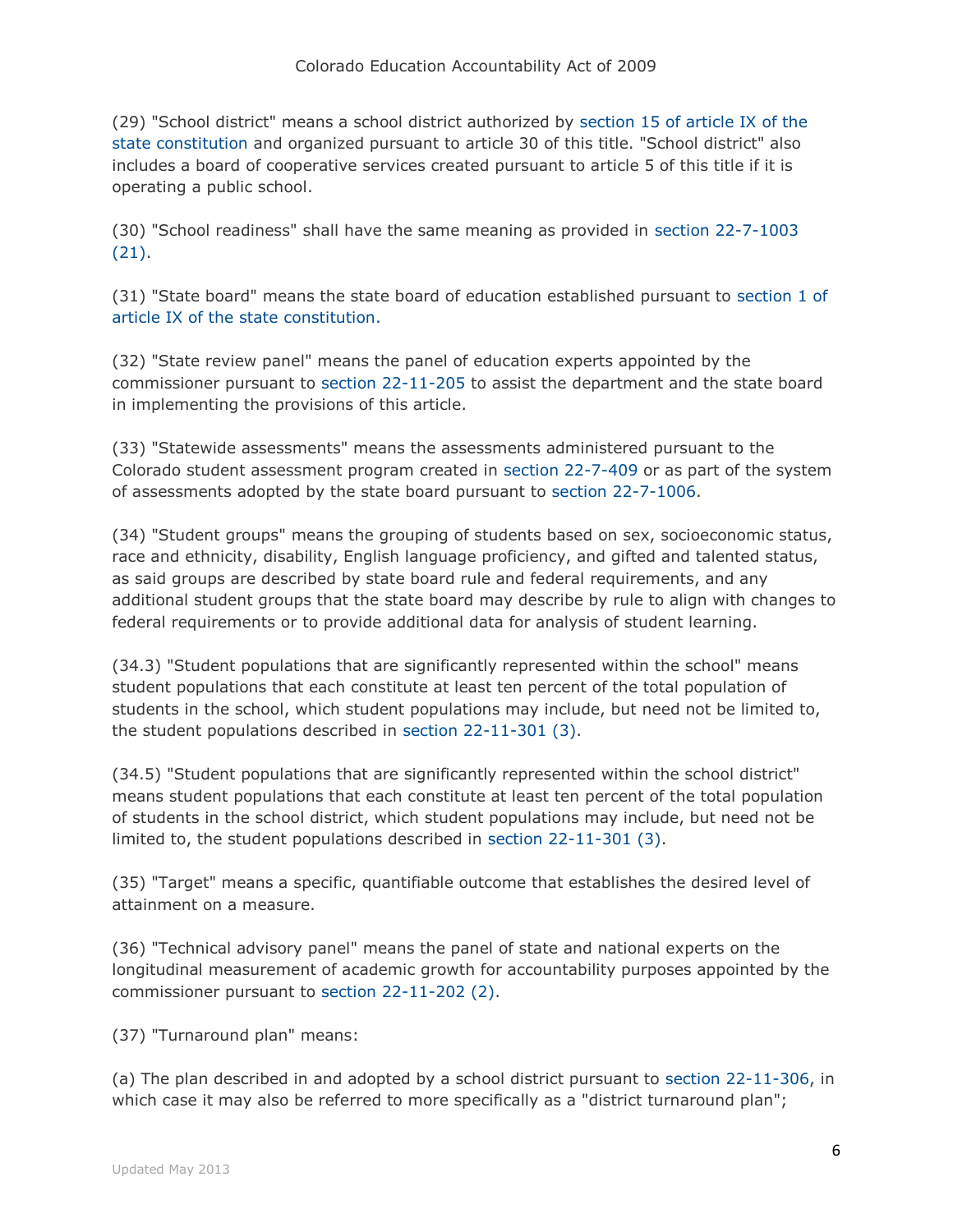(29) "School district" means a school district authorized by section 15 of article IX of the state constitution and organized pursuant to article 30 of this title. "School district" also includes a board of cooperative services created pursuant to article 5 of this title if it is operating a public school.

(30) "School readiness" shall have the same meaning as provided in section 22-7-1003 (21).

(31) "State board" means the state board of education established pursuant to section 1 of article IX of the state constitution.

(32) "State review panel" means the panel of education experts appointed by the commissioner pursuant to section 22-11-205 to assist the department and the state board in implementing the provisions of this article.

(33) "Statewide assessments" means the assessments administered pursuant to the Colorado student assessment program created in section 22-7-409 or as part of the system of assessments adopted by the state board pursuant to section 22-7-1006.

(34) "Student groups" means the grouping of students based on sex, socioeconomic status, race and ethnicity, disability, English language proficiency, and gifted and talented status, as said groups are described by state board rule and federal requirements, and any additional student groups that the state board may describe by rule to align with changes to federal requirements or to provide additional data for analysis of student learning.

(34.3) "Student populations that are significantly represented within the school" means student populations that each constitute at least ten percent of the total population of students in the school, which student populations may include, but need not be limited to, the student populations described in section 22-11-301 (3).

(34.5) "Student populations that are significantly represented within the school district" means student populations that each constitute at least ten percent of the total population of students in the school district, which student populations may include, but need not be limited to, the student populations described in section 22-11-301 (3).

(35) "Target" means a specific, quantifiable outcome that establishes the desired level of attainment on a measure.

(36) "Technical advisory panel" means the panel of state and national experts on the longitudinal measurement of academic growth for accountability purposes appointed by the commissioner pursuant to section 22-11-202 (2).

(37) "Turnaround plan" means:

(a) The plan described in and adopted by a school district pursuant to section 22-11-306, in which case it may also be referred to more specifically as a "district turnaround plan";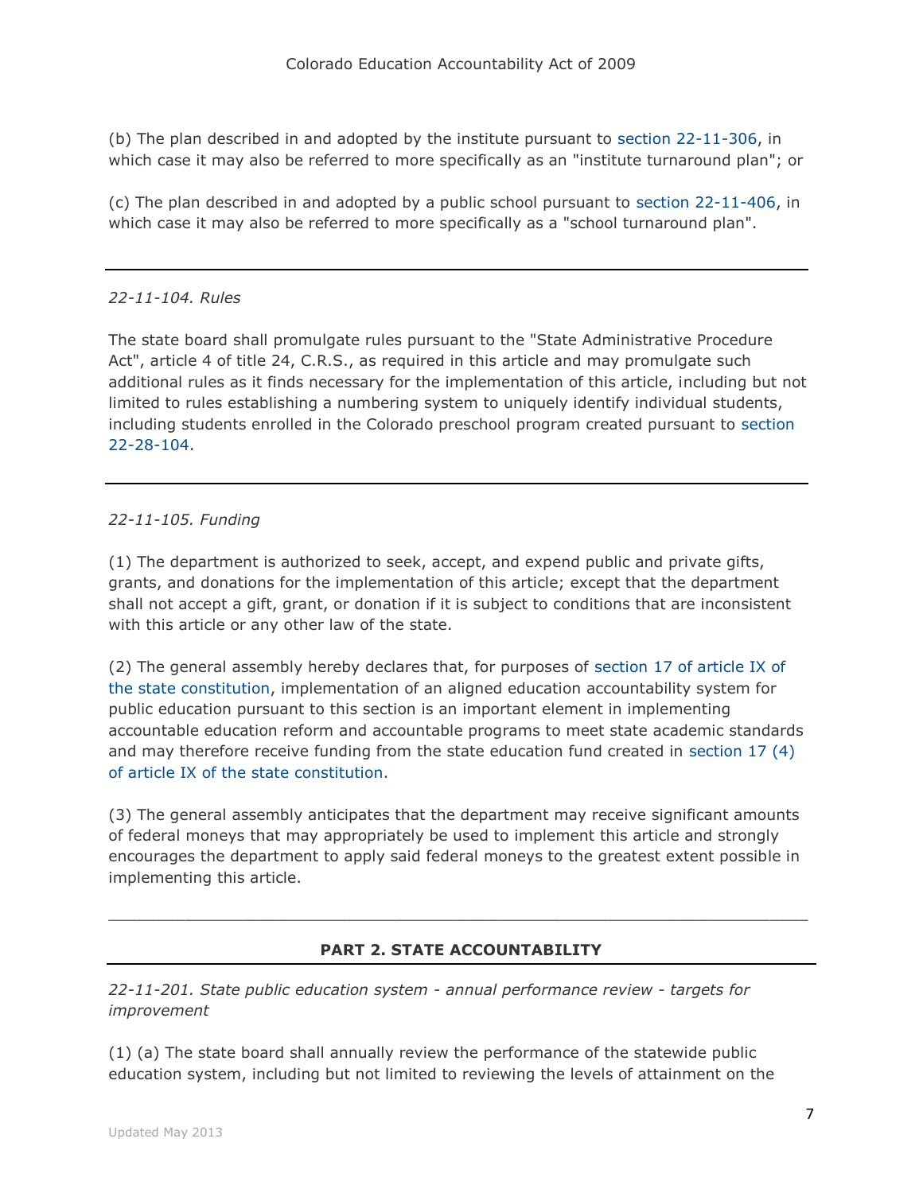(b) The plan described in and adopted by the institute pursuant to section 22-11-306, in which case it may also be referred to more specifically as an "institute turnaround plan"; or

(c) The plan described in and adopted by a public school pursuant to section 22-11-406, in which case it may also be referred to more specifically as a "school turnaround plan".

---

*22-11-104. Rules*

The state board shall promulgate rules pursuant to the "State Administrative Procedure Act", article 4 of title 24, C.R.S., as required in this article and may promulgate such additional rules as it finds necessary for the implementation of this article, including but not limited to rules establishing a numbering system to uniquely identify individual students, including students enrolled in the Colorado preschool program created pursuant to section 22-28-104.

---

*22-11-105. Funding*

(1) The department is authorized to seek, accept, and expend public and private gifts, grants, and donations for the implementation of this article; except that the department shall not accept a gift, grant, or donation if it is subject to conditions that are inconsistent with this article or any other law of the state.

(2) The general assembly hereby declares that, for purposes of section 17 of article IX of the state constitution, implementation of an aligned education accountability system for public education pursuant to this section is an important element in implementing accountable education reform and accountable programs to meet state academic standards and may therefore receive funding from the state education fund created in section 17 (4) of article IX of the state constitution.

(3) The general assembly anticipates that the department may receive significant amounts of federal moneys that may appropriately be used to implement this article and strongly encourages the department to apply said federal moneys to the greatest extent possible in implementing this article.

---

## PART 2. STATE ACCOUNTABILITY

*22-11-201. State public education system - annual performance review - targets for improvement*

(1) (a) The state board shall annually review the performance of the statewide public education system, including but not limited to reviewing the levels of attainment on the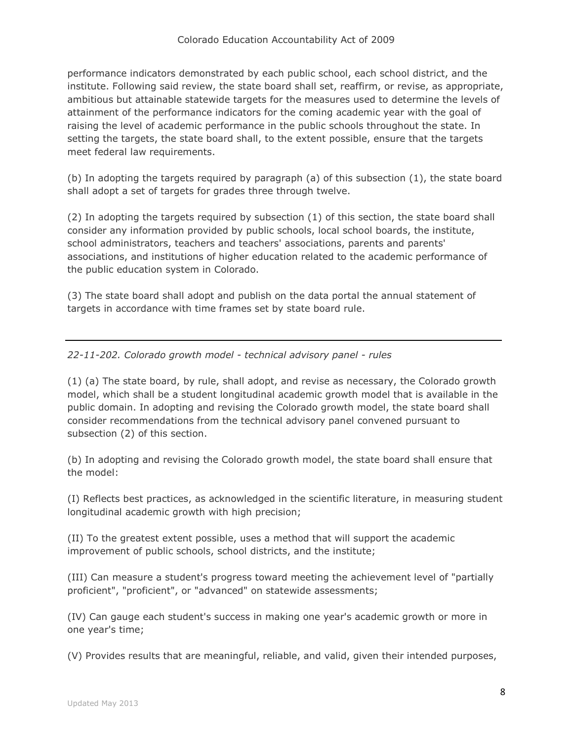performance indicators demonstrated by each public school, each school district, and the institute. Following said review, the state board shall set, reaffirm, or revise, as appropriate, ambitious but attainable statewide targets for the measures used to determine the levels of attainment of the performance indicators for the coming academic year with the goal of raising the level of academic performance in the public schools throughout the state. In setting the targets, the state board shall, to the extent possible, ensure that the targets meet federal law requirements.

(b) In adopting the targets required by paragraph (a) of this subsection (1), the state board shall adopt a set of targets for grades three through twelve.

(2) In adopting the targets required by subsection (1) of this section, the state board shall consider any information provided by public schools, local school boards, the institute, school administrators, teachers and teachers' associations, parents and parents' associations, and institutions of higher education related to the academic performance of the public education system in Colorado.

(3) The state board shall adopt and publish on the data portal the annual statement of targets in accordance with time frames set by state board rule.

---

*22-11-202. Colorado growth model - technical advisory panel - rules*

(1) (a) The state board, by rule, shall adopt, and revise as necessary, the Colorado growth model, which shall be a student longitudinal academic growth model that is available in the public domain. In adopting and revising the Colorado growth model, the state board shall consider recommendations from the technical advisory panel convened pursuant to subsection (2) of this section.

(b) In adopting and revising the Colorado growth model, the state board shall ensure that the model:

(I) Reflects best practices, as acknowledged in the scientific literature, in measuring student longitudinal academic growth with high precision;

(II) To the greatest extent possible, uses a method that will support the academic improvement of public schools, school districts, and the institute;

(III) Can measure a student's progress toward meeting the achievement level of "partially proficient", "proficient", or "advanced" on statewide assessments;

(IV) Can gauge each student's success in making one year's academic growth or more in one year's time;

(V) Provides results that are meaningful, reliable, and valid, given their intended purposes,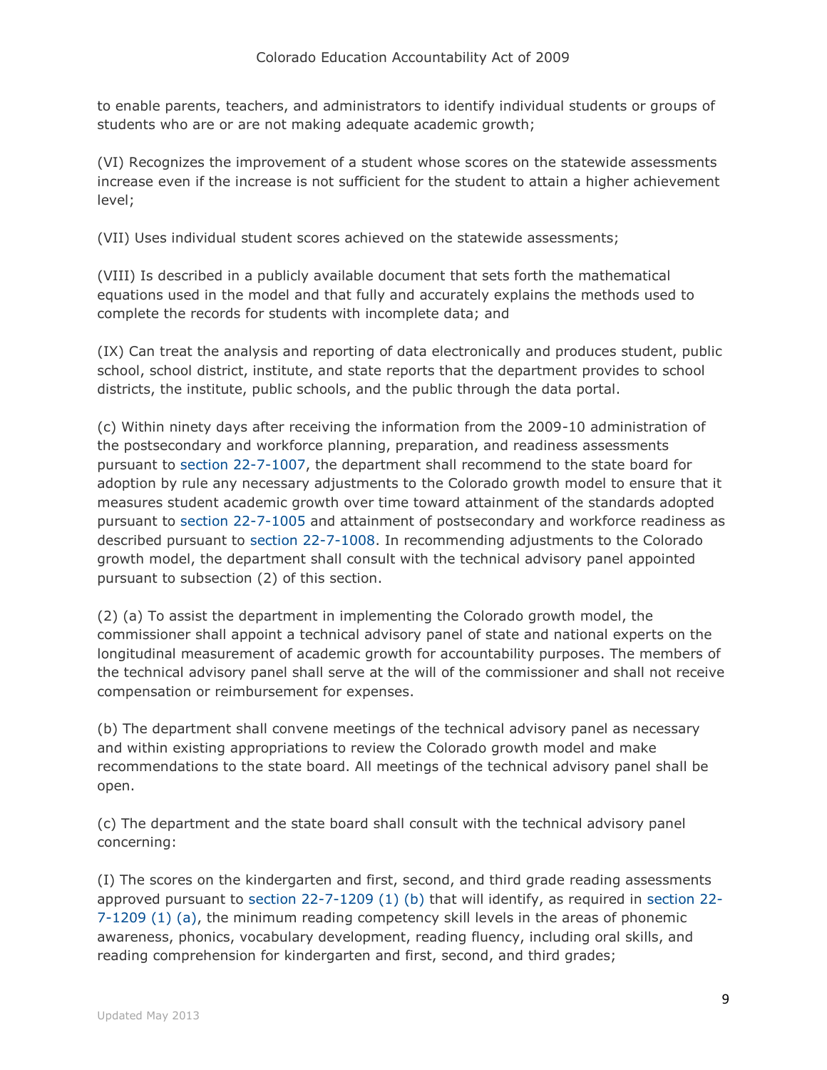to enable parents, teachers, and administrators to identify individual students or groups of students who are or are not making adequate academic growth;

(VI) Recognizes the improvement of a student whose scores on the statewide assessments increase even if the increase is not sufficient for the student to attain a higher achievement level;

(VII) Uses individual student scores achieved on the statewide assessments;

(VIII) Is described in a publicly available document that sets forth the mathematical equations used in the model and that fully and accurately explains the methods used to complete the records for students with incomplete data; and

(IX) Can treat the analysis and reporting of data electronically and produces student, public school, school district, institute, and state reports that the department provides to school districts, the institute, public schools, and the public through the data portal.

(c) Within ninety days after receiving the information from the 2009-10 administration of the postsecondary and workforce planning, preparation, and readiness assessments pursuant to section 22-7-1007, the department shall recommend to the state board for adoption by rule any necessary adjustments to the Colorado growth model to ensure that it measures student academic growth over time toward attainment of the standards adopted pursuant to section 22-7-1005 and attainment of postsecondary and workforce readiness as described pursuant to section 22-7-1008. In recommending adjustments to the Colorado growth model, the department shall consult with the technical advisory panel appointed pursuant to subsection (2) of this section.

(2) (a) To assist the department in implementing the Colorado growth model, the commissioner shall appoint a technical advisory panel of state and national experts on the longitudinal measurement of academic growth for accountability purposes. The members of the technical advisory panel shall serve at the will of the commissioner and shall not receive compensation or reimbursement for expenses.

(b) The department shall convene meetings of the technical advisory panel as necessary and within existing appropriations to review the Colorado growth model and make recommendations to the state board. All meetings of the technical advisory panel shall be open.

(c) The department and the state board shall consult with the technical advisory panel concerning:

(I) The scores on the kindergarten and first, second, and third grade reading assessments approved pursuant to section 22-7-1209 (1) (b) that will identify, as required in section 22-7-1209 (1) (a), the minimum reading competency skill levels in the areas of phonemic awareness, phonics, vocabulary development, reading fluency, including oral skills, and reading comprehension for kindergarten and first, second, and third grades;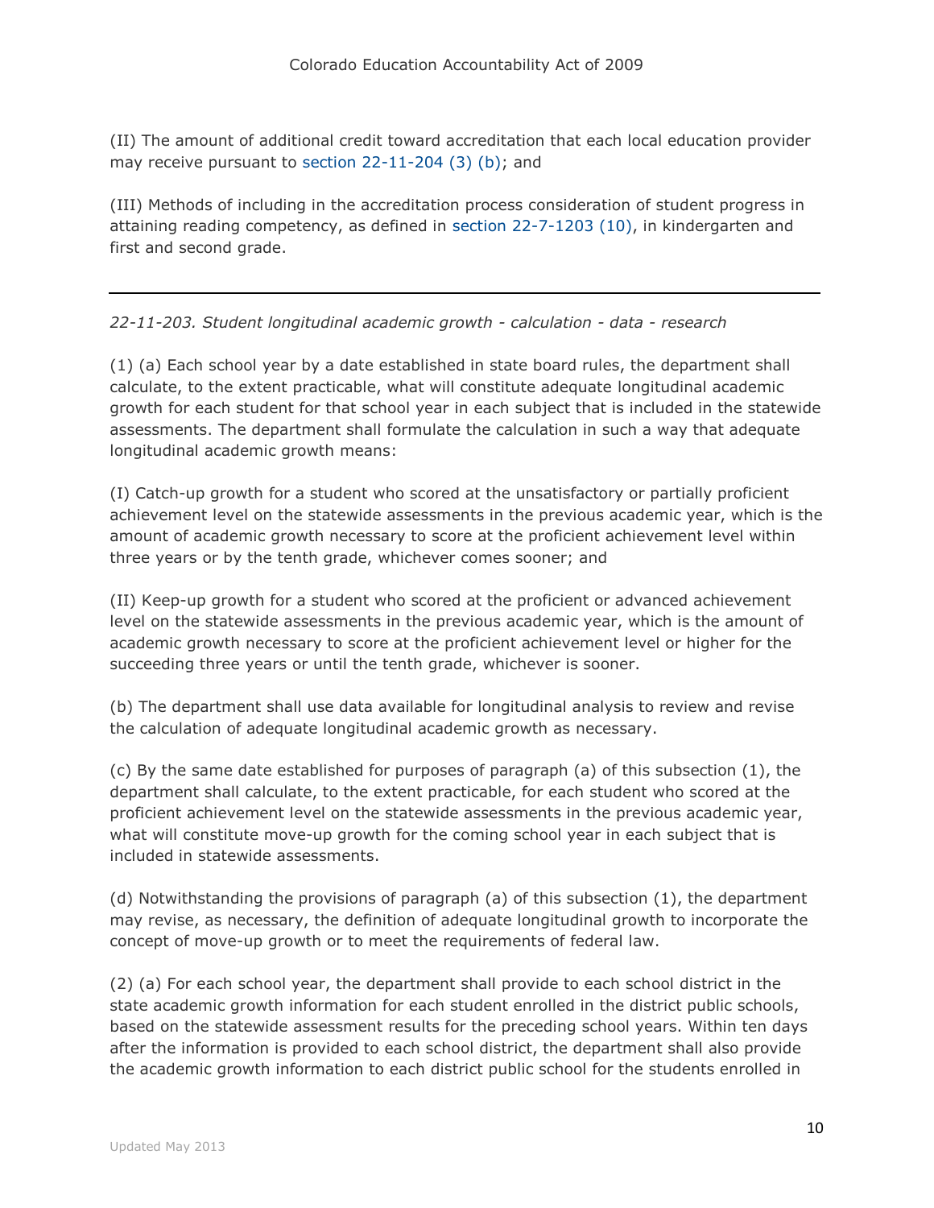(II) The amount of additional credit toward accreditation that each local education provider may receive pursuant to section 22-11-204 (3) (b); and

(III) Methods of including in the accreditation process consideration of student progress in attaining reading competency, as defined in section 22-7-1203 (10), in kindergarten and first and second grade.

---

*22-11-203. Student longitudinal academic growth - calculation - data - research*

(1) (a) Each school year by a date established in state board rules, the department shall calculate, to the extent practicable, what will constitute adequate longitudinal academic growth for each student for that school year in each subject that is included in the statewide assessments. The department shall formulate the calculation in such a way that adequate longitudinal academic growth means:

(I) Catch-up growth for a student who scored at the unsatisfactory or partially proficient achievement level on the statewide assessments in the previous academic year, which is the amount of academic growth necessary to score at the proficient achievement level within three years or by the tenth grade, whichever comes sooner; and

(II) Keep-up growth for a student who scored at the proficient or advanced achievement level on the statewide assessments in the previous academic year, which is the amount of academic growth necessary to score at the proficient achievement level or higher for the succeeding three years or until the tenth grade, whichever is sooner.

(b) The department shall use data available for longitudinal analysis to review and revise the calculation of adequate longitudinal academic growth as necessary.

(c) By the same date established for purposes of paragraph (a) of this subsection (1), the department shall calculate, to the extent practicable, for each student who scored at the proficient achievement level on the statewide assessments in the previous academic year, what will constitute move-up growth for the coming school year in each subject that is included in statewide assessments.

(d) Notwithstanding the provisions of paragraph (a) of this subsection (1), the department may revise, as necessary, the definition of adequate longitudinal growth to incorporate the concept of move-up growth or to meet the requirements of federal law.

(2) (a) For each school year, the department shall provide to each school district in the state academic growth information for each student enrolled in the district public schools, based on the statewide assessment results for the preceding school years. Within ten days after the information is provided to each school district, the department shall also provide the academic growth information to each district public school for the students enrolled in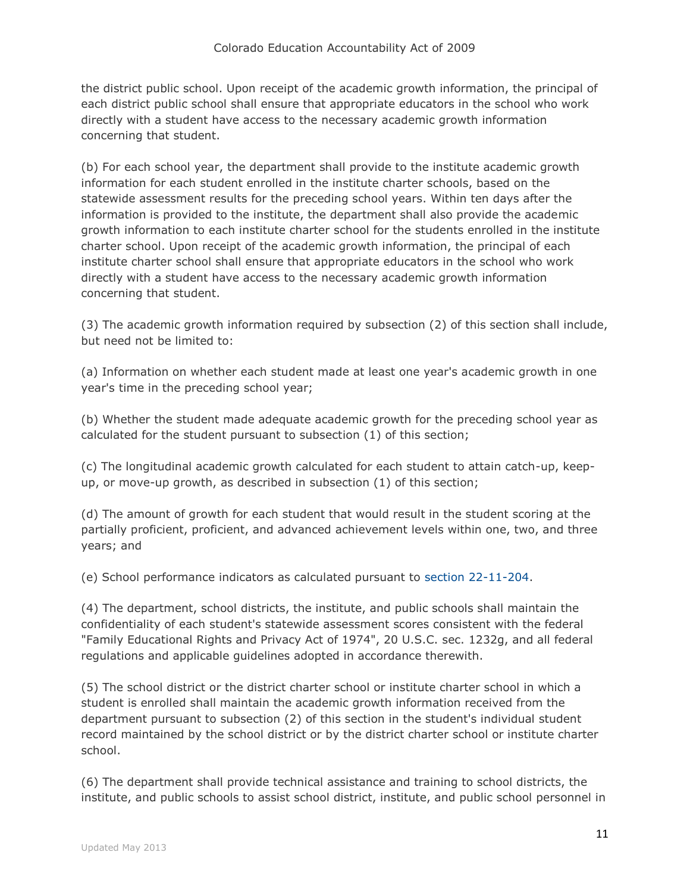the district public school. Upon receipt of the academic growth information, the principal of each district public school shall ensure that appropriate educators in the school who work directly with a student have access to the necessary academic growth information concerning that student.

(b) For each school year, the department shall provide to the institute academic growth information for each student enrolled in the institute charter schools, based on the statewide assessment results for the preceding school years. Within ten days after the information is provided to the institute, the department shall also provide the academic growth information to each institute charter school for the students enrolled in the institute charter school. Upon receipt of the academic growth information, the principal of each institute charter school shall ensure that appropriate educators in the school who work directly with a student have access to the necessary academic growth information concerning that student.

(3) The academic growth information required by subsection (2) of this section shall include, but need not be limited to:

(a) Information on whether each student made at least one year's academic growth in one year's time in the preceding school year;

(b) Whether the student made adequate academic growth for the preceding school year as calculated for the student pursuant to subsection (1) of this section;

(c) The longitudinal academic growth calculated for each student to attain catch-up, keep-up, or move-up growth, as described in subsection (1) of this section;

(d) The amount of growth for each student that would result in the student scoring at the partially proficient, proficient, and advanced achievement levels within one, two, and three years; and

(e) School performance indicators as calculated pursuant to section 22-11-204.

(4) The department, school districts, the institute, and public schools shall maintain the confidentiality of each student's statewide assessment scores consistent with the federal "Family Educational Rights and Privacy Act of 1974", 20 U.S.C. sec. 1232g, and all federal regulations and applicable guidelines adopted in accordance therewith.

(5) The school district or the district charter school or institute charter school in which a student is enrolled shall maintain the academic growth information received from the department pursuant to subsection (2) of this section in the student's individual student record maintained by the school district or by the district charter school or institute charter school.

(6) The department shall provide technical assistance and training to school districts, the institute, and public schools to assist school district, institute, and public school personnel in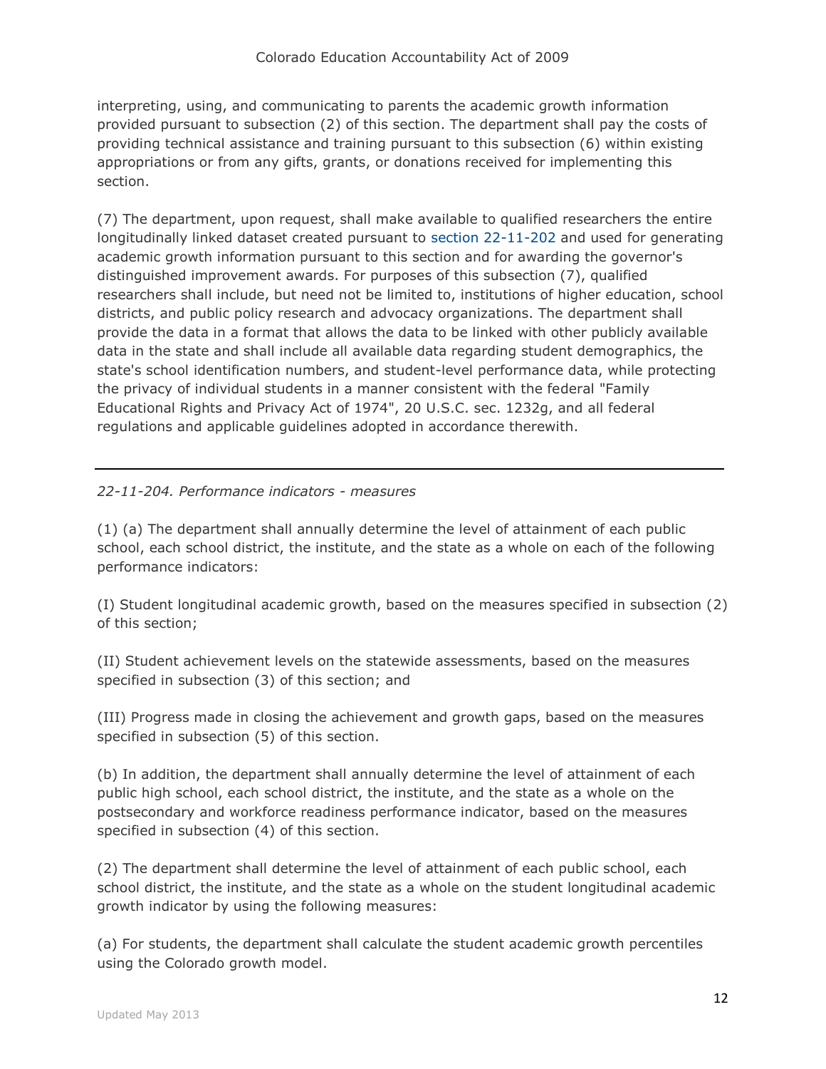interpreting, using, and communicating to parents the academic growth information provided pursuant to subsection (2) of this section. The department shall pay the costs of providing technical assistance and training pursuant to this subsection (6) within existing appropriations or from any gifts, grants, or donations received for implementing this section.

(7) The department, upon request, shall make available to qualified researchers the entire longitudinally linked dataset created pursuant to section 22-11-202 and used for generating academic growth information pursuant to this section and for awarding the governor's distinguished improvement awards. For purposes of this subsection (7), qualified researchers shall include, but need not be limited to, institutions of higher education, school districts, and public policy research and advocacy organizations. The department shall provide the data in a format that allows the data to be linked with other publicly available data in the state and shall include all available data regarding student demographics, the state's school identification numbers, and student-level performance data, while protecting the privacy of individual students in a manner consistent with the federal "Family Educational Rights and Privacy Act of 1974", 20 U.S.C. sec. 1232g, and all federal regulations and applicable guidelines adopted in accordance therewith.

---

*22-11-204. Performance indicators - measures*

(1) (a) The department shall annually determine the level of attainment of each public school, each school district, the institute, and the state as a whole on each of the following performance indicators:

(I) Student longitudinal academic growth, based on the measures specified in subsection (2) of this section;

(II) Student achievement levels on the statewide assessments, based on the measures specified in subsection (3) of this section; and

(III) Progress made in closing the achievement and growth gaps, based on the measures specified in subsection (5) of this section.

(b) In addition, the department shall annually determine the level of attainment of each public high school, each school district, the institute, and the state as a whole on the postsecondary and workforce readiness performance indicator, based on the measures specified in subsection (4) of this section.

(2) The department shall determine the level of attainment of each public school, each school district, the institute, and the state as a whole on the student longitudinal academic growth indicator by using the following measures:

(a) For students, the department shall calculate the student academic growth percentiles using the Colorado growth model.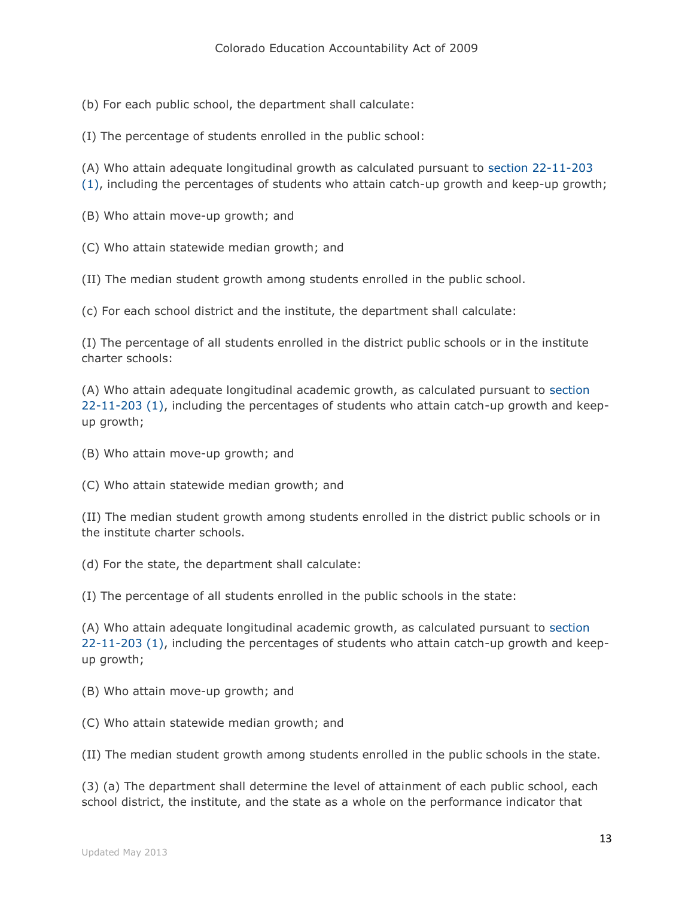(b) For each public school, the department shall calculate:

(I) The percentage of students enrolled in the public school:

(A) Who attain adequate longitudinal growth as calculated pursuant to section 22-11-203 (1), including the percentages of students who attain catch-up growth and keep-up growth;

(B) Who attain move-up growth; and

(C) Who attain statewide median growth; and

(II) The median student growth among students enrolled in the public school.

(c) For each school district and the institute, the department shall calculate:

(I) The percentage of all students enrolled in the district public schools or in the institute charter schools:

(A) Who attain adequate longitudinal academic growth, as calculated pursuant to section 22-11-203 (1), including the percentages of students who attain catch-up growth and keep-up growth;

(B) Who attain move-up growth; and

(C) Who attain statewide median growth; and

(II) The median student growth among students enrolled in the district public schools or in the institute charter schools.

(d) For the state, the department shall calculate:

(I) The percentage of all students enrolled in the public schools in the state:

(A) Who attain adequate longitudinal academic growth, as calculated pursuant to section 22-11-203 (1), including the percentages of students who attain catch-up growth and keep-up growth;

(B) Who attain move-up growth; and

(C) Who attain statewide median growth; and

(II) The median student growth among students enrolled in the public schools in the state.

(3) (a) The department shall determine the level of attainment of each public school, each school district, the institute, and the state as a whole on the performance indicator that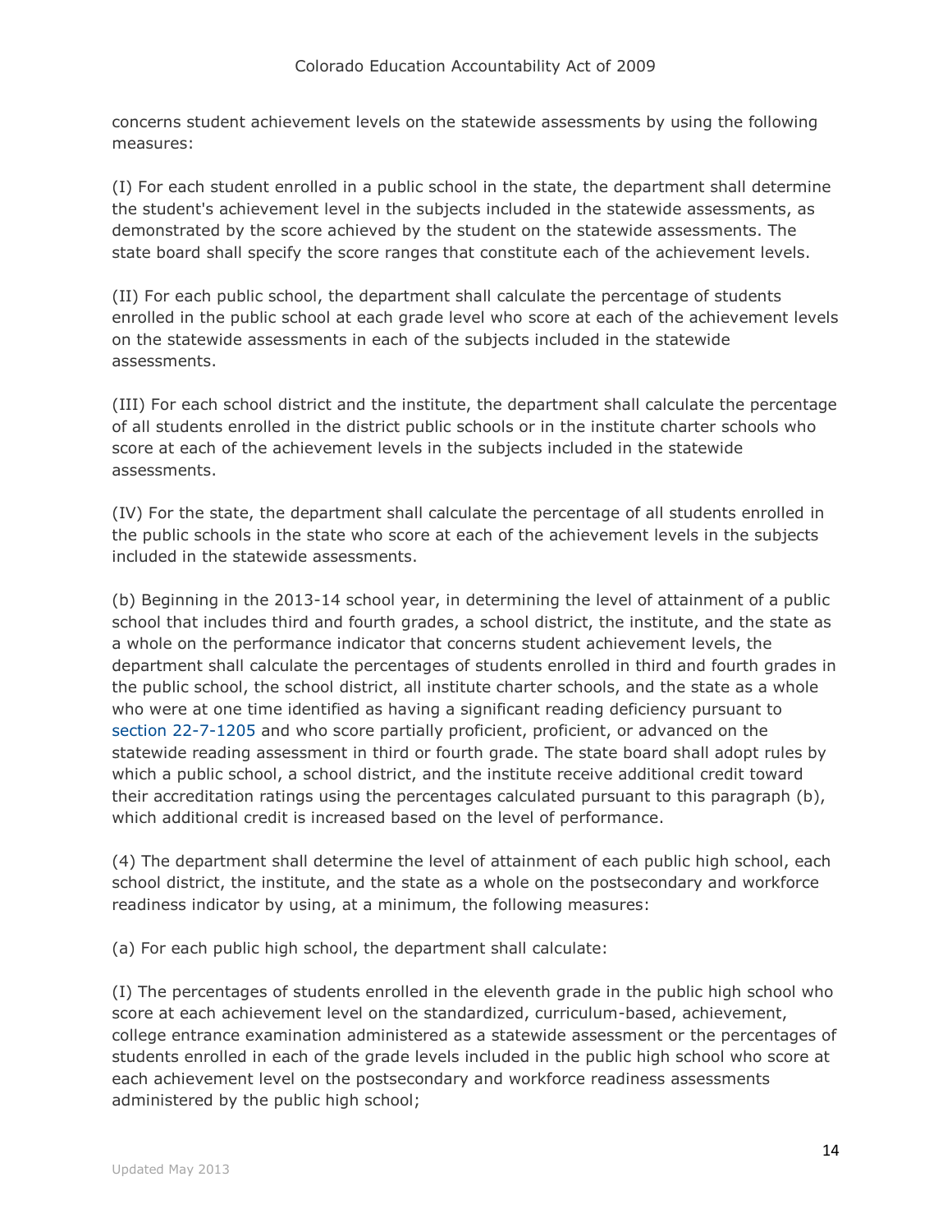concerns student achievement levels on the statewide assessments by using the following measures:

(I) For each student enrolled in a public school in the state, the department shall determine the student's achievement level in the subjects included in the statewide assessments, as demonstrated by the score achieved by the student on the statewide assessments. The state board shall specify the score ranges that constitute each of the achievement levels.

(II) For each public school, the department shall calculate the percentage of students enrolled in the public school at each grade level who score at each of the achievement levels on the statewide assessments in each of the subjects included in the statewide assessments.

(III) For each school district and the institute, the department shall calculate the percentage of all students enrolled in the district public schools or in the institute charter schools who score at each of the achievement levels in the subjects included in the statewide assessments.

(IV) For the state, the department shall calculate the percentage of all students enrolled in the public schools in the state who score at each of the achievement levels in the subjects included in the statewide assessments.

(b) Beginning in the 2013-14 school year, in determining the level of attainment of a public school that includes third and fourth grades, a school district, the institute, and the state as a whole on the performance indicator that concerns student achievement levels, the department shall calculate the percentages of students enrolled in third and fourth grades in the public school, the school district, all institute charter schools, and the state as a whole who were at one time identified as having a significant reading deficiency pursuant to section 22-7-1205 and who score partially proficient, proficient, or advanced on the statewide reading assessment in third or fourth grade. The state board shall adopt rules by which a public school, a school district, and the institute receive additional credit toward their accreditation ratings using the percentages calculated pursuant to this paragraph (b), which additional credit is increased based on the level of performance.

(4) The department shall determine the level of attainment of each public high school, each school district, the institute, and the state as a whole on the postsecondary and workforce readiness indicator by using, at a minimum, the following measures:

(a) For each public high school, the department shall calculate:

(I) The percentages of students enrolled in the eleventh grade in the public high school who score at each achievement level on the standardized, curriculum-based, achievement, college entrance examination administered as a statewide assessment or the percentages of students enrolled in each of the grade levels included in the public high school who score at each achievement level on the postsecondary and workforce readiness assessments administered by the public high school;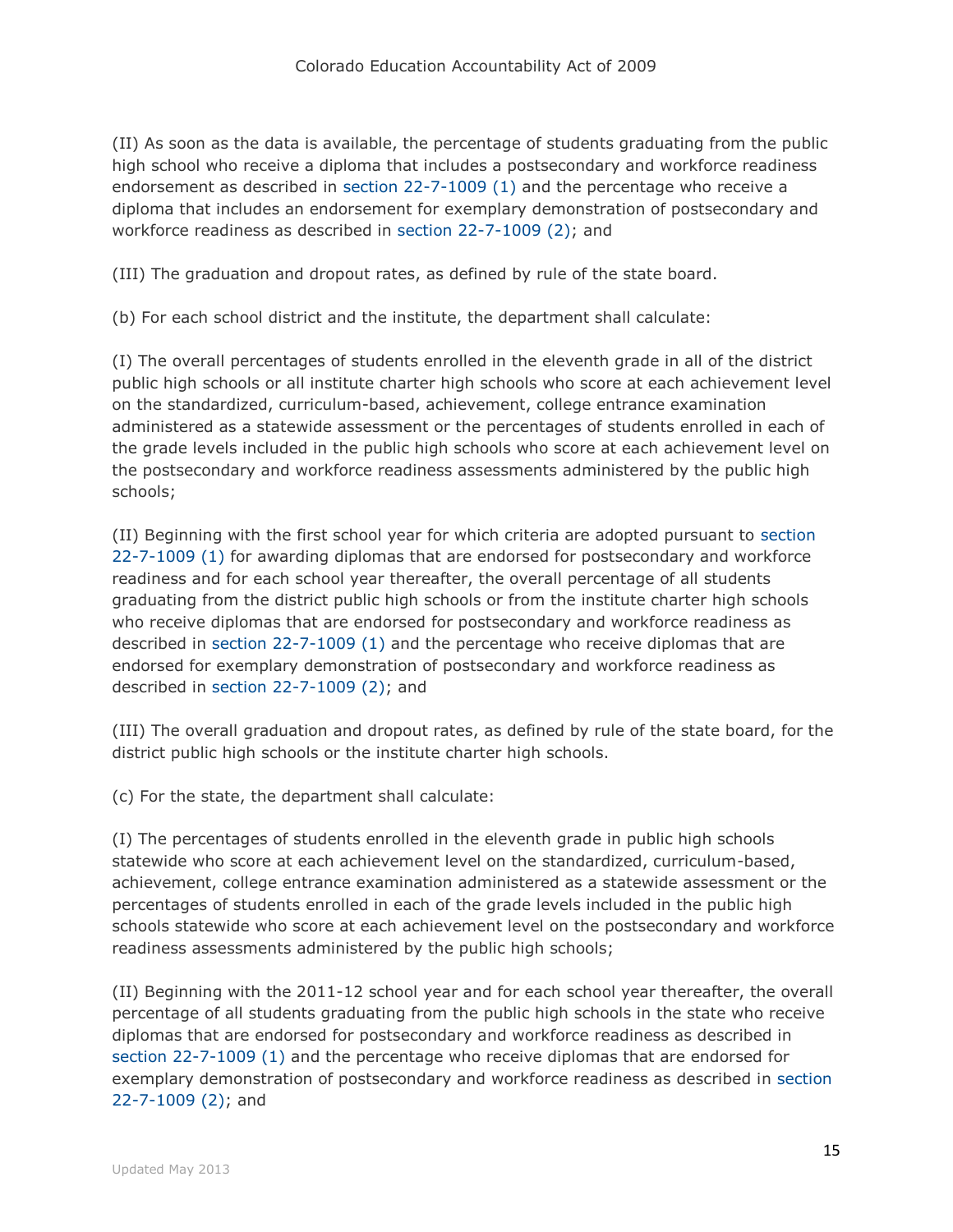(II) As soon as the data is available, the percentage of students graduating from the public high school who receive a diploma that includes a postsecondary and workforce readiness endorsement as described in section 22-7-1009 (1) and the percentage who receive a diploma that includes an endorsement for exemplary demonstration of postsecondary and workforce readiness as described in section 22-7-1009 (2); and

(III) The graduation and dropout rates, as defined by rule of the state board.

(b) For each school district and the institute, the department shall calculate:

(I) The overall percentages of students enrolled in the eleventh grade in all of the district public high schools or all institute charter high schools who score at each achievement level on the standardized, curriculum-based, achievement, college entrance examination administered as a statewide assessment or the percentages of students enrolled in each of the grade levels included in the public high schools who score at each achievement level on the postsecondary and workforce readiness assessments administered by the public high schools;

(II) Beginning with the first school year for which criteria are adopted pursuant to section 22-7-1009 (1) for awarding diplomas that are endorsed for postsecondary and workforce readiness and for each school year thereafter, the overall percentage of all students graduating from the district public high schools or from the institute charter high schools who receive diplomas that are endorsed for postsecondary and workforce readiness as described in section 22-7-1009 (1) and the percentage who receive diplomas that are endorsed for exemplary demonstration of postsecondary and workforce readiness as described in section 22-7-1009 (2); and

(III) The overall graduation and dropout rates, as defined by rule of the state board, for the district public high schools or the institute charter high schools.

(c) For the state, the department shall calculate:

(I) The percentages of students enrolled in the eleventh grade in public high schools statewide who score at each achievement level on the standardized, curriculum-based, achievement, college entrance examination administered as a statewide assessment or the percentages of students enrolled in each of the grade levels included in the public high schools statewide who score at each achievement level on the postsecondary and workforce readiness assessments administered by the public high schools;

(II) Beginning with the 2011-12 school year and for each school year thereafter, the overall percentage of all students graduating from the public high schools in the state who receive diplomas that are endorsed for postsecondary and workforce readiness as described in section 22-7-1009 (1) and the percentage who receive diplomas that are endorsed for exemplary demonstration of postsecondary and workforce readiness as described in section 22-7-1009 (2); and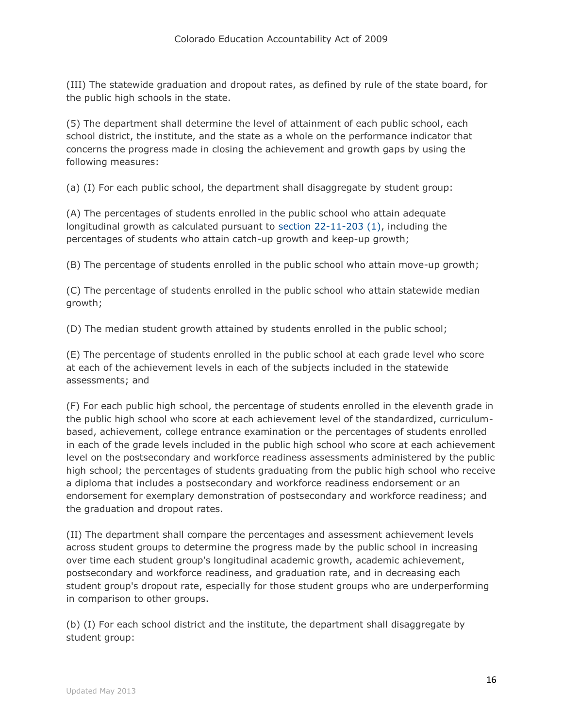(III) The statewide graduation and dropout rates, as defined by rule of the state board, for the public high schools in the state.

(5) The department shall determine the level of attainment of each public school, each school district, the institute, and the state as a whole on the performance indicator that concerns the progress made in closing the achievement and growth gaps by using the following measures:

(a) (I) For each public school, the department shall disaggregate by student group:

(A) The percentages of students enrolled in the public school who attain adequate longitudinal growth as calculated pursuant to section 22-11-203 (1), including the percentages of students who attain catch-up growth and keep-up growth;

(B) The percentage of students enrolled in the public school who attain move-up growth;

(C) The percentage of students enrolled in the public school who attain statewide median growth;

(D) The median student growth attained by students enrolled in the public school;

(E) The percentage of students enrolled in the public school at each grade level who score at each of the achievement levels in each of the subjects included in the statewide assessments; and

(F) For each public high school, the percentage of students enrolled in the eleventh grade in the public high school who score at each achievement level of the standardized, curriculum-based, achievement, college entrance examination or the percentages of students enrolled in each of the grade levels included in the public high school who score at each achievement level on the postsecondary and workforce readiness assessments administered by the public high school; the percentages of students graduating from the public high school who receive a diploma that includes a postsecondary and workforce readiness endorsement or an endorsement for exemplary demonstration of postsecondary and workforce readiness; and the graduation and dropout rates.

(II) The department shall compare the percentages and assessment achievement levels across student groups to determine the progress made by the public school in increasing over time each student group's longitudinal academic growth, academic achievement, postsecondary and workforce readiness, and graduation rate, and in decreasing each student group's dropout rate, especially for those student groups who are underperforming in comparison to other groups.

(b) (I) For each school district and the institute, the department shall disaggregate by student group: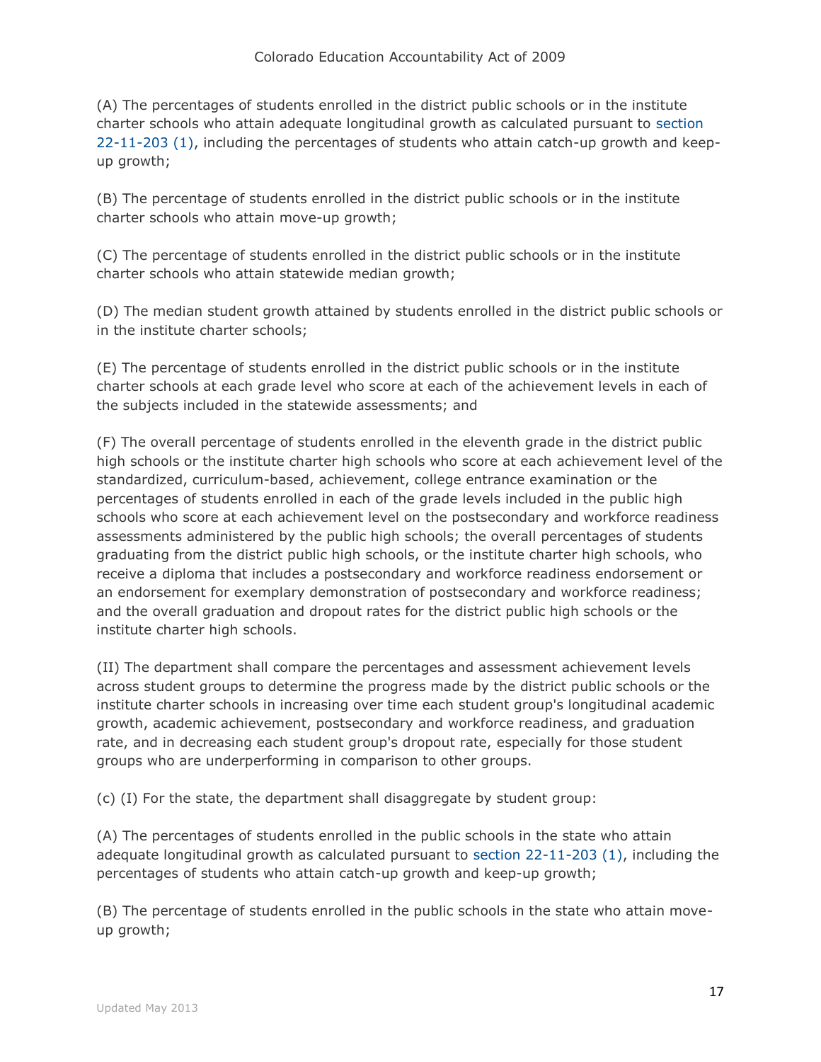(A) The percentages of students enrolled in the district public schools or in the institute charter schools who attain adequate longitudinal growth as calculated pursuant to section 22-11-203 (1), including the percentages of students who attain catch-up growth and keep-up growth;

(B) The percentage of students enrolled in the district public schools or in the institute charter schools who attain move-up growth;

(C) The percentage of students enrolled in the district public schools or in the institute charter schools who attain statewide median growth;

(D) The median student growth attained by students enrolled in the district public schools or in the institute charter schools;

(E) The percentage of students enrolled in the district public schools or in the institute charter schools at each grade level who score at each of the achievement levels in each of the subjects included in the statewide assessments; and

(F) The overall percentage of students enrolled in the eleventh grade in the district public high schools or the institute charter high schools who score at each achievement level of the standardized, curriculum-based, achievement, college entrance examination or the percentages of students enrolled in each of the grade levels included in the public high schools who score at each achievement level on the postsecondary and workforce readiness assessments administered by the public high schools; the overall percentages of students graduating from the district public high schools, or the institute charter high schools, who receive a diploma that includes a postsecondary and workforce readiness endorsement or an endorsement for exemplary demonstration of postsecondary and workforce readiness; and the overall graduation and dropout rates for the district public high schools or the institute charter high schools.

(II) The department shall compare the percentages and assessment achievement levels across student groups to determine the progress made by the district public schools or the institute charter schools in increasing over time each student group's longitudinal academic growth, academic achievement, postsecondary and workforce readiness, and graduation rate, and in decreasing each student group's dropout rate, especially for those student groups who are underperforming in comparison to other groups.

(c) (I) For the state, the department shall disaggregate by student group:

(A) The percentages of students enrolled in the public schools in the state who attain adequate longitudinal growth as calculated pursuant to section 22-11-203 (1), including the percentages of students who attain catch-up growth and keep-up growth;

(B) The percentage of students enrolled in the public schools in the state who attain move-up growth;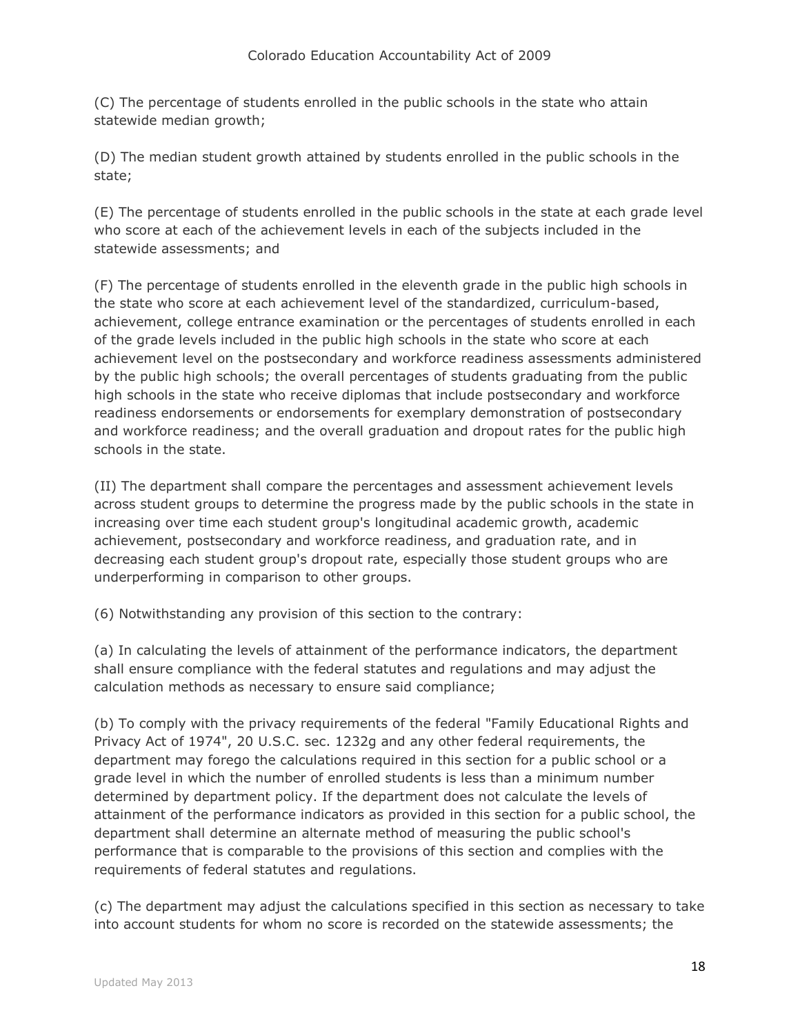(C) The percentage of students enrolled in the public schools in the state who attain statewide median growth;

(D) The median student growth attained by students enrolled in the public schools in the state;

(E) The percentage of students enrolled in the public schools in the state at each grade level who score at each of the achievement levels in each of the subjects included in the statewide assessments; and

(F) The percentage of students enrolled in the eleventh grade in the public high schools in the state who score at each achievement level of the standardized, curriculum-based, achievement, college entrance examination or the percentages of students enrolled in each of the grade levels included in the public high schools in the state who score at each achievement level on the postsecondary and workforce readiness assessments administered by the public high schools; the overall percentages of students graduating from the public high schools in the state who receive diplomas that include postsecondary and workforce readiness endorsements or endorsements for exemplary demonstration of postsecondary and workforce readiness; and the overall graduation and dropout rates for the public high schools in the state.

(II) The department shall compare the percentages and assessment achievement levels across student groups to determine the progress made by the public schools in the state in increasing over time each student group's longitudinal academic growth, academic achievement, postsecondary and workforce readiness, and graduation rate, and in decreasing each student group's dropout rate, especially those student groups who are underperforming in comparison to other groups.

(6) Notwithstanding any provision of this section to the contrary:

(a) In calculating the levels of attainment of the performance indicators, the department shall ensure compliance with the federal statutes and regulations and may adjust the calculation methods as necessary to ensure said compliance;

(b) To comply with the privacy requirements of the federal "Family Educational Rights and Privacy Act of 1974", 20 U.S.C. sec. 1232g and any other federal requirements, the department may forego the calculations required in this section for a public school or a grade level in which the number of enrolled students is less than a minimum number determined by department policy. If the department does not calculate the levels of attainment of the performance indicators as provided in this section for a public school, the department shall determine an alternate method of measuring the public school's performance that is comparable to the provisions of this section and complies with the requirements of federal statutes and regulations.

(c) The department may adjust the calculations specified in this section as necessary to take into account students for whom no score is recorded on the statewide assessments; the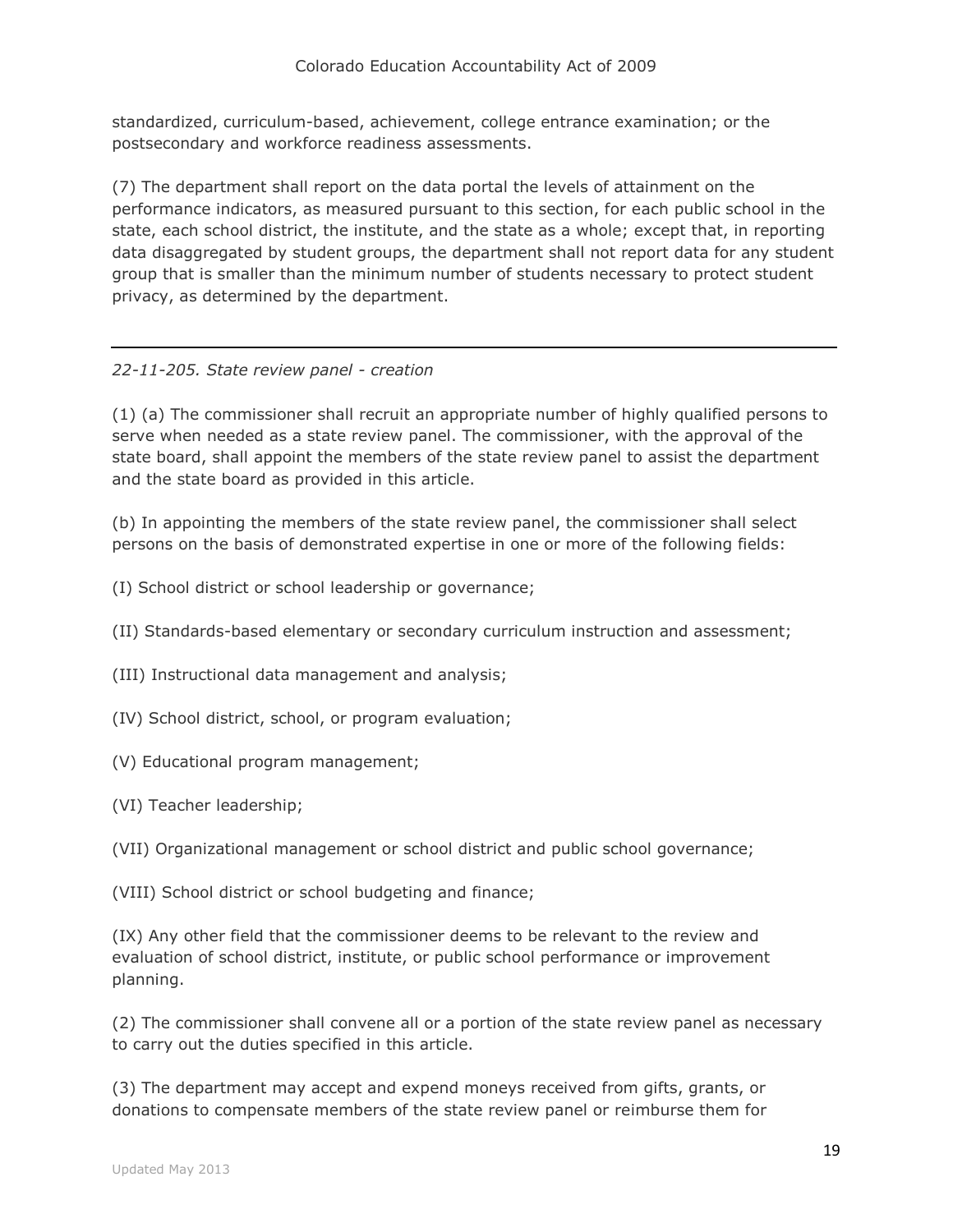standardized, curriculum-based, achievement, college entrance examination; or the postsecondary and workforce readiness assessments.

(7) The department shall report on the data portal the levels of attainment on the performance indicators, as measured pursuant to this section, for each public school in the state, each school district, the institute, and the state as a whole; except that, in reporting data disaggregated by student groups, the department shall not report data for any student group that is smaller than the minimum number of students necessary to protect student privacy, as determined by the department.

---

*22-11-205. State review panel - creation*

(1) (a) The commissioner shall recruit an appropriate number of highly qualified persons to serve when needed as a state review panel. The commissioner, with the approval of the state board, shall appoint the members of the state review panel to assist the department and the state board as provided in this article.

(b) In appointing the members of the state review panel, the commissioner shall select persons on the basis of demonstrated expertise in one or more of the following fields:

(I) School district or school leadership or governance;

(II) Standards-based elementary or secondary curriculum instruction and assessment;

(III) Instructional data management and analysis;

(IV) School district, school, or program evaluation;

(V) Educational program management;

(VI) Teacher leadership;

(VII) Organizational management or school district and public school governance;

(VIII) School district or school budgeting and finance;

(IX) Any other field that the commissioner deems to be relevant to the review and evaluation of school district, institute, or public school performance or improvement planning.

(2) The commissioner shall convene all or a portion of the state review panel as necessary to carry out the duties specified in this article.

(3) The department may accept and expend moneys received from gifts, grants, or donations to compensate members of the state review panel or reimburse them for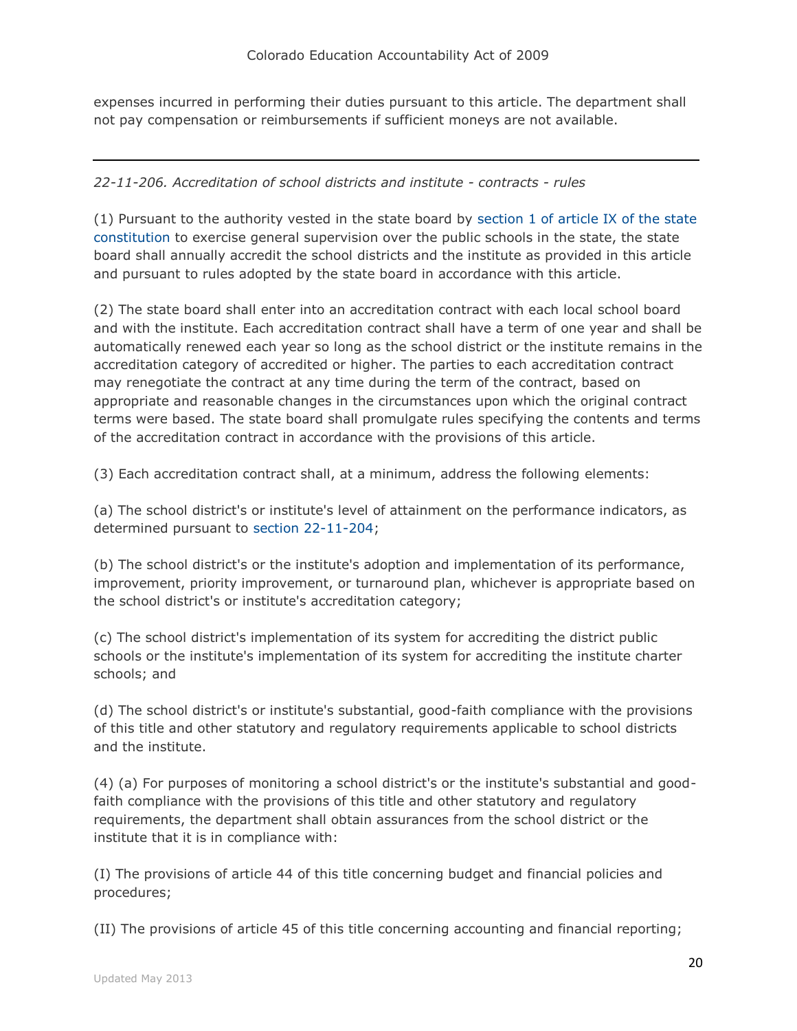expenses incurred in performing their duties pursuant to this article. The department shall not pay compensation or reimbursements if sufficient moneys are not available.

---

*22-11-206. Accreditation of school districts and institute - contracts - rules*

(1) Pursuant to the authority vested in the state board by section 1 of article IX of the state constitution to exercise general supervision over the public schools in the state, the state board shall annually accredit the school districts and the institute as provided in this article and pursuant to rules adopted by the state board in accordance with this article.

(2) The state board shall enter into an accreditation contract with each local school board and with the institute. Each accreditation contract shall have a term of one year and shall be automatically renewed each year so long as the school district or the institute remains in the accreditation category of accredited or higher. The parties to each accreditation contract may renegotiate the contract at any time during the term of the contract, based on appropriate and reasonable changes in the circumstances upon which the original contract terms were based. The state board shall promulgate rules specifying the contents and terms of the accreditation contract in accordance with the provisions of this article.

(3) Each accreditation contract shall, at a minimum, address the following elements:

(a) The school district's or institute's level of attainment on the performance indicators, as determined pursuant to section 22-11-204;

(b) The school district's or the institute's adoption and implementation of its performance, improvement, priority improvement, or turnaround plan, whichever is appropriate based on the school district's or institute's accreditation category;

(c) The school district's implementation of its system for accrediting the district public schools or the institute's implementation of its system for accrediting the institute charter schools; and

(d) The school district's or institute's substantial, good-faith compliance with the provisions of this title and other statutory and regulatory requirements applicable to school districts and the institute.

(4) (a) For purposes of monitoring a school district's or the institute's substantial and good-faith compliance with the provisions of this title and other statutory and regulatory requirements, the department shall obtain assurances from the school district or the institute that it is in compliance with:

(I) The provisions of article 44 of this title concerning budget and financial policies and procedures;

(II) The provisions of article 45 of this title concerning accounting and financial reporting;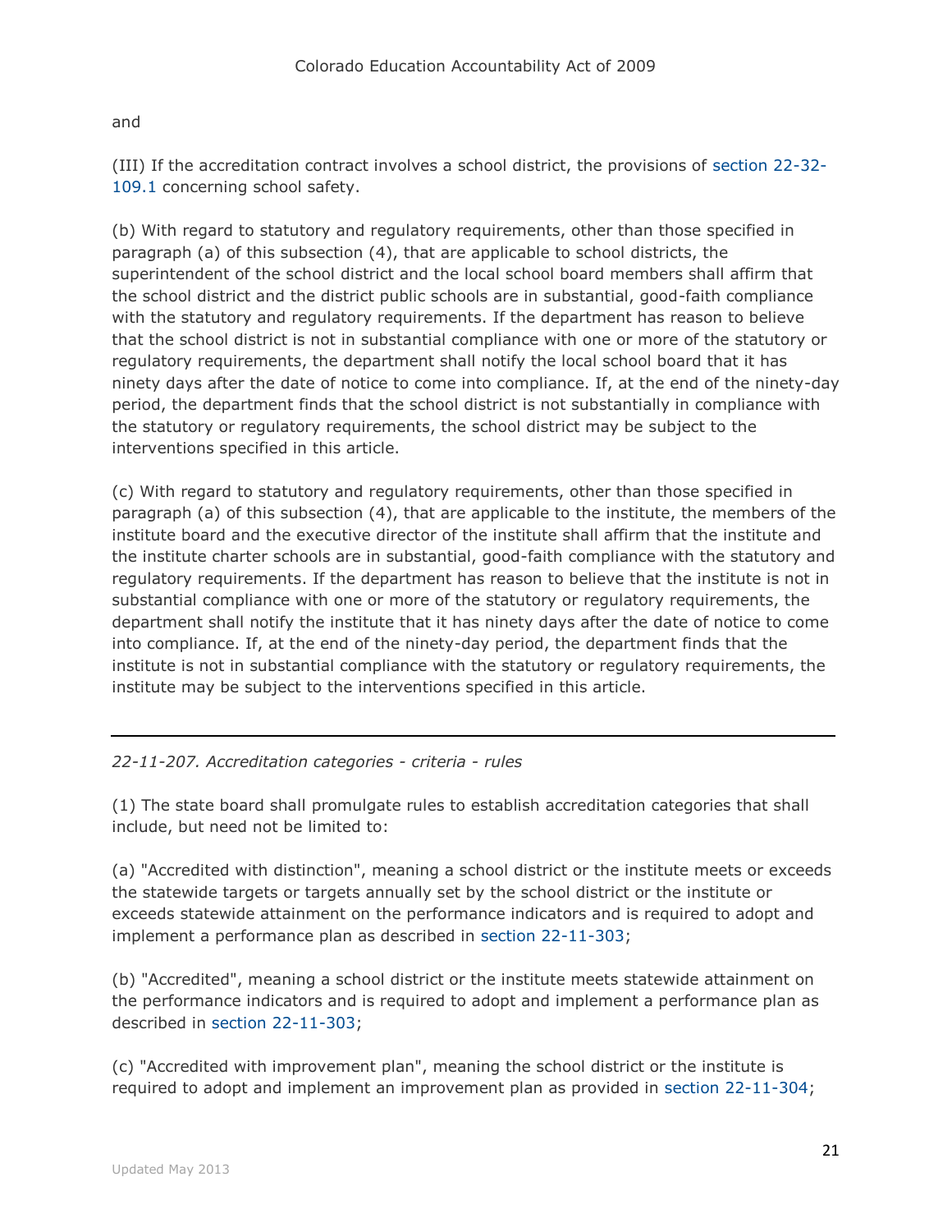and

(III) If the accreditation contract involves a school district, the provisions of section 22-32-109.1 concerning school safety.

(b) With regard to statutory and regulatory requirements, other than those specified in paragraph (a) of this subsection (4), that are applicable to school districts, the superintendent of the school district and the local school board members shall affirm that the school district and the district public schools are in substantial, good-faith compliance with the statutory and regulatory requirements. If the department has reason to believe that the school district is not in substantial compliance with one or more of the statutory or regulatory requirements, the department shall notify the local school board that it has ninety days after the date of notice to come into compliance. If, at the end of the ninety-day period, the department finds that the school district is not substantially in compliance with the statutory or regulatory requirements, the school district may be subject to the interventions specified in this article.

(c) With regard to statutory and regulatory requirements, other than those specified in paragraph (a) of this subsection (4), that are applicable to the institute, the members of the institute board and the executive director of the institute shall affirm that the institute and the institute charter schools are in substantial, good-faith compliance with the statutory and regulatory requirements. If the department has reason to believe that the institute is not in substantial compliance with one or more of the statutory or regulatory requirements, the department shall notify the institute that it has ninety days after the date of notice to come into compliance. If, at the end of the ninety-day period, the department finds that the institute is not in substantial compliance with the statutory or regulatory requirements, the institute may be subject to the interventions specified in this article.

---

*22-11-207. Accreditation categories - criteria - rules*

(1) The state board shall promulgate rules to establish accreditation categories that shall include, but need not be limited to:

(a) "Accredited with distinction", meaning a school district or the institute meets or exceeds the statewide targets or targets annually set by the school district or the institute or exceeds statewide attainment on the performance indicators and is required to adopt and implement a performance plan as described in section 22-11-303;

(b) "Accredited", meaning a school district or the institute meets statewide attainment on the performance indicators and is required to adopt and implement a performance plan as described in section 22-11-303;

(c) "Accredited with improvement plan", meaning the school district or the institute is required to adopt and implement an improvement plan as provided in section 22-11-304;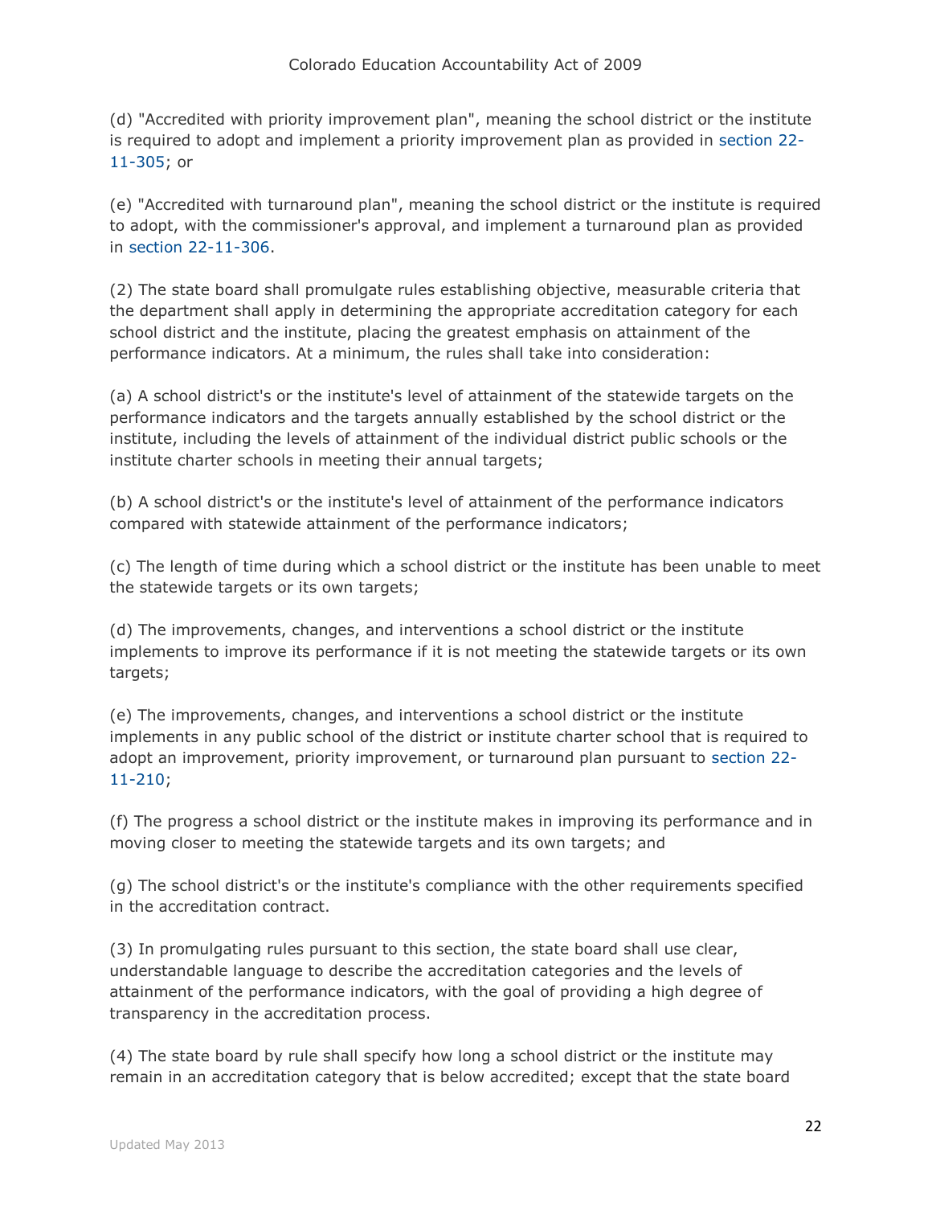(d) "Accredited with priority improvement plan", meaning the school district or the institute is required to adopt and implement a priority improvement plan as provided in section 22-11-305; or

(e) "Accredited with turnaround plan", meaning the school district or the institute is required to adopt, with the commissioner's approval, and implement a turnaround plan as provided in section 22-11-306.

(2) The state board shall promulgate rules establishing objective, measurable criteria that the department shall apply in determining the appropriate accreditation category for each school district and the institute, placing the greatest emphasis on attainment of the performance indicators. At a minimum, the rules shall take into consideration:

(a) A school district's or the institute's level of attainment of the statewide targets on the performance indicators and the targets annually established by the school district or the institute, including the levels of attainment of the individual district public schools or the institute charter schools in meeting their annual targets;

(b) A school district's or the institute's level of attainment of the performance indicators compared with statewide attainment of the performance indicators;

(c) The length of time during which a school district or the institute has been unable to meet the statewide targets or its own targets;

(d) The improvements, changes, and interventions a school district or the institute implements to improve its performance if it is not meeting the statewide targets or its own targets;

(e) The improvements, changes, and interventions a school district or the institute implements in any public school of the district or institute charter school that is required to adopt an improvement, priority improvement, or turnaround plan pursuant to section 22-11-210;

(f) The progress a school district or the institute makes in improving its performance and in moving closer to meeting the statewide targets and its own targets; and

(g) The school district's or the institute's compliance with the other requirements specified in the accreditation contract.

(3) In promulgating rules pursuant to this section, the state board shall use clear, understandable language to describe the accreditation categories and the levels of attainment of the performance indicators, with the goal of providing a high degree of transparency in the accreditation process.

(4) The state board by rule shall specify how long a school district or the institute may remain in an accreditation category that is below accredited; except that the state board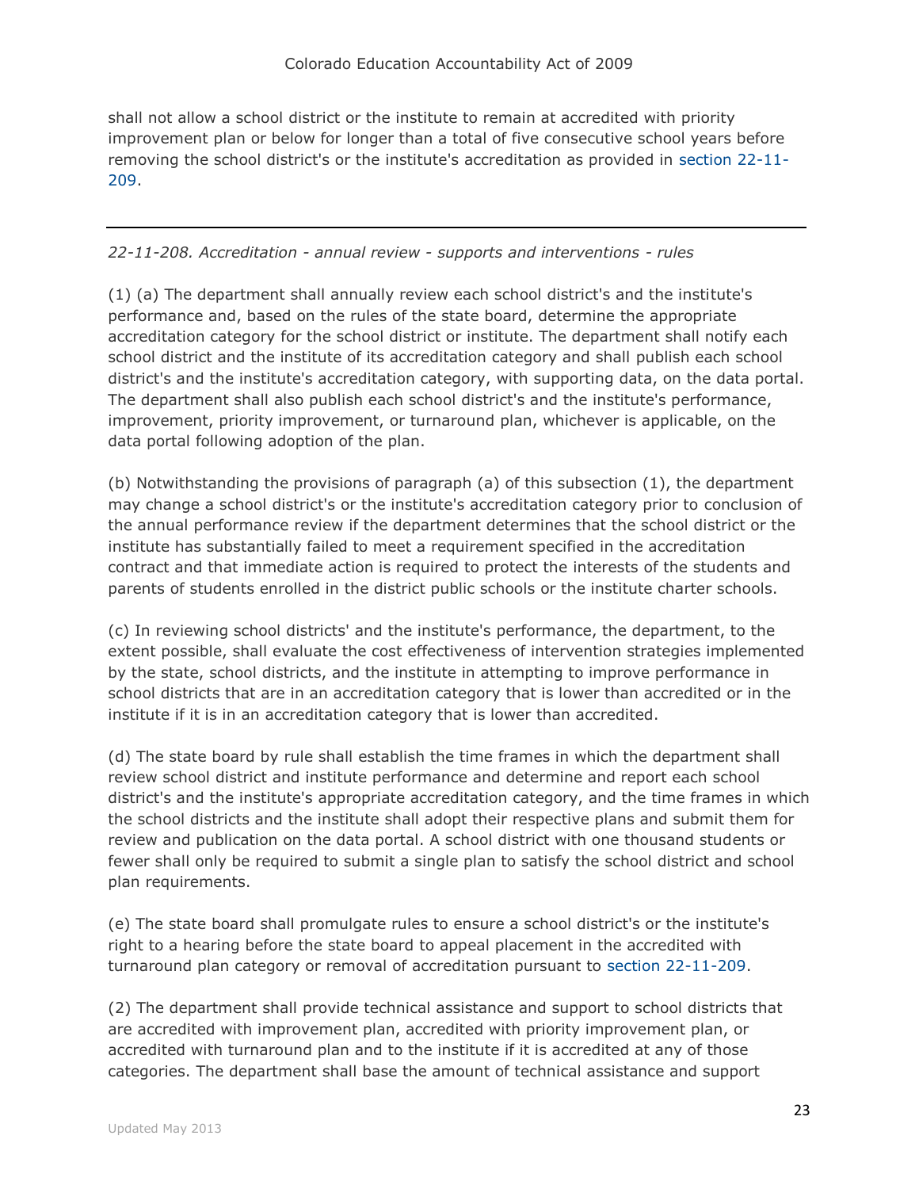shall not allow a school district or the institute to remain at accredited with priority improvement plan or below for longer than a total of five consecutive school years before removing the school district's or the institute's accreditation as provided in section 22-11-209.

---

*22-11-208. Accreditation - annual review - supports and interventions - rules*

(1) (a) The department shall annually review each school district's and the institute's performance and, based on the rules of the state board, determine the appropriate accreditation category for the school district or institute. The department shall notify each school district and the institute of its accreditation category and shall publish each school district's and the institute's accreditation category, with supporting data, on the data portal. The department shall also publish each school district's and the institute's performance, improvement, priority improvement, or turnaround plan, whichever is applicable, on the data portal following adoption of the plan.

(b) Notwithstanding the provisions of paragraph (a) of this subsection (1), the department may change a school district's or the institute's accreditation category prior to conclusion of the annual performance review if the department determines that the school district or the institute has substantially failed to meet a requirement specified in the accreditation contract and that immediate action is required to protect the interests of the students and parents of students enrolled in the district public schools or the institute charter schools.

(c) In reviewing school districts' and the institute's performance, the department, to the extent possible, shall evaluate the cost effectiveness of intervention strategies implemented by the state, school districts, and the institute in attempting to improve performance in school districts that are in an accreditation category that is lower than accredited or in the institute if it is in an accreditation category that is lower than accredited.

(d) The state board by rule shall establish the time frames in which the department shall review school district and institute performance and determine and report each school district's and the institute's appropriate accreditation category, and the time frames in which the school districts and the institute shall adopt their respective plans and submit them for review and publication on the data portal. A school district with one thousand students or fewer shall only be required to submit a single plan to satisfy the school district and school plan requirements.

(e) The state board shall promulgate rules to ensure a school district's or the institute's right to a hearing before the state board to appeal placement in the accredited with turnaround plan category or removal of accreditation pursuant to section 22-11-209.

(2) The department shall provide technical assistance and support to school districts that are accredited with improvement plan, accredited with priority improvement plan, or accredited with turnaround plan and to the institute if it is accredited at any of those categories. The department shall base the amount of technical assistance and support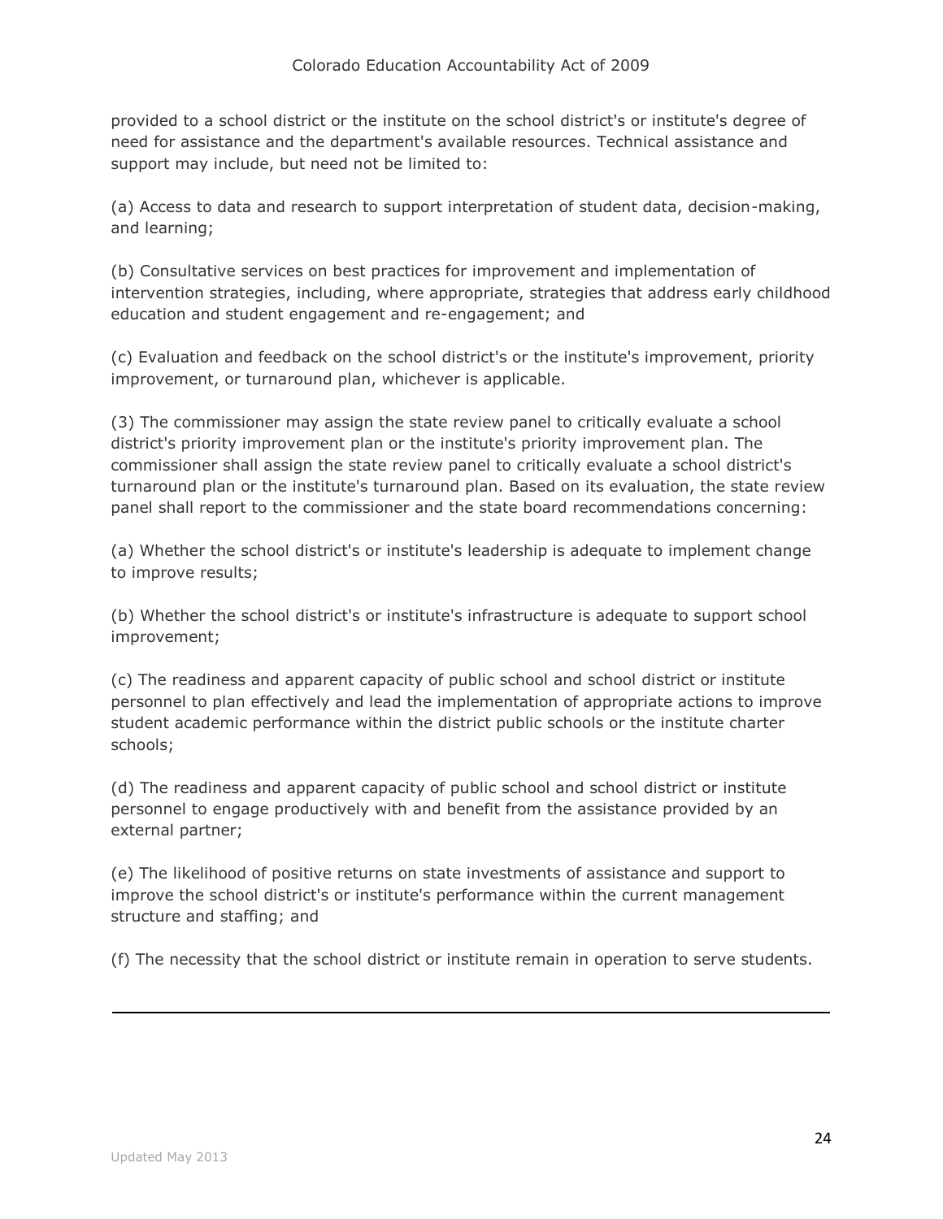provided to a school district or the institute on the school district's or institute's degree of need for assistance and the department's available resources. Technical assistance and support may include, but need not be limited to:

(a) Access to data and research to support interpretation of student data, decision-making, and learning;

(b) Consultative services on best practices for improvement and implementation of intervention strategies, including, where appropriate, strategies that address early childhood education and student engagement and re-engagement; and

(c) Evaluation and feedback on the school district's or the institute's improvement, priority improvement, or turnaround plan, whichever is applicable.

(3) The commissioner may assign the state review panel to critically evaluate a school district's priority improvement plan or the institute's priority improvement plan. The commissioner shall assign the state review panel to critically evaluate a school district's turnaround plan or the institute's turnaround plan. Based on its evaluation, the state review panel shall report to the commissioner and the state board recommendations concerning:

(a) Whether the school district's or institute's leadership is adequate to implement change to improve results;

(b) Whether the school district's or institute's infrastructure is adequate to support school improvement;

(c) The readiness and apparent capacity of public school and school district or institute personnel to plan effectively and lead the implementation of appropriate actions to improve student academic performance within the district public schools or the institute charter schools;

(d) The readiness and apparent capacity of public school and school district or institute personnel to engage productively with and benefit from the assistance provided by an external partner;

(e) The likelihood of positive returns on state investments of assistance and support to improve the school district's or institute's performance within the current management structure and staffing; and

(f) The necessity that the school district or institute remain in operation to serve students.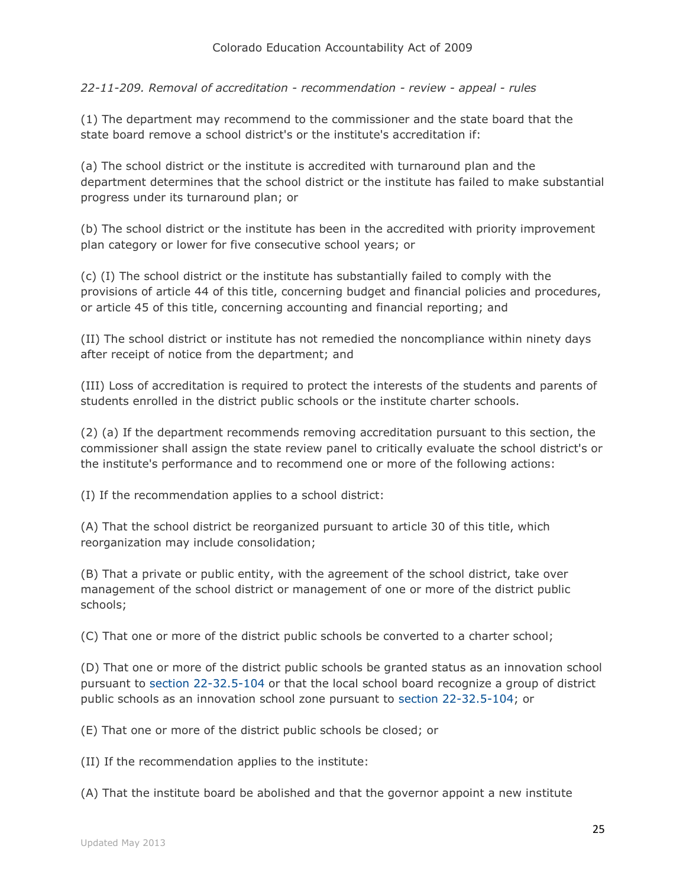*22-11-209. Removal of accreditation - recommendation - review - appeal - rules*

(1) The department may recommend to the commissioner and the state board that the state board remove a school district's or the institute's accreditation if:

(a) The school district or the institute is accredited with turnaround plan and the department determines that the school district or the institute has failed to make substantial progress under its turnaround plan; or

(b) The school district or the institute has been in the accredited with priority improvement plan category or lower for five consecutive school years; or

(c) (I) The school district or the institute has substantially failed to comply with the provisions of article 44 of this title, concerning budget and financial policies and procedures, or article 45 of this title, concerning accounting and financial reporting; and

(II) The school district or institute has not remedied the noncompliance within ninety days after receipt of notice from the department; and

(III) Loss of accreditation is required to protect the interests of the students and parents of students enrolled in the district public schools or the institute charter schools.

(2) (a) If the department recommends removing accreditation pursuant to this section, the commissioner shall assign the state review panel to critically evaluate the school district's or the institute's performance and to recommend one or more of the following actions:

(I) If the recommendation applies to a school district:

(A) That the school district be reorganized pursuant to article 30 of this title, which reorganization may include consolidation;

(B) That a private or public entity, with the agreement of the school district, take over management of the school district or management of one or more of the district public schools;

(C) That one or more of the district public schools be converted to a charter school;

(D) That one or more of the district public schools be granted status as an innovation school pursuant to section 22-32.5-104 or that the local school board recognize a group of district public schools as an innovation school zone pursuant to section 22-32.5-104; or

(E) That one or more of the district public schools be closed; or

(II) If the recommendation applies to the institute:

(A) That the institute board be abolished and that the governor appoint a new institute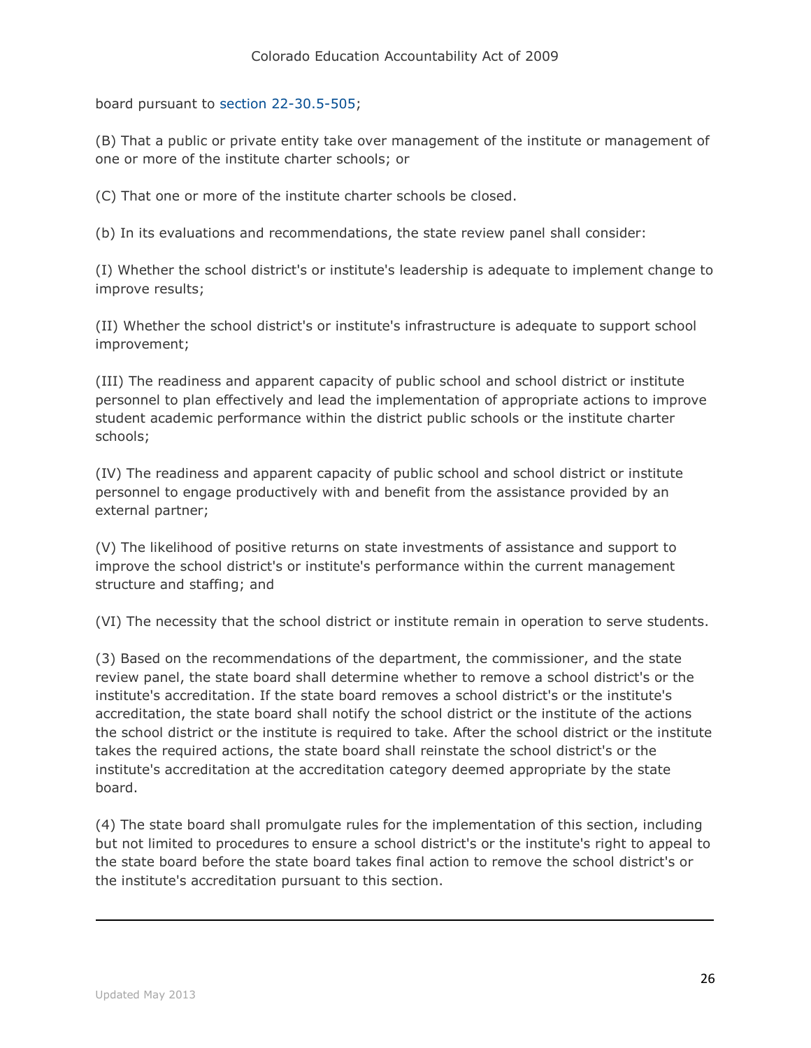board pursuant to section 22-30.5-505;

(B) That a public or private entity take over management of the institute or management of one or more of the institute charter schools; or

(C) That one or more of the institute charter schools be closed.

(b) In its evaluations and recommendations, the state review panel shall consider:

(I) Whether the school district's or institute's leadership is adequate to implement change to improve results;

(II) Whether the school district's or institute's infrastructure is adequate to support school improvement;

(III) The readiness and apparent capacity of public school and school district or institute personnel to plan effectively and lead the implementation of appropriate actions to improve student academic performance within the district public schools or the institute charter schools;

(IV) The readiness and apparent capacity of public school and school district or institute personnel to engage productively with and benefit from the assistance provided by an external partner;

(V) The likelihood of positive returns on state investments of assistance and support to improve the school district's or institute's performance within the current management structure and staffing; and

(VI) The necessity that the school district or institute remain in operation to serve students.

(3) Based on the recommendations of the department, the commissioner, and the state review panel, the state board shall determine whether to remove a school district's or the institute's accreditation. If the state board removes a school district's or the institute's accreditation, the state board shall notify the school district or the institute of the actions the school district or the institute is required to take. After the school district or the institute takes the required actions, the state board shall reinstate the school district's or the institute's accreditation at the accreditation category deemed appropriate by the state board.

(4) The state board shall promulgate rules for the implementation of this section, including but not limited to procedures to ensure a school district's or the institute's right to appeal to the state board before the state board takes final action to remove the school district's or the institute's accreditation pursuant to this section.

---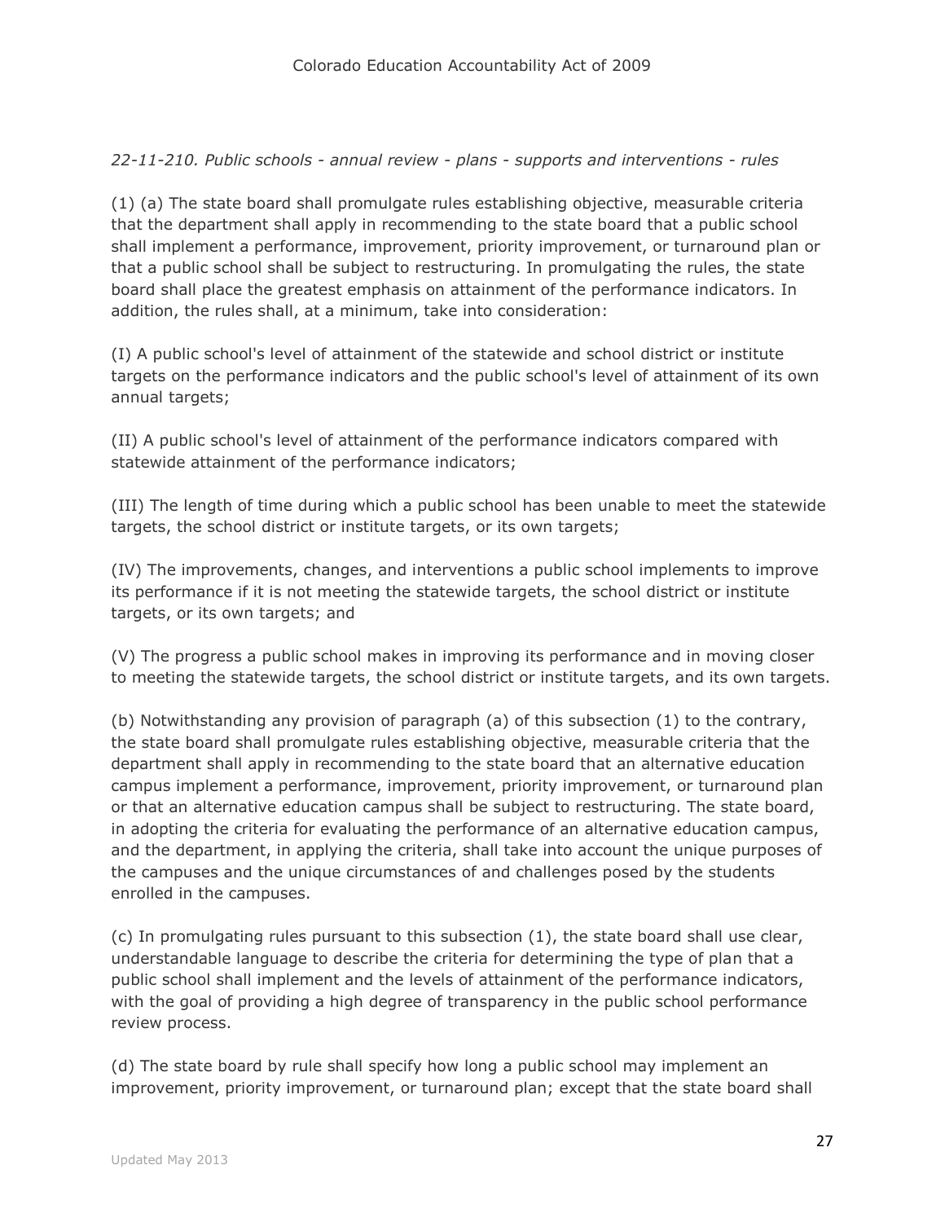*22-11-210. Public schools - annual review - plans - supports and interventions - rules*

(1) (a) The state board shall promulgate rules establishing objective, measurable criteria that the department shall apply in recommending to the state board that a public school shall implement a performance, improvement, priority improvement, or turnaround plan or that a public school shall be subject to restructuring. In promulgating the rules, the state board shall place the greatest emphasis on attainment of the performance indicators. In addition, the rules shall, at a minimum, take into consideration:

(I) A public school's level of attainment of the statewide and school district or institute targets on the performance indicators and the public school's level of attainment of its own annual targets;

(II) A public school's level of attainment of the performance indicators compared with statewide attainment of the performance indicators;

(III) The length of time during which a public school has been unable to meet the statewide targets, the school district or institute targets, or its own targets;

(IV) The improvements, changes, and interventions a public school implements to improve its performance if it is not meeting the statewide targets, the school district or institute targets, or its own targets; and

(V) The progress a public school makes in improving its performance and in moving closer to meeting the statewide targets, the school district or institute targets, and its own targets.

(b) Notwithstanding any provision of paragraph (a) of this subsection (1) to the contrary, the state board shall promulgate rules establishing objective, measurable criteria that the department shall apply in recommending to the state board that an alternative education campus implement a performance, improvement, priority improvement, or turnaround plan or that an alternative education campus shall be subject to restructuring. The state board, in adopting the criteria for evaluating the performance of an alternative education campus, and the department, in applying the criteria, shall take into account the unique purposes of the campuses and the unique circumstances of and challenges posed by the students enrolled in the campuses.

(c) In promulgating rules pursuant to this subsection (1), the state board shall use clear, understandable language to describe the criteria for determining the type of plan that a public school shall implement and the levels of attainment of the performance indicators, with the goal of providing a high degree of transparency in the public school performance review process.

(d) The state board by rule shall specify how long a public school may implement an improvement, priority improvement, or turnaround plan; except that the state board shall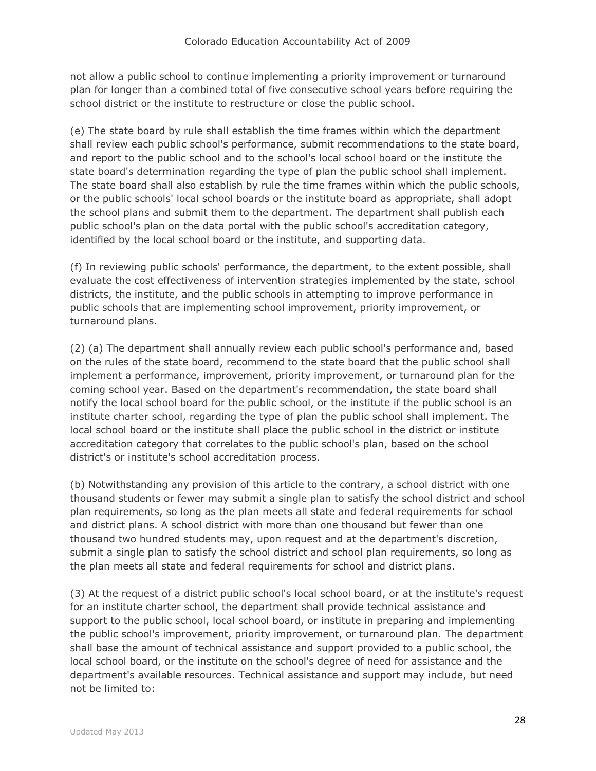not allow a public school to continue implementing a priority improvement or turnaround plan for longer than a combined total of five consecutive school years before requiring the school district or the institute to restructure or close the public school.

(e) The state board by rule shall establish the time frames within which the department shall review each public school's performance, submit recommendations to the state board, and report to the public school and to the school's local school board or the institute the state board's determination regarding the type of plan the public school shall implement. The state board shall also establish by rule the time frames within which the public schools, or the public schools' local school boards or the institute board as appropriate, shall adopt the school plans and submit them to the department. The department shall publish each public school's plan on the data portal with the public school's accreditation category, identified by the local school board or the institute, and supporting data.

(f) In reviewing public schools' performance, the department, to the extent possible, shall evaluate the cost effectiveness of intervention strategies implemented by the state, school districts, the institute, and the public schools in attempting to improve performance in public schools that are implementing school improvement, priority improvement, or turnaround plans.

(2) (a) The department shall annually review each public school's performance and, based on the rules of the state board, recommend to the state board that the public school shall implement a performance, improvement, priority improvement, or turnaround plan for the coming school year. Based on the department's recommendation, the state board shall notify the local school board for the public school, or the institute if the public school is an institute charter school, regarding the type of plan the public school shall implement. The local school board or the institute shall place the public school in the district or institute accreditation category that correlates to the public school's plan, based on the school district's or institute's school accreditation process.

(b) Notwithstanding any provision of this article to the contrary, a school district with one thousand students or fewer may submit a single plan to satisfy the school district and school plan requirements, so long as the plan meets all state and federal requirements for school and district plans. A school district with more than one thousand but fewer than one thousand two hundred students may, upon request and at the department's discretion, submit a single plan to satisfy the school district and school plan requirements, so long as the plan meets all state and federal requirements for school and district plans.

(3) At the request of a district public school's local school board, or at the institute's request for an institute charter school, the department shall provide technical assistance and support to the public school, local school board, or institute in preparing and implementing the public school's improvement, priority improvement, or turnaround plan. The department shall base the amount of technical assistance and support provided to a public school, the local school board, or the institute on the school's degree of need for assistance and the department's available resources. Technical assistance and support may include, but need not be limited to: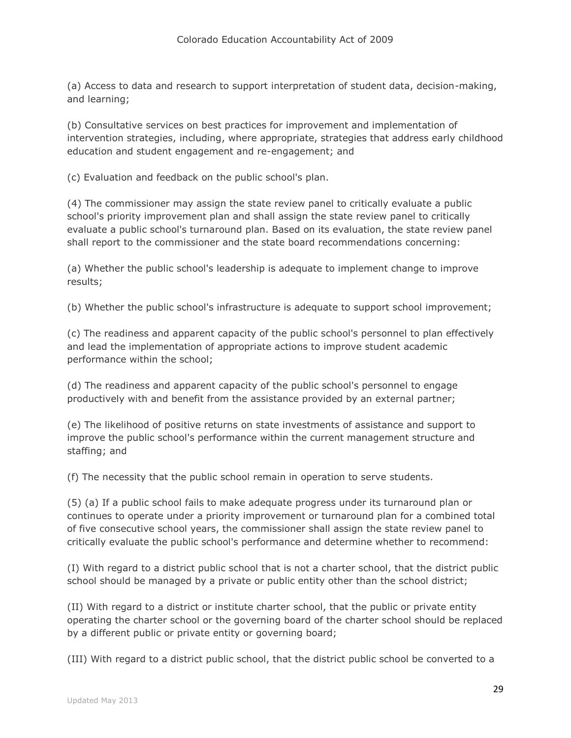(a) Access to data and research to support interpretation of student data, decision-making, and learning;

(b) Consultative services on best practices for improvement and implementation of intervention strategies, including, where appropriate, strategies that address early childhood education and student engagement and re-engagement; and

(c) Evaluation and feedback on the public school's plan.

(4) The commissioner may assign the state review panel to critically evaluate a public school's priority improvement plan and shall assign the state review panel to critically evaluate a public school's turnaround plan. Based on its evaluation, the state review panel shall report to the commissioner and the state board recommendations concerning:

(a) Whether the public school's leadership is adequate to implement change to improve results;

(b) Whether the public school's infrastructure is adequate to support school improvement;

(c) The readiness and apparent capacity of the public school's personnel to plan effectively and lead the implementation of appropriate actions to improve student academic performance within the school;

(d) The readiness and apparent capacity of the public school's personnel to engage productively with and benefit from the assistance provided by an external partner;

(e) The likelihood of positive returns on state investments of assistance and support to improve the public school's performance within the current management structure and staffing; and

(f) The necessity that the public school remain in operation to serve students.

(5) (a) If a public school fails to make adequate progress under its turnaround plan or continues to operate under a priority improvement or turnaround plan for a combined total of five consecutive school years, the commissioner shall assign the state review panel to critically evaluate the public school's performance and determine whether to recommend:

(I) With regard to a district public school that is not a charter school, that the district public school should be managed by a private or public entity other than the school district;

(II) With regard to a district or institute charter school, that the public or private entity operating the charter school or the governing board of the charter school should be replaced by a different public or private entity or governing board;

(III) With regard to a district public school, that the district public school be converted to a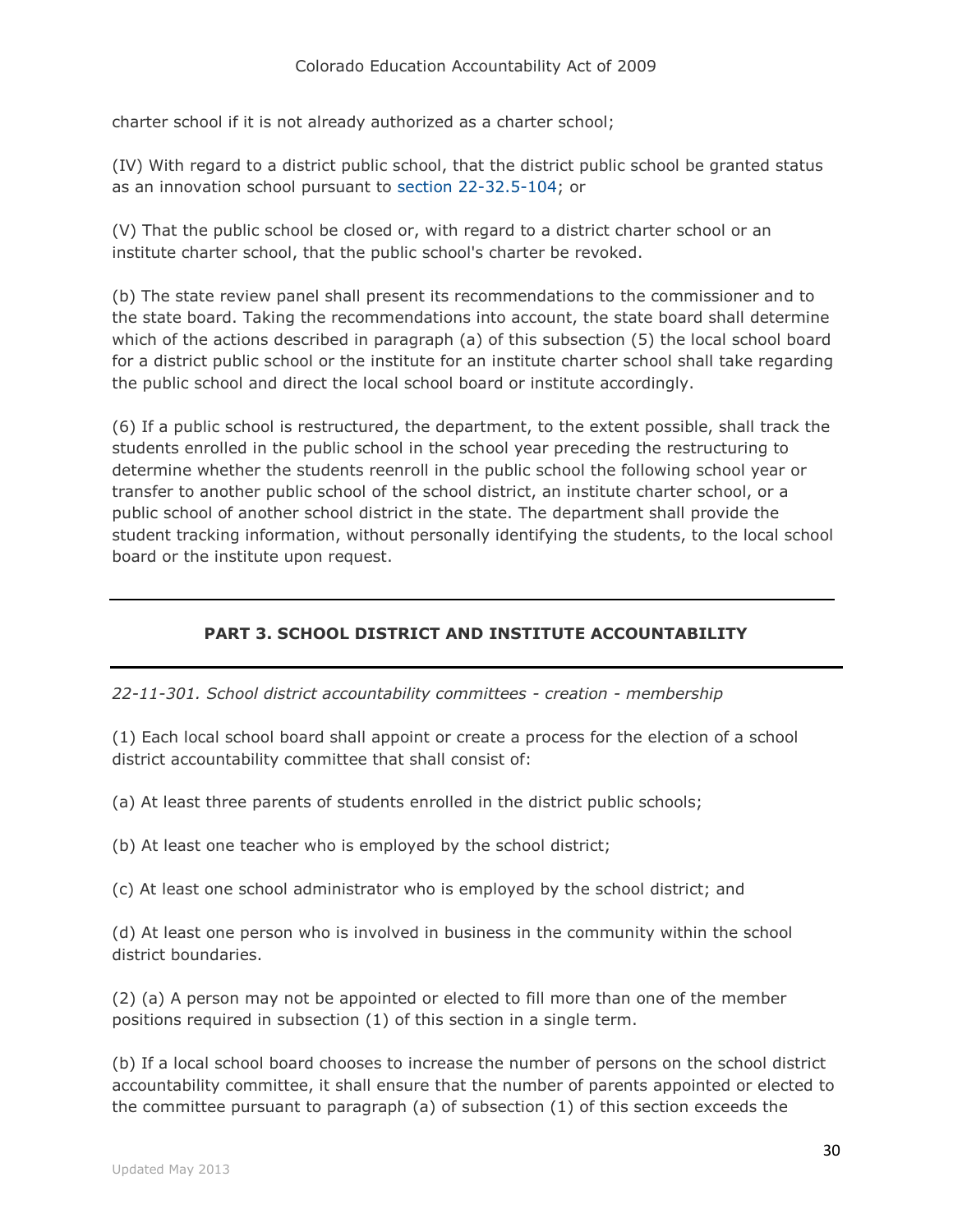charter school if it is not already authorized as a charter school;

(IV) With regard to a district public school, that the district public school be granted status as an innovation school pursuant to section 22-32.5-104; or

(V) That the public school be closed or, with regard to a district charter school or an institute charter school, that the public school's charter be revoked.

(b) The state review panel shall present its recommendations to the commissioner and to the state board. Taking the recommendations into account, the state board shall determine which of the actions described in paragraph (a) of this subsection (5) the local school board for a district public school or the institute for an institute charter school shall take regarding the public school and direct the local school board or institute accordingly.

(6) If a public school is restructured, the department, to the extent possible, shall track the students enrolled in the public school in the school year preceding the restructuring to determine whether the students reenroll in the public school the following school year or transfer to another public school of the school district, an institute charter school, or a public school of another school district in the state. The department shall provide the student tracking information, without personally identifying the students, to the local school board or the institute upon request.

---

## PART 3. SCHOOL DISTRICT AND INSTITUTE ACCOUNTABILITY

---

*22-11-301. School district accountability committees - creation - membership*

(1) Each local school board shall appoint or create a process for the election of a school district accountability committee that shall consist of:

(a) At least three parents of students enrolled in the district public schools;

(b) At least one teacher who is employed by the school district;

(c) At least one school administrator who is employed by the school district; and

(d) At least one person who is involved in business in the community within the school district boundaries.

(2) (a) A person may not be appointed or elected to fill more than one of the member positions required in subsection (1) of this section in a single term.

(b) If a local school board chooses to increase the number of persons on the school district accountability committee, it shall ensure that the number of parents appointed or elected to the committee pursuant to paragraph (a) of subsection (1) of this section exceeds the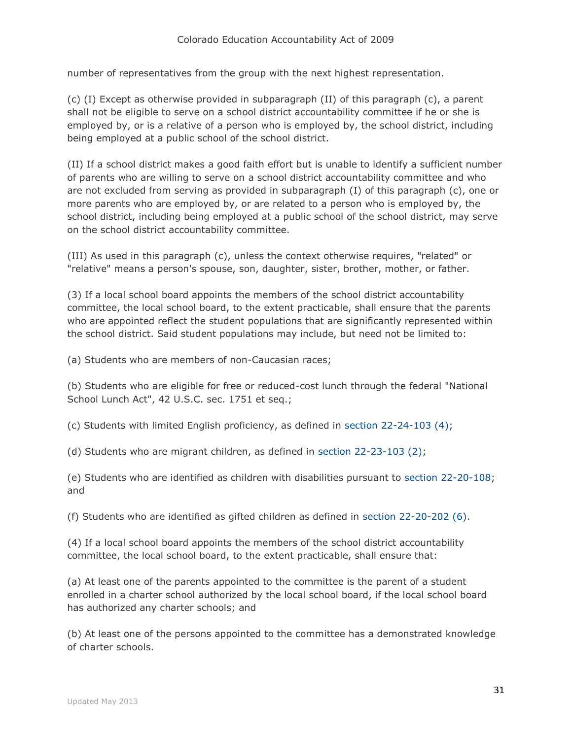number of representatives from the group with the next highest representation.

(c) (I) Except as otherwise provided in subparagraph (II) of this paragraph (c), a parent shall not be eligible to serve on a school district accountability committee if he or she is employed by, or is a relative of a person who is employed by, the school district, including being employed at a public school of the school district.

(II) If a school district makes a good faith effort but is unable to identify a sufficient number of parents who are willing to serve on a school district accountability committee and who are not excluded from serving as provided in subparagraph (I) of this paragraph (c), one or more parents who are employed by, or are related to a person who is employed by, the school district, including being employed at a public school of the school district, may serve on the school district accountability committee.

(III) As used in this paragraph (c), unless the context otherwise requires, "related" or "relative" means a person's spouse, son, daughter, sister, brother, mother, or father.

(3) If a local school board appoints the members of the school district accountability committee, the local school board, to the extent practicable, shall ensure that the parents who are appointed reflect the student populations that are significantly represented within the school district. Said student populations may include, but need not be limited to:

(a) Students who are members of non-Caucasian races;

(b) Students who are eligible for free or reduced-cost lunch through the federal "National School Lunch Act", 42 U.S.C. sec. 1751 et seq.;

(c) Students with limited English proficiency, as defined in section 22-24-103 (4);

(d) Students who are migrant children, as defined in section 22-23-103 (2);

(e) Students who are identified as children with disabilities pursuant to section 22-20-108; and

(f) Students who are identified as gifted children as defined in section 22-20-202 (6).

(4) If a local school board appoints the members of the school district accountability committee, the local school board, to the extent practicable, shall ensure that:

(a) At least one of the parents appointed to the committee is the parent of a student enrolled in a charter school authorized by the local school board, if the local school board has authorized any charter schools; and

(b) At least one of the persons appointed to the committee has a demonstrated knowledge of charter schools.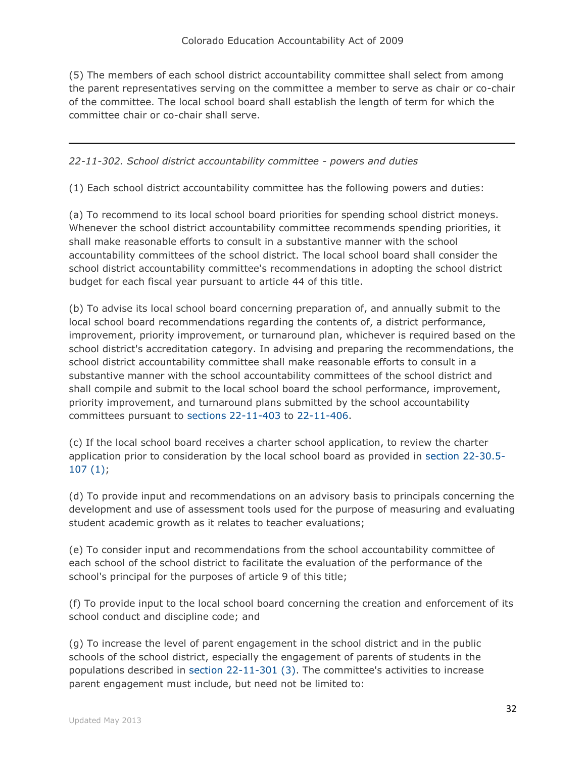(5) The members of each school district accountability committee shall select from among the parent representatives serving on the committee a member to serve as chair or co-chair of the committee. The local school board shall establish the length of term for which the committee chair or co-chair shall serve.

---

*22-11-302. School district accountability committee - powers and duties*

(1) Each school district accountability committee has the following powers and duties:

(a) To recommend to its local school board priorities for spending school district moneys. Whenever the school district accountability committee recommends spending priorities, it shall make reasonable efforts to consult in a substantive manner with the school accountability committees of the school district. The local school board shall consider the school district accountability committee's recommendations in adopting the school district budget for each fiscal year pursuant to article 44 of this title.

(b) To advise its local school board concerning preparation of, and annually submit to the local school board recommendations regarding the contents of, a district performance, improvement, priority improvement, or turnaround plan, whichever is required based on the school district's accreditation category. In advising and preparing the recommendations, the school district accountability committee shall make reasonable efforts to consult in a substantive manner with the school accountability committees of the school district and shall compile and submit to the local school board the school performance, improvement, priority improvement, and turnaround plans submitted by the school accountability committees pursuant to sections 22-11-403 to 22-11-406.

(c) If the local school board receives a charter school application, to review the charter application prior to consideration by the local school board as provided in section 22-30.5-107 (1);

(d) To provide input and recommendations on an advisory basis to principals concerning the development and use of assessment tools used for the purpose of measuring and evaluating student academic growth as it relates to teacher evaluations;

(e) To consider input and recommendations from the school accountability committee of each school of the school district to facilitate the evaluation of the performance of the school's principal for the purposes of article 9 of this title;

(f) To provide input to the local school board concerning the creation and enforcement of its school conduct and discipline code; and

(g) To increase the level of parent engagement in the school district and in the public schools of the school district, especially the engagement of parents of students in the populations described in section 22-11-301 (3). The committee's activities to increase parent engagement must include, but need not be limited to: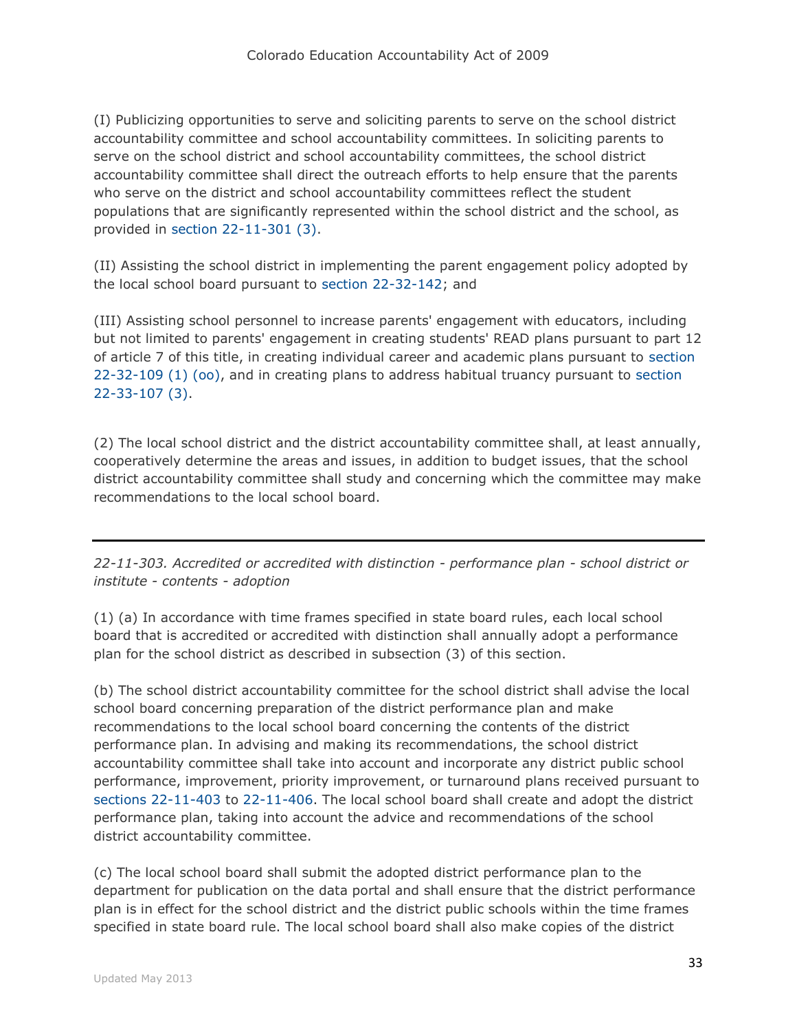(I) Publicizing opportunities to serve and soliciting parents to serve on the school district accountability committee and school accountability committees. In soliciting parents to serve on the school district and school accountability committees, the school district accountability committee shall direct the outreach efforts to help ensure that the parents who serve on the district and school accountability committees reflect the student populations that are significantly represented within the school district and the school, as provided in section 22-11-301 (3).

(II) Assisting the school district in implementing the parent engagement policy adopted by the local school board pursuant to section 22-32-142; and

(III) Assisting school personnel to increase parents' engagement with educators, including but not limited to parents' engagement in creating students' READ plans pursuant to part 12 of article 7 of this title, in creating individual career and academic plans pursuant to section 22-32-109 (1) (oo), and in creating plans to address habitual truancy pursuant to section 22-33-107 (3).

(2) The local school district and the district accountability committee shall, at least annually, cooperatively determine the areas and issues, in addition to budget issues, that the school district accountability committee shall study and concerning which the committee may make recommendations to the local school board.

---

*22-11-303. Accredited or accredited with distinction - performance plan - school district or institute - contents - adoption*

(1) (a) In accordance with time frames specified in state board rules, each local school board that is accredited or accredited with distinction shall annually adopt a performance plan for the school district as described in subsection (3) of this section.

(b) The school district accountability committee for the school district shall advise the local school board concerning preparation of the district performance plan and make recommendations to the local school board concerning the contents of the district performance plan. In advising and making its recommendations, the school district accountability committee shall take into account and incorporate any district public school performance, improvement, priority improvement, or turnaround plans received pursuant to sections 22-11-403 to 22-11-406. The local school board shall create and adopt the district performance plan, taking into account the advice and recommendations of the school district accountability committee.

(c) The local school board shall submit the adopted district performance plan to the department for publication on the data portal and shall ensure that the district performance plan is in effect for the school district and the district public schools within the time frames specified in state board rule. The local school board shall also make copies of the district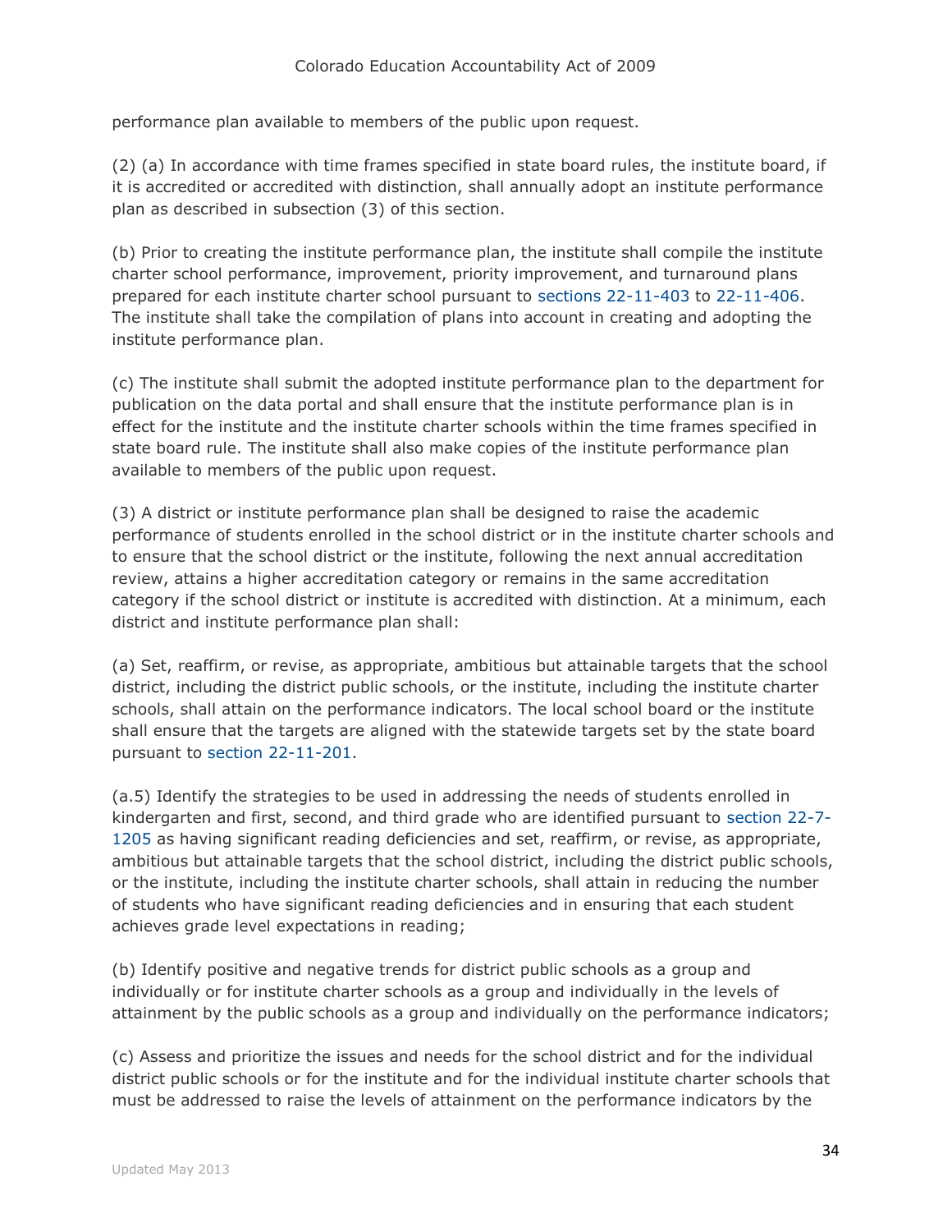performance plan available to members of the public upon request.

(2) (a) In accordance with time frames specified in state board rules, the institute board, if it is accredited or accredited with distinction, shall annually adopt an institute performance plan as described in subsection (3) of this section.

(b) Prior to creating the institute performance plan, the institute shall compile the institute charter school performance, improvement, priority improvement, and turnaround plans prepared for each institute charter school pursuant to sections 22-11-403 to 22-11-406. The institute shall take the compilation of plans into account in creating and adopting the institute performance plan.

(c) The institute shall submit the adopted institute performance plan to the department for publication on the data portal and shall ensure that the institute performance plan is in effect for the institute and the institute charter schools within the time frames specified in state board rule. The institute shall also make copies of the institute performance plan available to members of the public upon request.

(3) A district or institute performance plan shall be designed to raise the academic performance of students enrolled in the school district or in the institute charter schools and to ensure that the school district or the institute, following the next annual accreditation review, attains a higher accreditation category or remains in the same accreditation category if the school district or institute is accredited with distinction. At a minimum, each district and institute performance plan shall:

(a) Set, reaffirm, or revise, as appropriate, ambitious but attainable targets that the school district, including the district public schools, or the institute, including the institute charter schools, shall attain on the performance indicators. The local school board or the institute shall ensure that the targets are aligned with the statewide targets set by the state board pursuant to section 22-11-201.

(a.5) Identify the strategies to be used in addressing the needs of students enrolled in kindergarten and first, second, and third grade who are identified pursuant to section 22-7-1205 as having significant reading deficiencies and set, reaffirm, or revise, as appropriate, ambitious but attainable targets that the school district, including the district public schools, or the institute, including the institute charter schools, shall attain in reducing the number of students who have significant reading deficiencies and in ensuring that each student achieves grade level expectations in reading;

(b) Identify positive and negative trends for district public schools as a group and individually or for institute charter schools as a group and individually in the levels of attainment by the public schools as a group and individually on the performance indicators;

(c) Assess and prioritize the issues and needs for the school district and for the individual district public schools or for the institute and for the individual institute charter schools that must be addressed to raise the levels of attainment on the performance indicators by the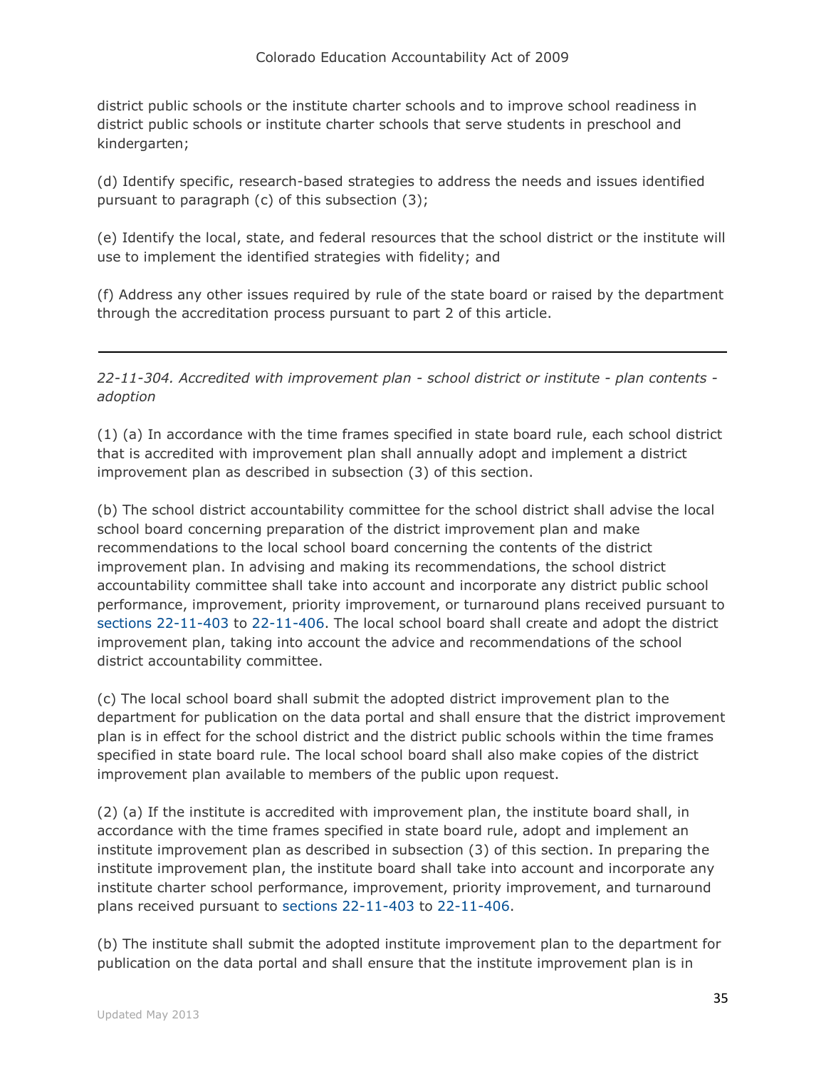district public schools or the institute charter schools and to improve school readiness in district public schools or institute charter schools that serve students in preschool and kindergarten;

(d) Identify specific, research-based strategies to address the needs and issues identified pursuant to paragraph (c) of this subsection (3);

(e) Identify the local, state, and federal resources that the school district or the institute will use to implement the identified strategies with fidelity; and

(f) Address any other issues required by rule of the state board or raised by the department through the accreditation process pursuant to part 2 of this article.

---

*22-11-304. Accredited with improvement plan - school district or institute - plan contents - adoption*

(1) (a) In accordance with the time frames specified in state board rule, each school district that is accredited with improvement plan shall annually adopt and implement a district improvement plan as described in subsection (3) of this section.

(b) The school district accountability committee for the school district shall advise the local school board concerning preparation of the district improvement plan and make recommendations to the local school board concerning the contents of the district improvement plan. In advising and making its recommendations, the school district accountability committee shall take into account and incorporate any district public school performance, improvement, priority improvement, or turnaround plans received pursuant to sections 22-11-403 to 22-11-406. The local school board shall create and adopt the district improvement plan, taking into account the advice and recommendations of the school district accountability committee.

(c) The local school board shall submit the adopted district improvement plan to the department for publication on the data portal and shall ensure that the district improvement plan is in effect for the school district and the district public schools within the time frames specified in state board rule. The local school board shall also make copies of the district improvement plan available to members of the public upon request.

(2) (a) If the institute is accredited with improvement plan, the institute board shall, in accordance with the time frames specified in state board rule, adopt and implement an institute improvement plan as described in subsection (3) of this section. In preparing the institute improvement plan, the institute board shall take into account and incorporate any institute charter school performance, improvement, priority improvement, and turnaround plans received pursuant to sections 22-11-403 to 22-11-406.

(b) The institute shall submit the adopted institute improvement plan to the department for publication on the data portal and shall ensure that the institute improvement plan is in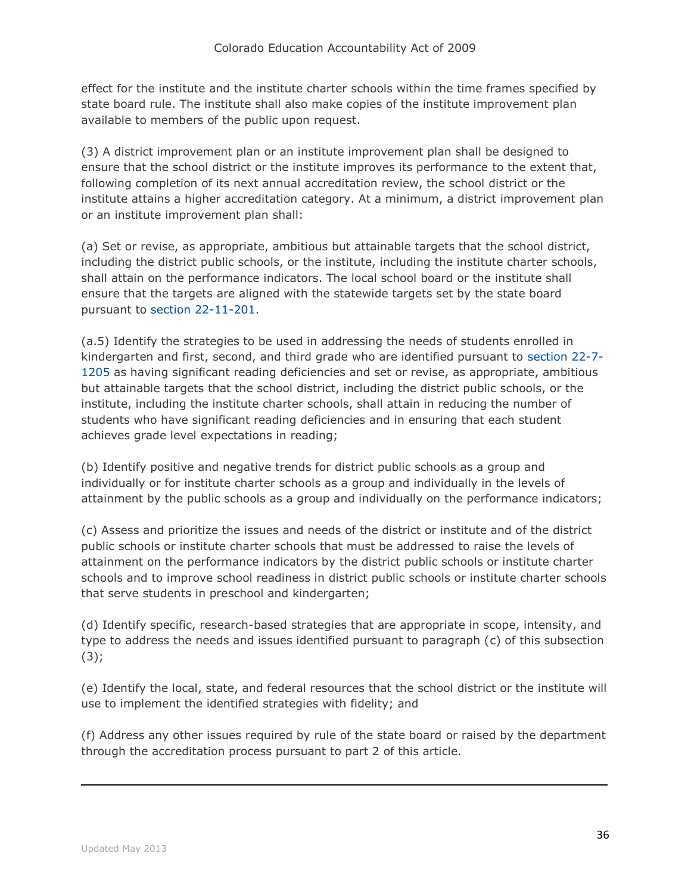effect for the institute and the institute charter schools within the time frames specified by state board rule. The institute shall also make copies of the institute improvement plan available to members of the public upon request.

(3) A district improvement plan or an institute improvement plan shall be designed to ensure that the school district or the institute improves its performance to the extent that, following completion of its next annual accreditation review, the school district or the institute attains a higher accreditation category. At a minimum, a district improvement plan or an institute improvement plan shall:

(a) Set or revise, as appropriate, ambitious but attainable targets that the school district, including the district public schools, or the institute, including the institute charter schools, shall attain on the performance indicators. The local school board or the institute shall ensure that the targets are aligned with the statewide targets set by the state board pursuant to section 22-11-201.

(a.5) Identify the strategies to be used in addressing the needs of students enrolled in kindergarten and first, second, and third grade who are identified pursuant to section 22-7-1205 as having significant reading deficiencies and set or revise, as appropriate, ambitious but attainable targets that the school district, including the district public schools, or the institute, including the institute charter schools, shall attain in reducing the number of students who have significant reading deficiencies and in ensuring that each student achieves grade level expectations in reading;

(b) Identify positive and negative trends for district public schools as a group and individually or for institute charter schools as a group and individually in the levels of attainment by the public schools as a group and individually on the performance indicators;

(c) Assess and prioritize the issues and needs of the district or institute and of the district public schools or institute charter schools that must be addressed to raise the levels of attainment on the performance indicators by the district public schools or institute charter schools and to improve school readiness in district public schools or institute charter schools that serve students in preschool and kindergarten;

(d) Identify specific, research-based strategies that are appropriate in scope, intensity, and type to address the needs and issues identified pursuant to paragraph (c) of this subsection (3);

(e) Identify the local, state, and federal resources that the school district or the institute will use to implement the identified strategies with fidelity; and

(f) Address any other issues required by rule of the state board or raised by the department through the accreditation process pursuant to part 2 of this article.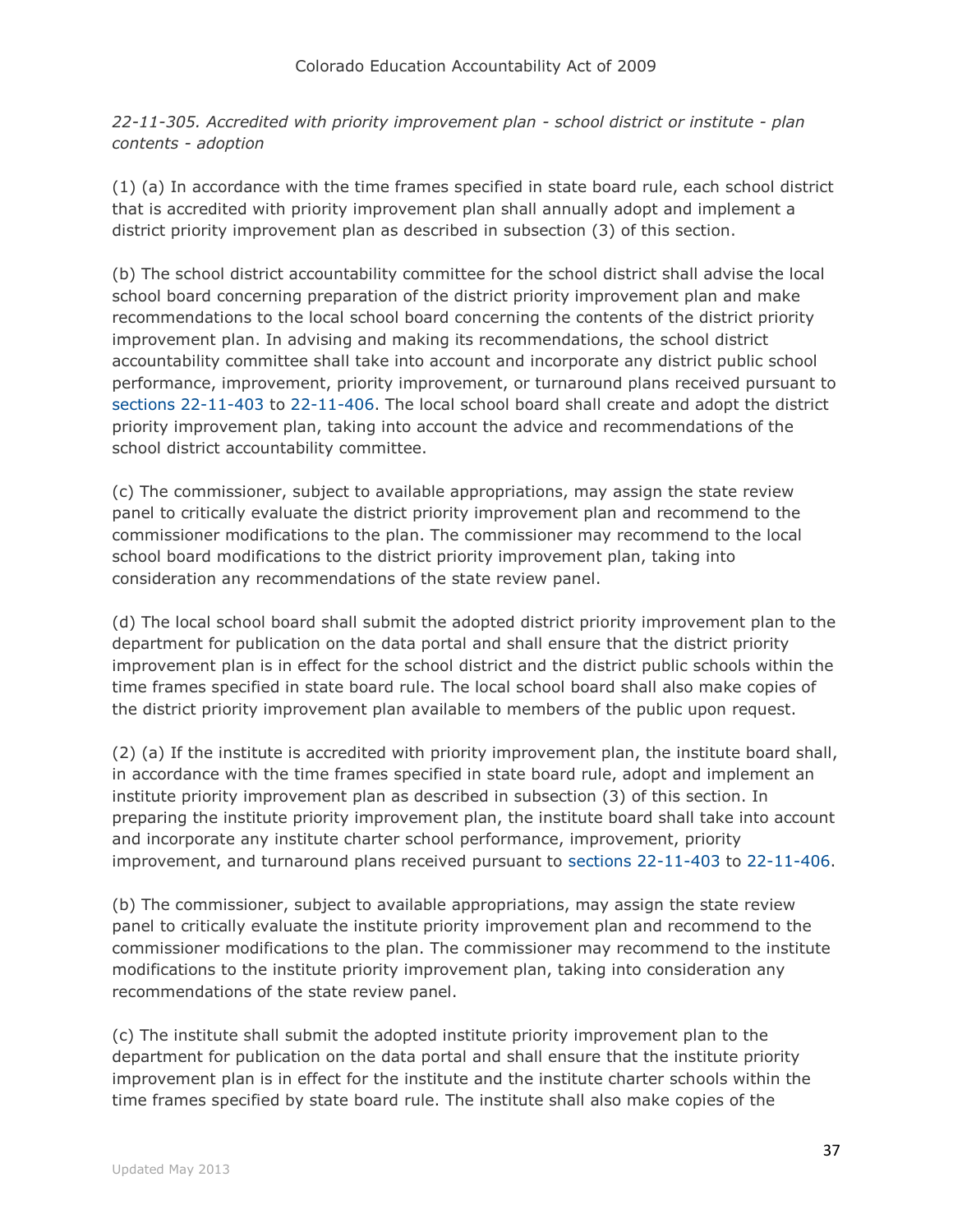*22-11-305. Accredited with priority improvement plan - school district or institute - plan contents - adoption*

(1) (a) In accordance with the time frames specified in state board rule, each school district that is accredited with priority improvement plan shall annually adopt and implement a district priority improvement plan as described in subsection (3) of this section.

(b) The school district accountability committee for the school district shall advise the local school board concerning preparation of the district priority improvement plan and make recommendations to the local school board concerning the contents of the district priority improvement plan. In advising and making its recommendations, the school district accountability committee shall take into account and incorporate any district public school performance, improvement, priority improvement, or turnaround plans received pursuant to sections 22-11-403 to 22-11-406. The local school board shall create and adopt the district priority improvement plan, taking into account the advice and recommendations of the school district accountability committee.

(c) The commissioner, subject to available appropriations, may assign the state review panel to critically evaluate the district priority improvement plan and recommend to the commissioner modifications to the plan. The commissioner may recommend to the local school board modifications to the district priority improvement plan, taking into consideration any recommendations of the state review panel.

(d) The local school board shall submit the adopted district priority improvement plan to the department for publication on the data portal and shall ensure that the district priority improvement plan is in effect for the school district and the district public schools within the time frames specified in state board rule. The local school board shall also make copies of the district priority improvement plan available to members of the public upon request.

(2) (a) If the institute is accredited with priority improvement plan, the institute board shall, in accordance with the time frames specified in state board rule, adopt and implement an institute priority improvement plan as described in subsection (3) of this section. In preparing the institute priority improvement plan, the institute board shall take into account and incorporate any institute charter school performance, improvement, priority improvement, and turnaround plans received pursuant to sections 22-11-403 to 22-11-406.

(b) The commissioner, subject to available appropriations, may assign the state review panel to critically evaluate the institute priority improvement plan and recommend to the commissioner modifications to the plan. The commissioner may recommend to the institute modifications to the institute priority improvement plan, taking into consideration any recommendations of the state review panel.

(c) The institute shall submit the adopted institute priority improvement plan to the department for publication on the data portal and shall ensure that the institute priority improvement plan is in effect for the institute and the institute charter schools within the time frames specified by state board rule. The institute shall also make copies of the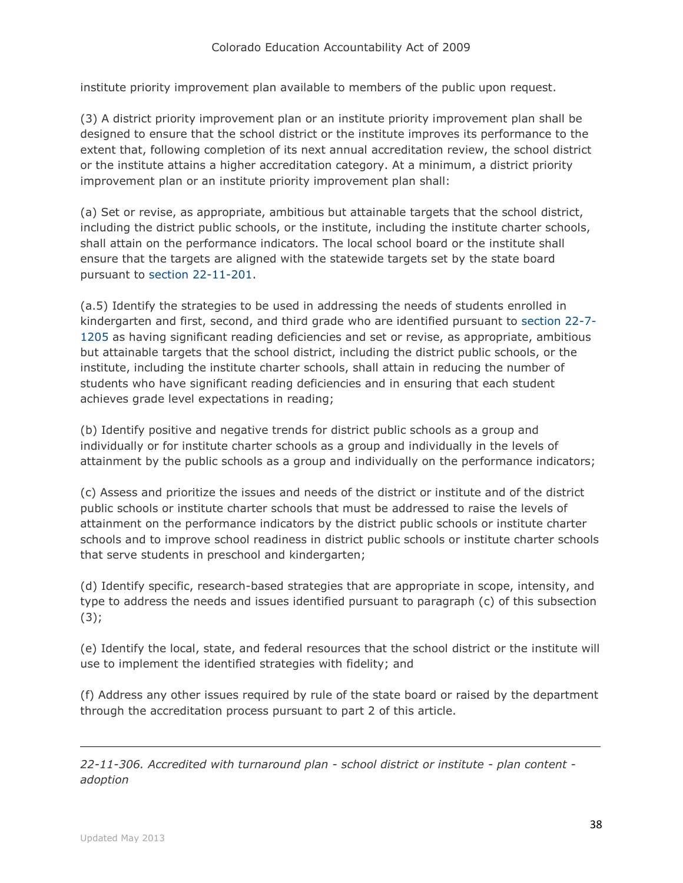institute priority improvement plan available to members of the public upon request.

(3) A district priority improvement plan or an institute priority improvement plan shall be designed to ensure that the school district or the institute improves its performance to the extent that, following completion of its next annual accreditation review, the school district or the institute attains a higher accreditation category. At a minimum, a district priority improvement plan or an institute priority improvement plan shall:

(a) Set or revise, as appropriate, ambitious but attainable targets that the school district, including the district public schools, or the institute, including the institute charter schools, shall attain on the performance indicators. The local school board or the institute shall ensure that the targets are aligned with the statewide targets set by the state board pursuant to section 22-11-201.

(a.5) Identify the strategies to be used in addressing the needs of students enrolled in kindergarten and first, second, and third grade who are identified pursuant to section 22-7-1205 as having significant reading deficiencies and set or revise, as appropriate, ambitious but attainable targets that the school district, including the district public schools, or the institute, including the institute charter schools, shall attain in reducing the number of students who have significant reading deficiencies and in ensuring that each student achieves grade level expectations in reading;

(b) Identify positive and negative trends for district public schools as a group and individually or for institute charter schools as a group and individually in the levels of attainment by the public schools as a group and individually on the performance indicators;

(c) Assess and prioritize the issues and needs of the district or institute and of the district public schools or institute charter schools that must be addressed to raise the levels of attainment on the performance indicators by the district public schools or institute charter schools and to improve school readiness in district public schools or institute charter schools that serve students in preschool and kindergarten;

(d) Identify specific, research-based strategies that are appropriate in scope, intensity, and type to address the needs and issues identified pursuant to paragraph (c) of this subsection (3);

(e) Identify the local, state, and federal resources that the school district or the institute will use to implement the identified strategies with fidelity; and

(f) Address any other issues required by rule of the state board or raised by the department through the accreditation process pursuant to part 2 of this article.

---

*22-11-306. Accredited with turnaround plan - school district or institute - plan content - adoption*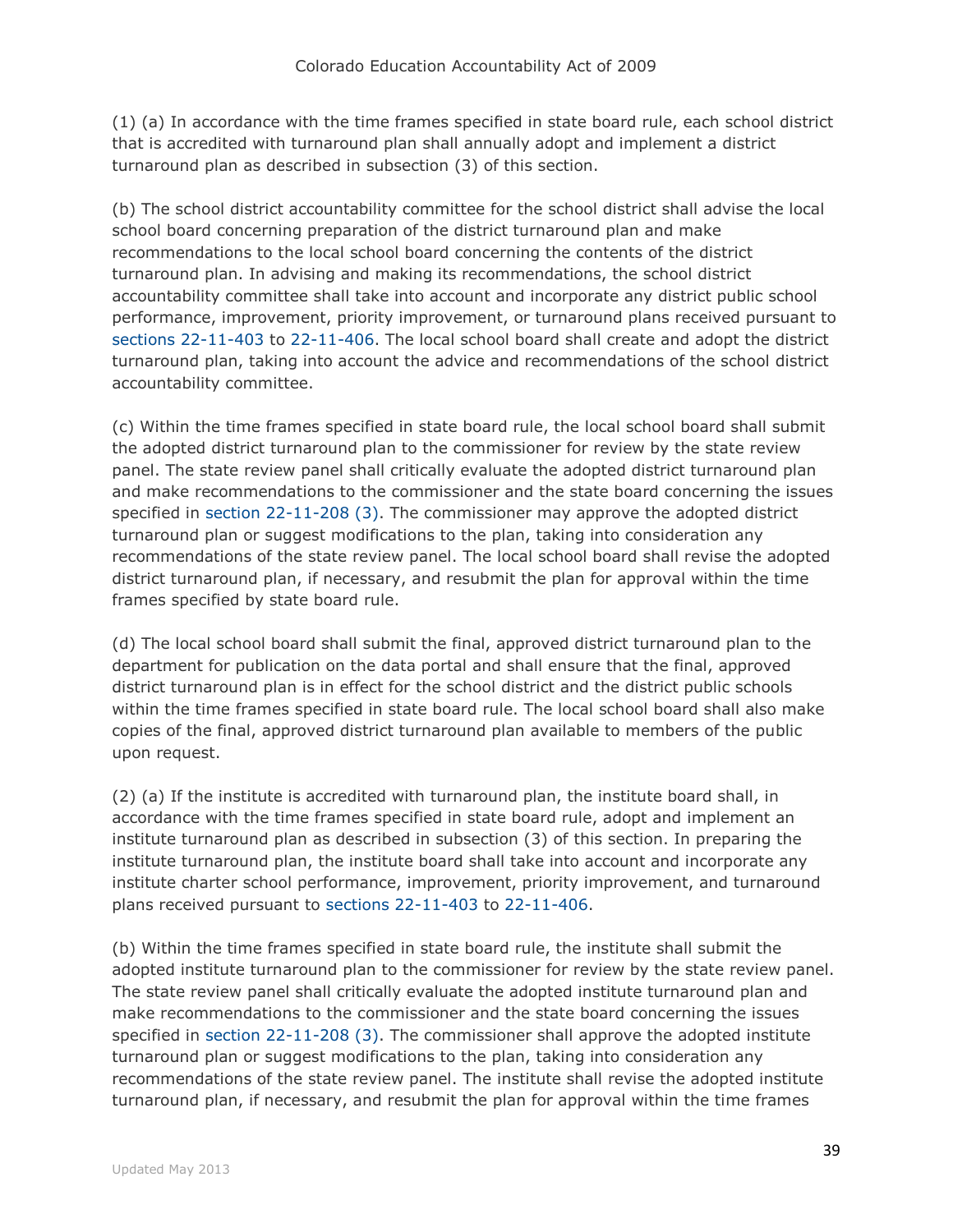(1) (a) In accordance with the time frames specified in state board rule, each school district that is accredited with turnaround plan shall annually adopt and implement a district turnaround plan as described in subsection (3) of this section.

(b) The school district accountability committee for the school district shall advise the local school board concerning preparation of the district turnaround plan and make recommendations to the local school board concerning the contents of the district turnaround plan. In advising and making its recommendations, the school district accountability committee shall take into account and incorporate any district public school performance, improvement, priority improvement, or turnaround plans received pursuant to sections 22-11-403 to 22-11-406. The local school board shall create and adopt the district turnaround plan, taking into account the advice and recommendations of the school district accountability committee.

(c) Within the time frames specified in state board rule, the local school board shall submit the adopted district turnaround plan to the commissioner for review by the state review panel. The state review panel shall critically evaluate the adopted district turnaround plan and make recommendations to the commissioner and the state board concerning the issues specified in section 22-11-208 (3). The commissioner may approve the adopted district turnaround plan or suggest modifications to the plan, taking into consideration any recommendations of the state review panel. The local school board shall revise the adopted district turnaround plan, if necessary, and resubmit the plan for approval within the time frames specified by state board rule.

(d) The local school board shall submit the final, approved district turnaround plan to the department for publication on the data portal and shall ensure that the final, approved district turnaround plan is in effect for the school district and the district public schools within the time frames specified in state board rule. The local school board shall also make copies of the final, approved district turnaround plan available to members of the public upon request.

(2) (a) If the institute is accredited with turnaround plan, the institute board shall, in accordance with the time frames specified in state board rule, adopt and implement an institute turnaround plan as described in subsection (3) of this section. In preparing the institute turnaround plan, the institute board shall take into account and incorporate any institute charter school performance, improvement, priority improvement, and turnaround plans received pursuant to sections 22-11-403 to 22-11-406.

(b) Within the time frames specified in state board rule, the institute shall submit the adopted institute turnaround plan to the commissioner for review by the state review panel. The state review panel shall critically evaluate the adopted institute turnaround plan and make recommendations to the commissioner and the state board concerning the issues specified in section 22-11-208 (3). The commissioner shall approve the adopted institute turnaround plan or suggest modifications to the plan, taking into consideration any recommendations of the state review panel. The institute shall revise the adopted institute turnaround plan, if necessary, and resubmit the plan for approval within the time frames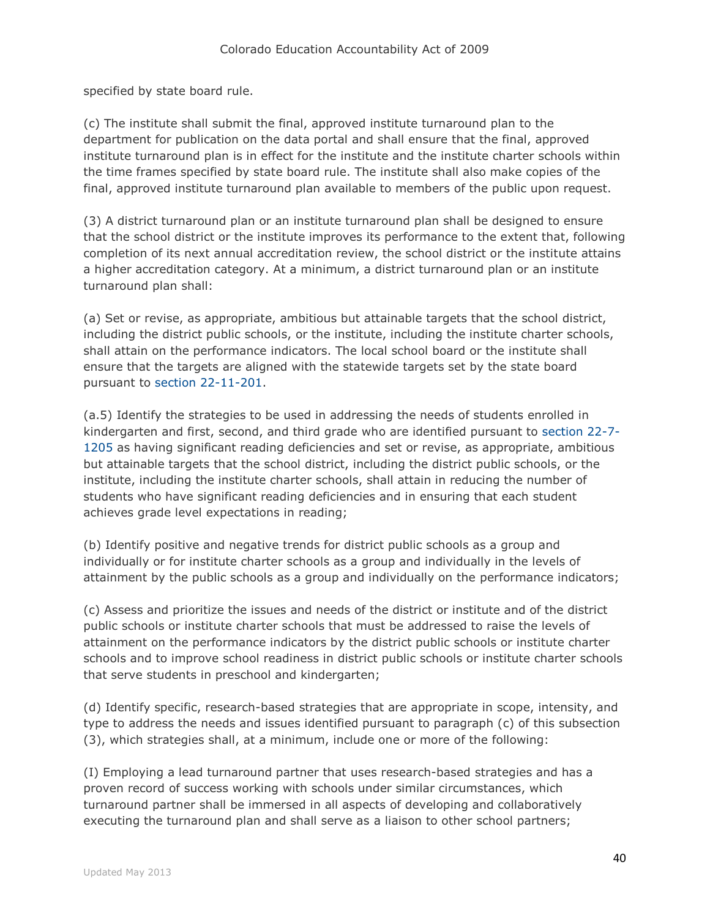specified by state board rule.

(c) The institute shall submit the final, approved institute turnaround plan to the department for publication on the data portal and shall ensure that the final, approved institute turnaround plan is in effect for the institute and the institute charter schools within the time frames specified by state board rule. The institute shall also make copies of the final, approved institute turnaround plan available to members of the public upon request.

(3) A district turnaround plan or an institute turnaround plan shall be designed to ensure that the school district or the institute improves its performance to the extent that, following completion of its next annual accreditation review, the school district or the institute attains a higher accreditation category. At a minimum, a district turnaround plan or an institute turnaround plan shall:

(a) Set or revise, as appropriate, ambitious but attainable targets that the school district, including the district public schools, or the institute, including the institute charter schools, shall attain on the performance indicators. The local school board or the institute shall ensure that the targets are aligned with the statewide targets set by the state board pursuant to section 22-11-201.

(a.5) Identify the strategies to be used in addressing the needs of students enrolled in kindergarten and first, second, and third grade who are identified pursuant to section 22-7-1205 as having significant reading deficiencies and set or revise, as appropriate, ambitious but attainable targets that the school district, including the district public schools, or the institute, including the institute charter schools, shall attain in reducing the number of students who have significant reading deficiencies and in ensuring that each student achieves grade level expectations in reading;

(b) Identify positive and negative trends for district public schools as a group and individually or for institute charter schools as a group and individually in the levels of attainment by the public schools as a group and individually on the performance indicators;

(c) Assess and prioritize the issues and needs of the district or institute and of the district public schools or institute charter schools that must be addressed to raise the levels of attainment on the performance indicators by the district public schools or institute charter schools and to improve school readiness in district public schools or institute charter schools that serve students in preschool and kindergarten;

(d) Identify specific, research-based strategies that are appropriate in scope, intensity, and type to address the needs and issues identified pursuant to paragraph (c) of this subsection (3), which strategies shall, at a minimum, include one or more of the following:

(I) Employing a lead turnaround partner that uses research-based strategies and has a proven record of success working with schools under similar circumstances, which turnaround partner shall be immersed in all aspects of developing and collaboratively executing the turnaround plan and shall serve as a liaison to other school partners;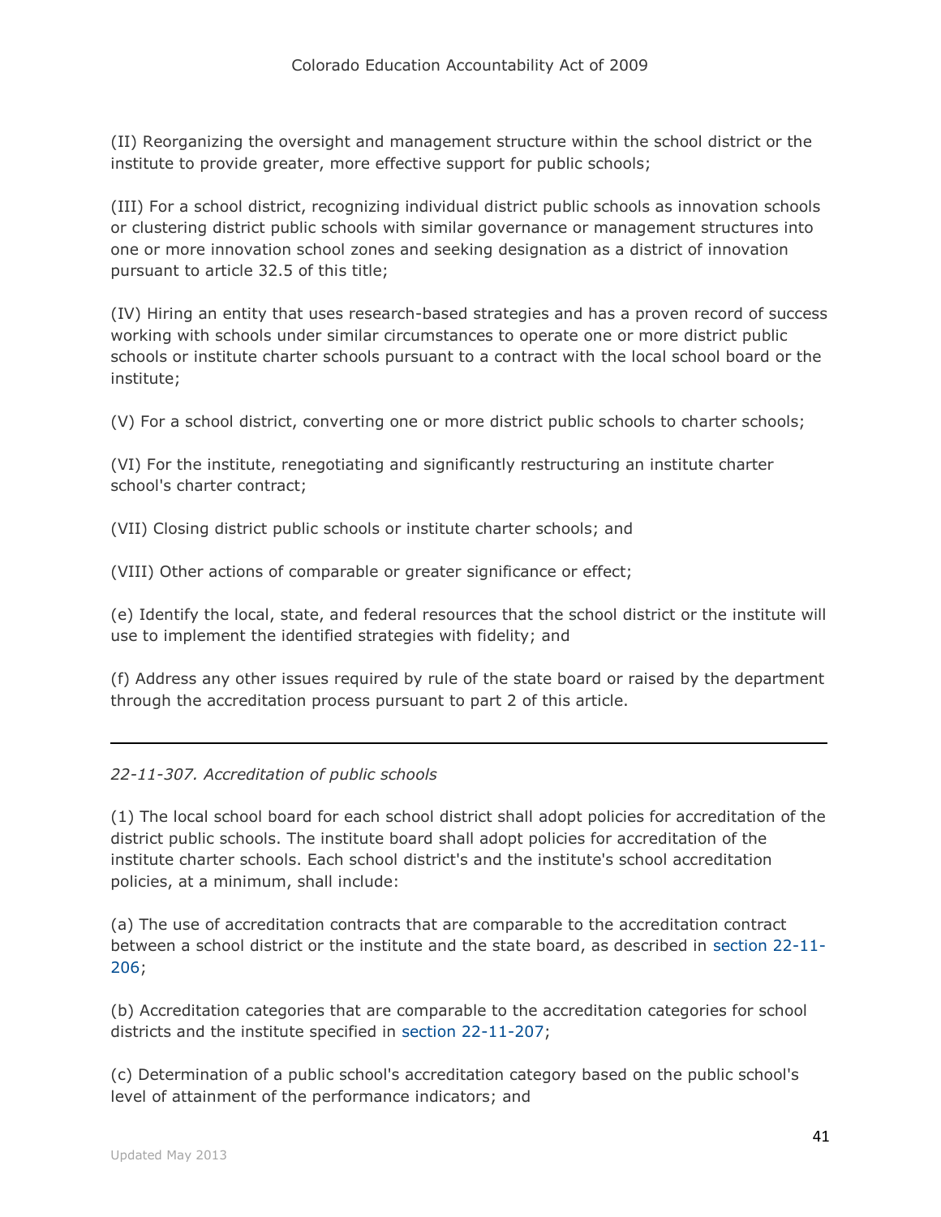(II) Reorganizing the oversight and management structure within the school district or the institute to provide greater, more effective support for public schools;

(III) For a school district, recognizing individual district public schools as innovation schools or clustering district public schools with similar governance or management structures into one or more innovation school zones and seeking designation as a district of innovation pursuant to article 32.5 of this title;

(IV) Hiring an entity that uses research-based strategies and has a proven record of success working with schools under similar circumstances to operate one or more district public schools or institute charter schools pursuant to a contract with the local school board or the institute;

(V) For a school district, converting one or more district public schools to charter schools;

(VI) For the institute, renegotiating and significantly restructuring an institute charter school's charter contract;

(VII) Closing district public schools or institute charter schools; and

(VIII) Other actions of comparable or greater significance or effect;

(e) Identify the local, state, and federal resources that the school district or the institute will use to implement the identified strategies with fidelity; and

(f) Address any other issues required by rule of the state board or raised by the department through the accreditation process pursuant to part 2 of this article.

---

*22-11-307. Accreditation of public schools*

(1) The local school board for each school district shall adopt policies for accreditation of the district public schools. The institute board shall adopt policies for accreditation of the institute charter schools. Each school district's and the institute's school accreditation policies, at a minimum, shall include:

(a) The use of accreditation contracts that are comparable to the accreditation contract between a school district or the institute and the state board, as described in section 22-11-206;

(b) Accreditation categories that are comparable to the accreditation categories for school districts and the institute specified in section 22-11-207;

(c) Determination of a public school's accreditation category based on the public school's level of attainment of the performance indicators; and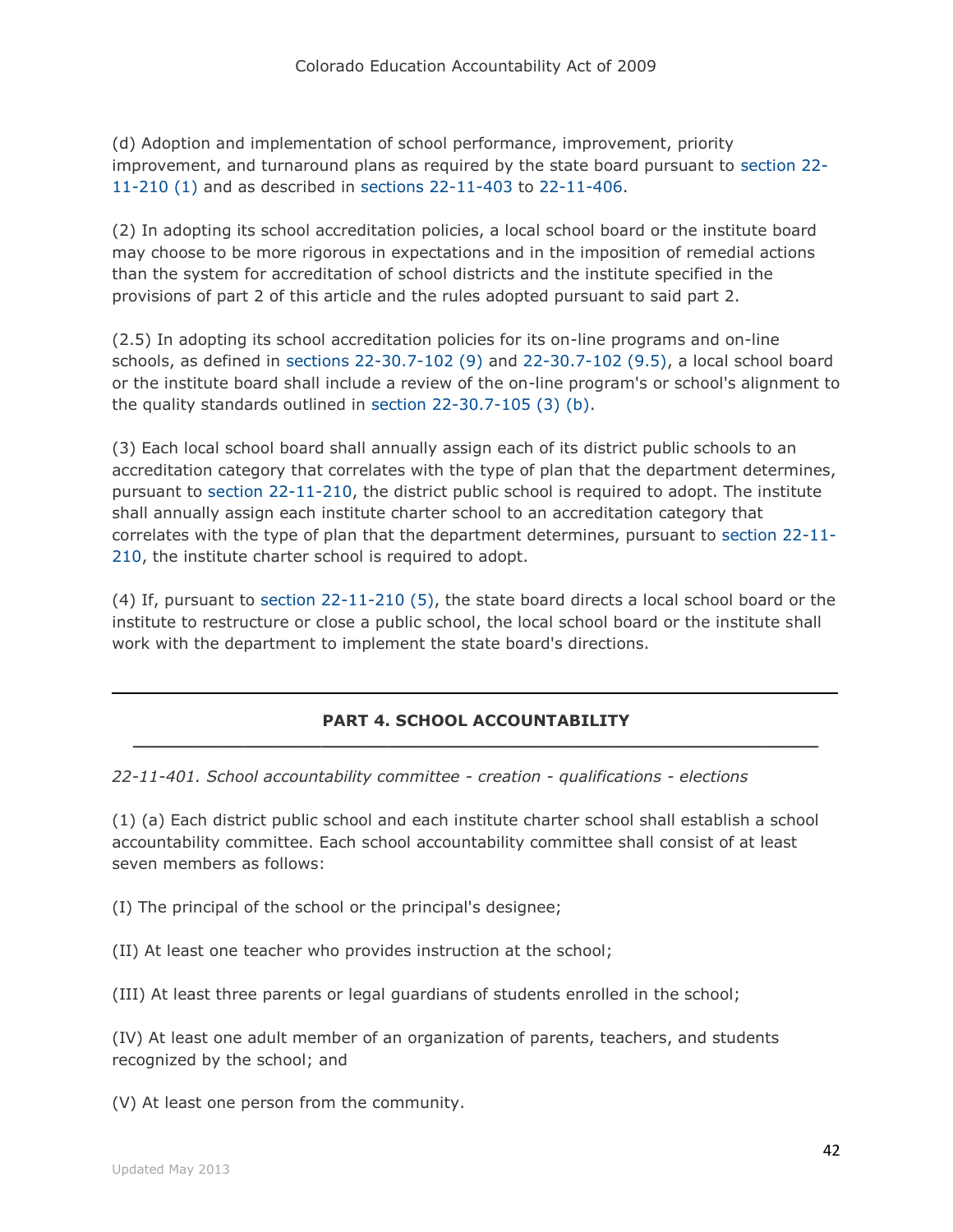(d) Adoption and implementation of school performance, improvement, priority improvement, and turnaround plans as required by the state board pursuant to section 22-11-210 (1) and as described in sections 22-11-403 to 22-11-406.

(2) In adopting its school accreditation policies, a local school board or the institute board may choose to be more rigorous in expectations and in the imposition of remedial actions than the system for accreditation of school districts and the institute specified in the provisions of part 2 of this article and the rules adopted pursuant to said part 2.

(2.5) In adopting its school accreditation policies for its on-line programs and on-line schools, as defined in sections 22-30.7-102 (9) and 22-30.7-102 (9.5), a local school board or the institute board shall include a review of the on-line program's or school's alignment to the quality standards outlined in section 22-30.7-105 (3) (b).

(3) Each local school board shall annually assign each of its district public schools to an accreditation category that correlates with the type of plan that the department determines, pursuant to section 22-11-210, the district public school is required to adopt. The institute shall annually assign each institute charter school to an accreditation category that correlates with the type of plan that the department determines, pursuant to section 22-11-210, the institute charter school is required to adopt.

(4) If, pursuant to section 22-11-210 (5), the state board directs a local school board or the institute to restructure or close a public school, the local school board or the institute shall work with the department to implement the state board's directions.

---

## PART 4. SCHOOL ACCOUNTABILITY

*22-11-401. School accountability committee - creation - qualifications - elections*

(1) (a) Each district public school and each institute charter school shall establish a school accountability committee. Each school accountability committee shall consist of at least seven members as follows:

(I) The principal of the school or the principal's designee;

(II) At least one teacher who provides instruction at the school;

(III) At least three parents or legal guardians of students enrolled in the school;

(IV) At least one adult member of an organization of parents, teachers, and students recognized by the school; and

(V) At least one person from the community.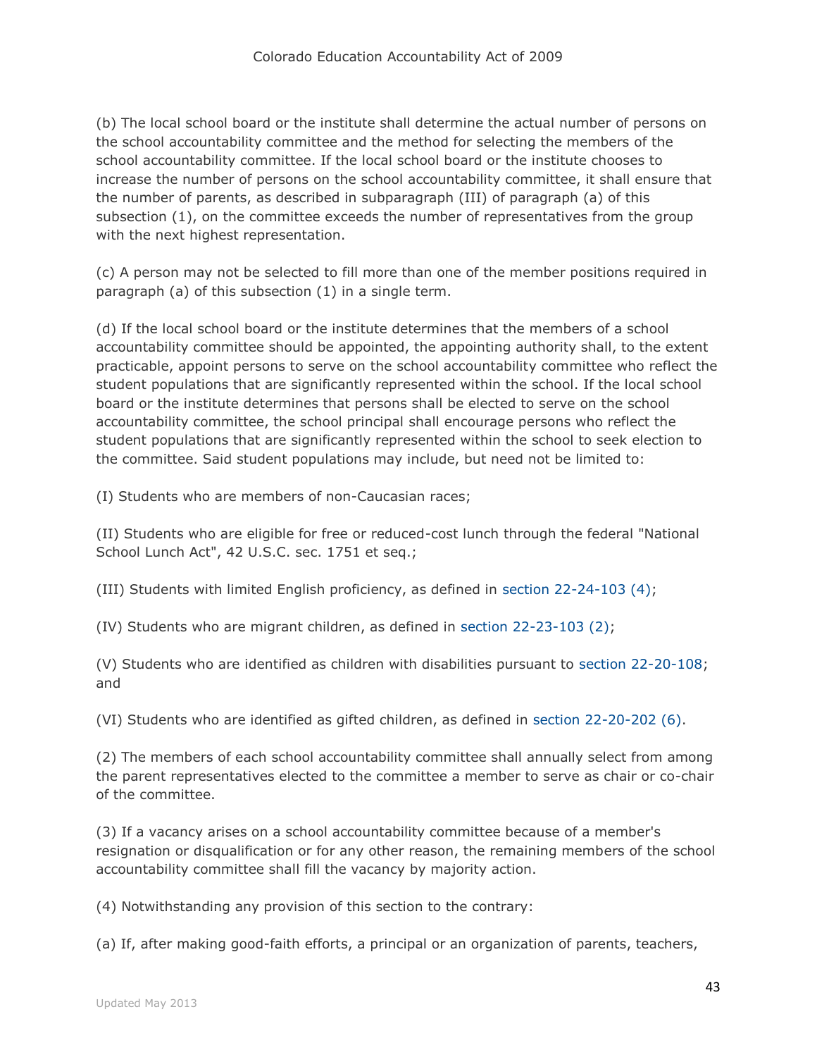(b) The local school board or the institute shall determine the actual number of persons on the school accountability committee and the method for selecting the members of the school accountability committee. If the local school board or the institute chooses to increase the number of persons on the school accountability committee, it shall ensure that the number of parents, as described in subparagraph (III) of paragraph (a) of this subsection (1), on the committee exceeds the number of representatives from the group with the next highest representation.

(c) A person may not be selected to fill more than one of the member positions required in paragraph (a) of this subsection (1) in a single term.

(d) If the local school board or the institute determines that the members of a school accountability committee should be appointed, the appointing authority shall, to the extent practicable, appoint persons to serve on the school accountability committee who reflect the student populations that are significantly represented within the school. If the local school board or the institute determines that persons shall be elected to serve on the school accountability committee, the school principal shall encourage persons who reflect the student populations that are significantly represented within the school to seek election to the committee. Said student populations may include, but need not be limited to:

(I) Students who are members of non-Caucasian races;

(II) Students who are eligible for free or reduced-cost lunch through the federal "National School Lunch Act", 42 U.S.C. sec. 1751 et seq.;

(III) Students with limited English proficiency, as defined in section 22-24-103 (4);

(IV) Students who are migrant children, as defined in section 22-23-103 (2);

(V) Students who are identified as children with disabilities pursuant to section 22-20-108; and

(VI) Students who are identified as gifted children, as defined in section 22-20-202 (6).

(2) The members of each school accountability committee shall annually select from among the parent representatives elected to the committee a member to serve as chair or co-chair of the committee.

(3) If a vacancy arises on a school accountability committee because of a member's resignation or disqualification or for any other reason, the remaining members of the school accountability committee shall fill the vacancy by majority action.

(4) Notwithstanding any provision of this section to the contrary:

(a) If, after making good-faith efforts, a principal or an organization of parents, teachers,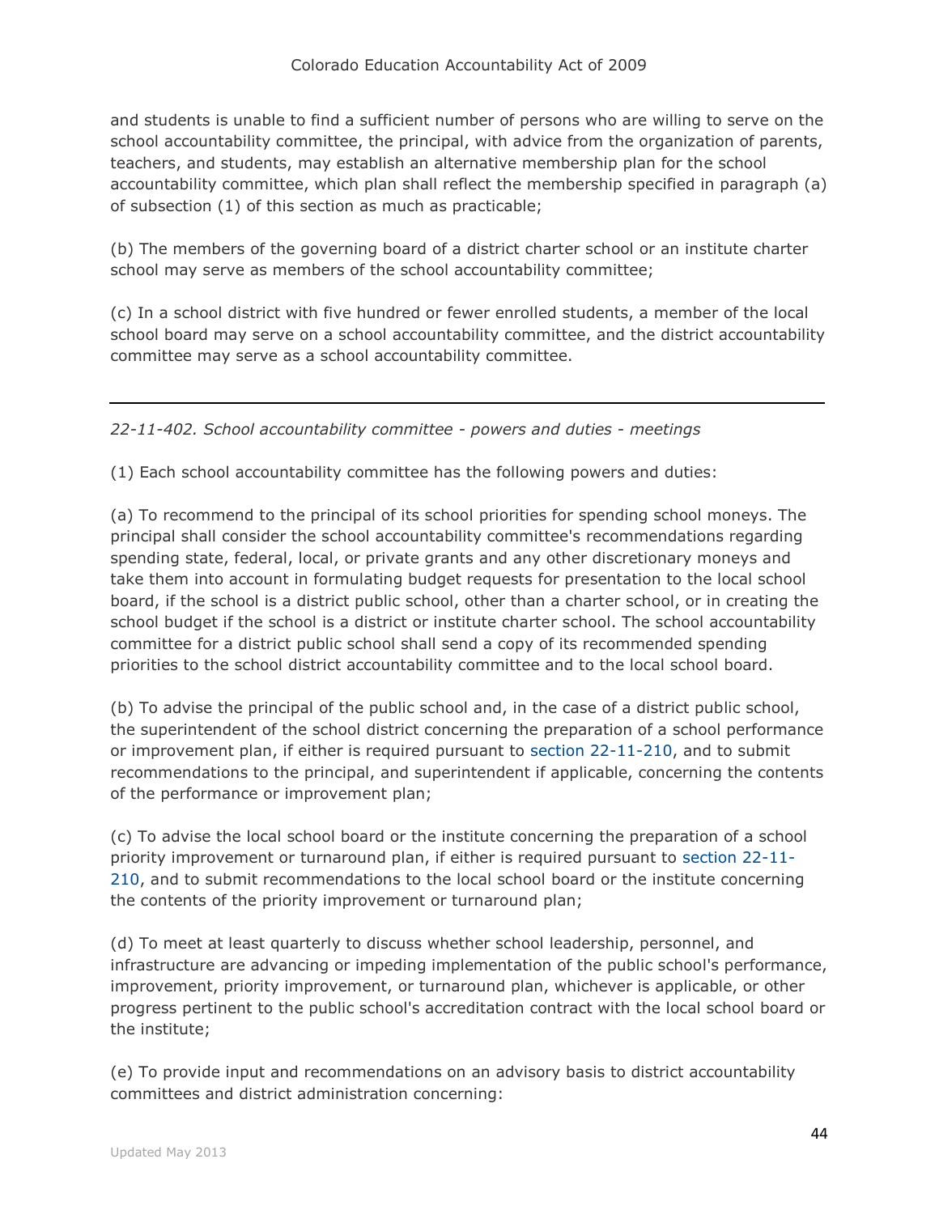and students is unable to find a sufficient number of persons who are willing to serve on the school accountability committee, the principal, with advice from the organization of parents, teachers, and students, may establish an alternative membership plan for the school accountability committee, which plan shall reflect the membership specified in paragraph (a) of subsection (1) of this section as much as practicable;

(b) The members of the governing board of a district charter school or an institute charter school may serve as members of the school accountability committee;

(c) In a school district with five hundred or fewer enrolled students, a member of the local school board may serve on a school accountability committee, and the district accountability committee may serve as a school accountability committee.

---

*22-11-402. School accountability committee - powers and duties - meetings*

(1) Each school accountability committee has the following powers and duties:

(a) To recommend to the principal of its school priorities for spending school moneys. The principal shall consider the school accountability committee's recommendations regarding spending state, federal, local, or private grants and any other discretionary moneys and take them into account in formulating budget requests for presentation to the local school board, if the school is a district public school, other than a charter school, or in creating the school budget if the school is a district or institute charter school. The school accountability committee for a district public school shall send a copy of its recommended spending priorities to the school district accountability committee and to the local school board.

(b) To advise the principal of the public school and, in the case of a district public school, the superintendent of the school district concerning the preparation of a school performance or improvement plan, if either is required pursuant to section 22-11-210, and to submit recommendations to the principal, and superintendent if applicable, concerning the contents of the performance or improvement plan;

(c) To advise the local school board or the institute concerning the preparation of a school priority improvement or turnaround plan, if either is required pursuant to section 22-11-210, and to submit recommendations to the local school board or the institute concerning the contents of the priority improvement or turnaround plan;

(d) To meet at least quarterly to discuss whether school leadership, personnel, and infrastructure are advancing or impeding implementation of the public school's performance, improvement, priority improvement, or turnaround plan, whichever is applicable, or other progress pertinent to the public school's accreditation contract with the local school board or the institute;

(e) To provide input and recommendations on an advisory basis to district accountability committees and district administration concerning: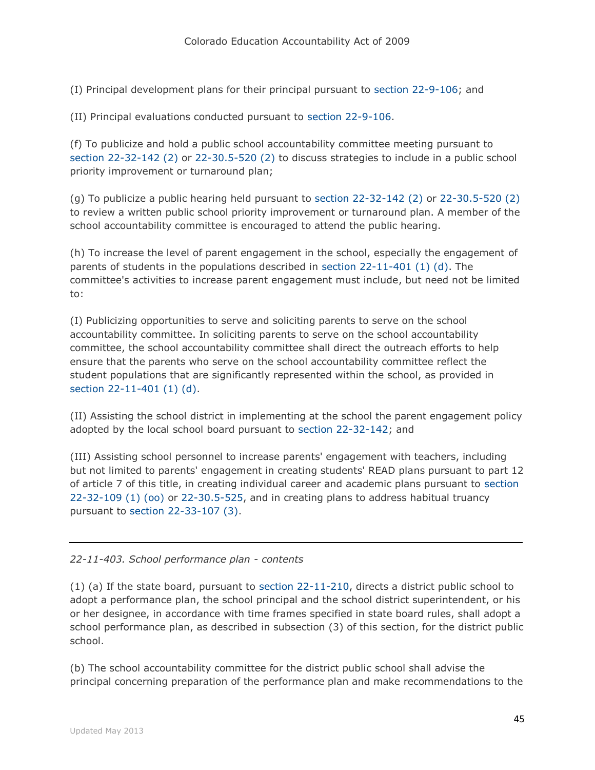(I) Principal development plans for their principal pursuant to section 22-9-106; and

(II) Principal evaluations conducted pursuant to section 22-9-106.

(f) To publicize and hold a public school accountability committee meeting pursuant to section 22-32-142 (2) or 22-30.5-520 (2) to discuss strategies to include in a public school priority improvement or turnaround plan;

(g) To publicize a public hearing held pursuant to section 22-32-142 (2) or 22-30.5-520 (2) to review a written public school priority improvement or turnaround plan. A member of the school accountability committee is encouraged to attend the public hearing.

(h) To increase the level of parent engagement in the school, especially the engagement of parents of students in the populations described in section 22-11-401 (1) (d). The committee's activities to increase parent engagement must include, but need not be limited to:

(I) Publicizing opportunities to serve and soliciting parents to serve on the school accountability committee. In soliciting parents to serve on the school accountability committee, the school accountability committee shall direct the outreach efforts to help ensure that the parents who serve on the school accountability committee reflect the student populations that are significantly represented within the school, as provided in section 22-11-401 (1) (d).

(II) Assisting the school district in implementing at the school the parent engagement policy adopted by the local school board pursuant to section 22-32-142; and

(III) Assisting school personnel to increase parents' engagement with teachers, including but not limited to parents' engagement in creating students' READ plans pursuant to part 12 of article 7 of this title, in creating individual career and academic plans pursuant to section 22-32-109 (1) (oo) or 22-30.5-525, and in creating plans to address habitual truancy pursuant to section 22-33-107 (3).

---

*22-11-403. School performance plan - contents*

(1) (a) If the state board, pursuant to section 22-11-210, directs a district public school to adopt a performance plan, the school principal and the school district superintendent, or his or her designee, in accordance with time frames specified in state board rules, shall adopt a school performance plan, as described in subsection (3) of this section, for the district public school.

(b) The school accountability committee for the district public school shall advise the principal concerning preparation of the performance plan and make recommendations to the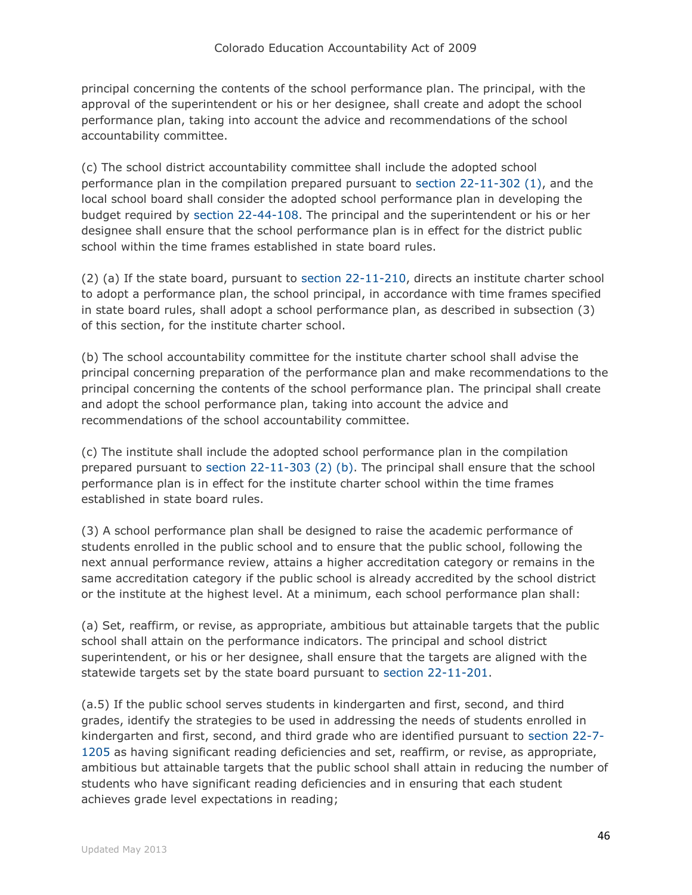principal concerning the contents of the school performance plan. The principal, with the approval of the superintendent or his or her designee, shall create and adopt the school performance plan, taking into account the advice and recommendations of the school accountability committee.

(c) The school district accountability committee shall include the adopted school performance plan in the compilation prepared pursuant to section 22-11-302 (1), and the local school board shall consider the adopted school performance plan in developing the budget required by section 22-44-108. The principal and the superintendent or his or her designee shall ensure that the school performance plan is in effect for the district public school within the time frames established in state board rules.

(2) (a) If the state board, pursuant to section 22-11-210, directs an institute charter school to adopt a performance plan, the school principal, in accordance with time frames specified in state board rules, shall adopt a school performance plan, as described in subsection (3) of this section, for the institute charter school.

(b) The school accountability committee for the institute charter school shall advise the principal concerning preparation of the performance plan and make recommendations to the principal concerning the contents of the school performance plan. The principal shall create and adopt the school performance plan, taking into account the advice and recommendations of the school accountability committee.

(c) The institute shall include the adopted school performance plan in the compilation prepared pursuant to section 22-11-303 (2) (b). The principal shall ensure that the school performance plan is in effect for the institute charter school within the time frames established in state board rules.

(3) A school performance plan shall be designed to raise the academic performance of students enrolled in the public school and to ensure that the public school, following the next annual performance review, attains a higher accreditation category or remains in the same accreditation category if the public school is already accredited by the school district or the institute at the highest level. At a minimum, each school performance plan shall:

(a) Set, reaffirm, or revise, as appropriate, ambitious but attainable targets that the public school shall attain on the performance indicators. The principal and school district superintendent, or his or her designee, shall ensure that the targets are aligned with the statewide targets set by the state board pursuant to section 22-11-201.

(a.5) If the public school serves students in kindergarten and first, second, and third grades, identify the strategies to be used in addressing the needs of students enrolled in kindergarten and first, second, and third grade who are identified pursuant to section 22-7-1205 as having significant reading deficiencies and set, reaffirm, or revise, as appropriate, ambitious but attainable targets that the public school shall attain in reducing the number of students who have significant reading deficiencies and in ensuring that each student achieves grade level expectations in reading;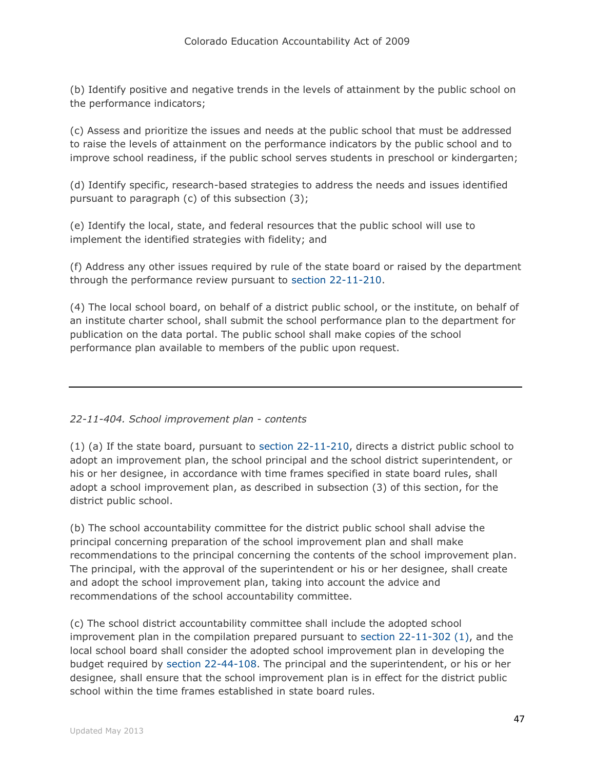(b) Identify positive and negative trends in the levels of attainment by the public school on the performance indicators;

(c) Assess and prioritize the issues and needs at the public school that must be addressed to raise the levels of attainment on the performance indicators by the public school and to improve school readiness, if the public school serves students in preschool or kindergarten;

(d) Identify specific, research-based strategies to address the needs and issues identified pursuant to paragraph (c) of this subsection (3);

(e) Identify the local, state, and federal resources that the public school will use to implement the identified strategies with fidelity; and

(f) Address any other issues required by rule of the state board or raised by the department through the performance review pursuant to section 22-11-210.

(4) The local school board, on behalf of a district public school, or the institute, on behalf of an institute charter school, shall submit the school performance plan to the department for publication on the data portal. The public school shall make copies of the school performance plan available to members of the public upon request.

---

*22-11-404. School improvement plan - contents*

(1) (a) If the state board, pursuant to section 22-11-210, directs a district public school to adopt an improvement plan, the school principal and the school district superintendent, or his or her designee, in accordance with time frames specified in state board rules, shall adopt a school improvement plan, as described in subsection (3) of this section, for the district public school.

(b) The school accountability committee for the district public school shall advise the principal concerning preparation of the school improvement plan and shall make recommendations to the principal concerning the contents of the school improvement plan. The principal, with the approval of the superintendent or his or her designee, shall create and adopt the school improvement plan, taking into account the advice and recommendations of the school accountability committee.

(c) The school district accountability committee shall include the adopted school improvement plan in the compilation prepared pursuant to section 22-11-302 (1), and the local school board shall consider the adopted school improvement plan in developing the budget required by section 22-44-108. The principal and the superintendent, or his or her designee, shall ensure that the school improvement plan is in effect for the district public school within the time frames established in state board rules.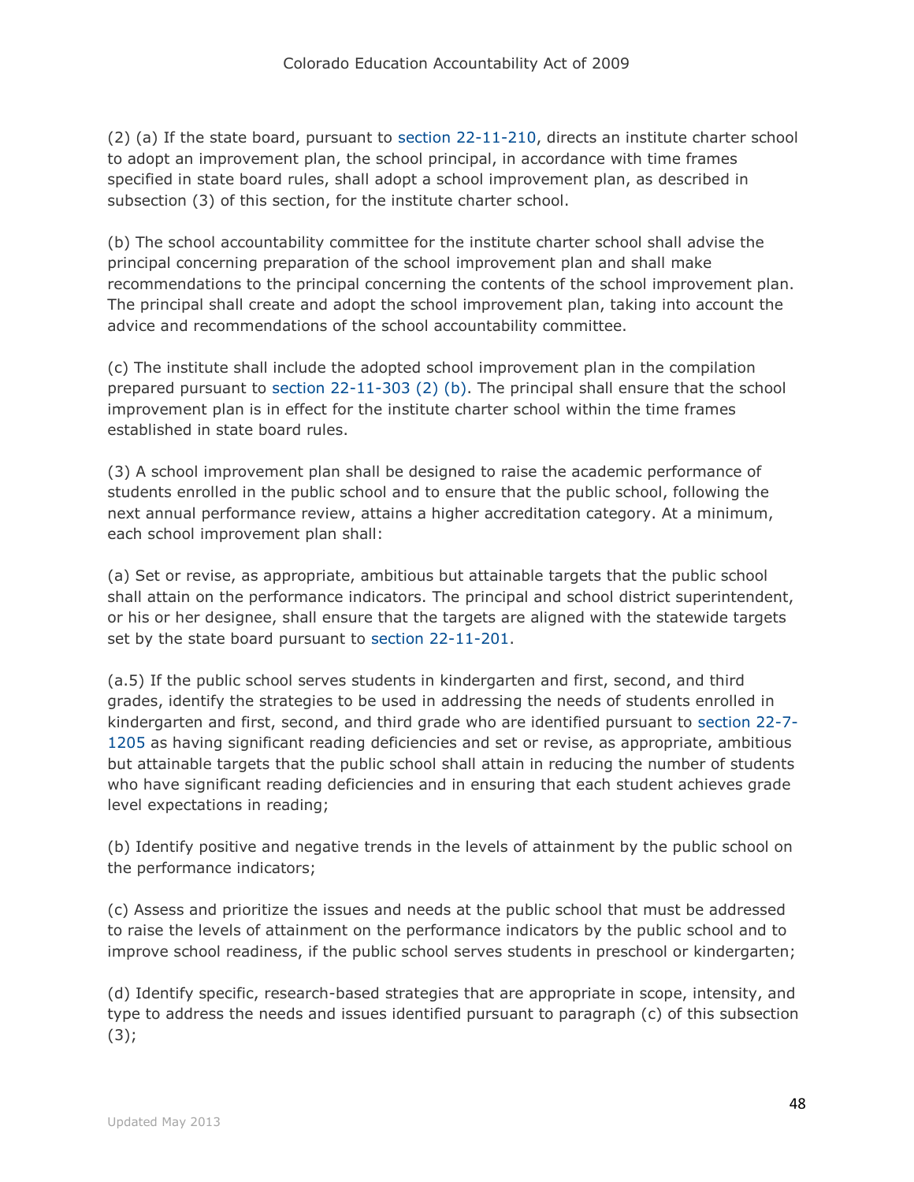(2) (a) If the state board, pursuant to section 22-11-210, directs an institute charter school to adopt an improvement plan, the school principal, in accordance with time frames specified in state board rules, shall adopt a school improvement plan, as described in subsection (3) of this section, for the institute charter school.

(b) The school accountability committee for the institute charter school shall advise the principal concerning preparation of the school improvement plan and shall make recommendations to the principal concerning the contents of the school improvement plan. The principal shall create and adopt the school improvement plan, taking into account the advice and recommendations of the school accountability committee.

(c) The institute shall include the adopted school improvement plan in the compilation prepared pursuant to section 22-11-303 (2) (b). The principal shall ensure that the school improvement plan is in effect for the institute charter school within the time frames established in state board rules.

(3) A school improvement plan shall be designed to raise the academic performance of students enrolled in the public school and to ensure that the public school, following the next annual performance review, attains a higher accreditation category. At a minimum, each school improvement plan shall:

(a) Set or revise, as appropriate, ambitious but attainable targets that the public school shall attain on the performance indicators. The principal and school district superintendent, or his or her designee, shall ensure that the targets are aligned with the statewide targets set by the state board pursuant to section 22-11-201.

(a.5) If the public school serves students in kindergarten and first, second, and third grades, identify the strategies to be used in addressing the needs of students enrolled in kindergarten and first, second, and third grade who are identified pursuant to section 22-7-1205 as having significant reading deficiencies and set or revise, as appropriate, ambitious but attainable targets that the public school shall attain in reducing the number of students who have significant reading deficiencies and in ensuring that each student achieves grade level expectations in reading;

(b) Identify positive and negative trends in the levels of attainment by the public school on the performance indicators;

(c) Assess and prioritize the issues and needs at the public school that must be addressed to raise the levels of attainment on the performance indicators by the public school and to improve school readiness, if the public school serves students in preschool or kindergarten;

(d) Identify specific, research-based strategies that are appropriate in scope, intensity, and type to address the needs and issues identified pursuant to paragraph (c) of this subsection (3);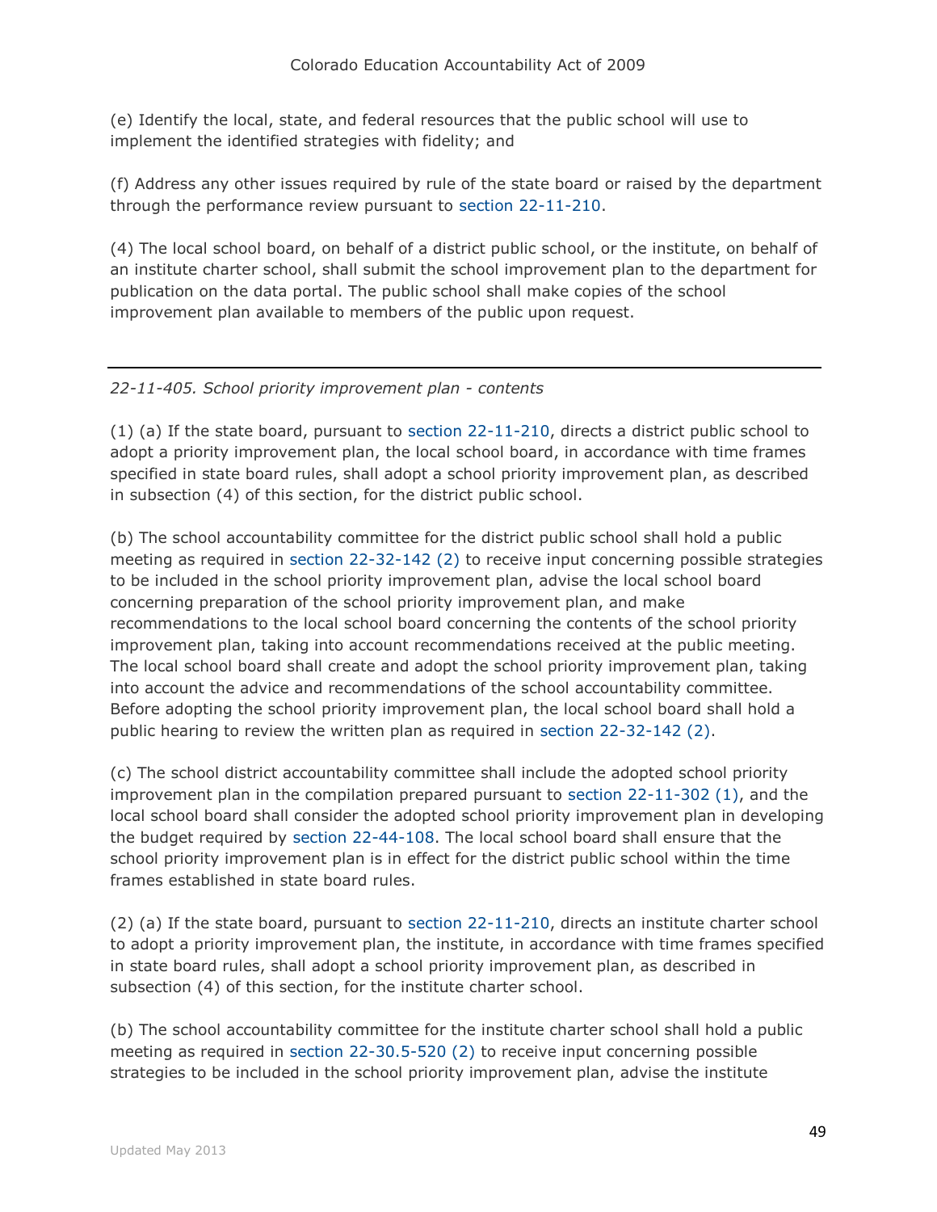(e) Identify the local, state, and federal resources that the public school will use to implement the identified strategies with fidelity; and

(f) Address any other issues required by rule of the state board or raised by the department through the performance review pursuant to section 22-11-210.

(4) The local school board, on behalf of a district public school, or the institute, on behalf of an institute charter school, shall submit the school improvement plan to the department for publication on the data portal. The public school shall make copies of the school improvement plan available to members of the public upon request.

---

*22-11-405. School priority improvement plan - contents*

(1) (a) If the state board, pursuant to section 22-11-210, directs a district public school to adopt a priority improvement plan, the local school board, in accordance with time frames specified in state board rules, shall adopt a school priority improvement plan, as described in subsection (4) of this section, for the district public school.

(b) The school accountability committee for the district public school shall hold a public meeting as required in section 22-32-142 (2) to receive input concerning possible strategies to be included in the school priority improvement plan, advise the local school board concerning preparation of the school priority improvement plan, and make recommendations to the local school board concerning the contents of the school priority improvement plan, taking into account recommendations received at the public meeting. The local school board shall create and adopt the school priority improvement plan, taking into account the advice and recommendations of the school accountability committee. Before adopting the school priority improvement plan, the local school board shall hold a public hearing to review the written plan as required in section 22-32-142 (2).

(c) The school district accountability committee shall include the adopted school priority improvement plan in the compilation prepared pursuant to section 22-11-302 (1), and the local school board shall consider the adopted school priority improvement plan in developing the budget required by section 22-44-108. The local school board shall ensure that the school priority improvement plan is in effect for the district public school within the time frames established in state board rules.

(2) (a) If the state board, pursuant to section 22-11-210, directs an institute charter school to adopt a priority improvement plan, the institute, in accordance with time frames specified in state board rules, shall adopt a school priority improvement plan, as described in subsection (4) of this section, for the institute charter school.

(b) The school accountability committee for the institute charter school shall hold a public meeting as required in section 22-30.5-520 (2) to receive input concerning possible strategies to be included in the school priority improvement plan, advise the institute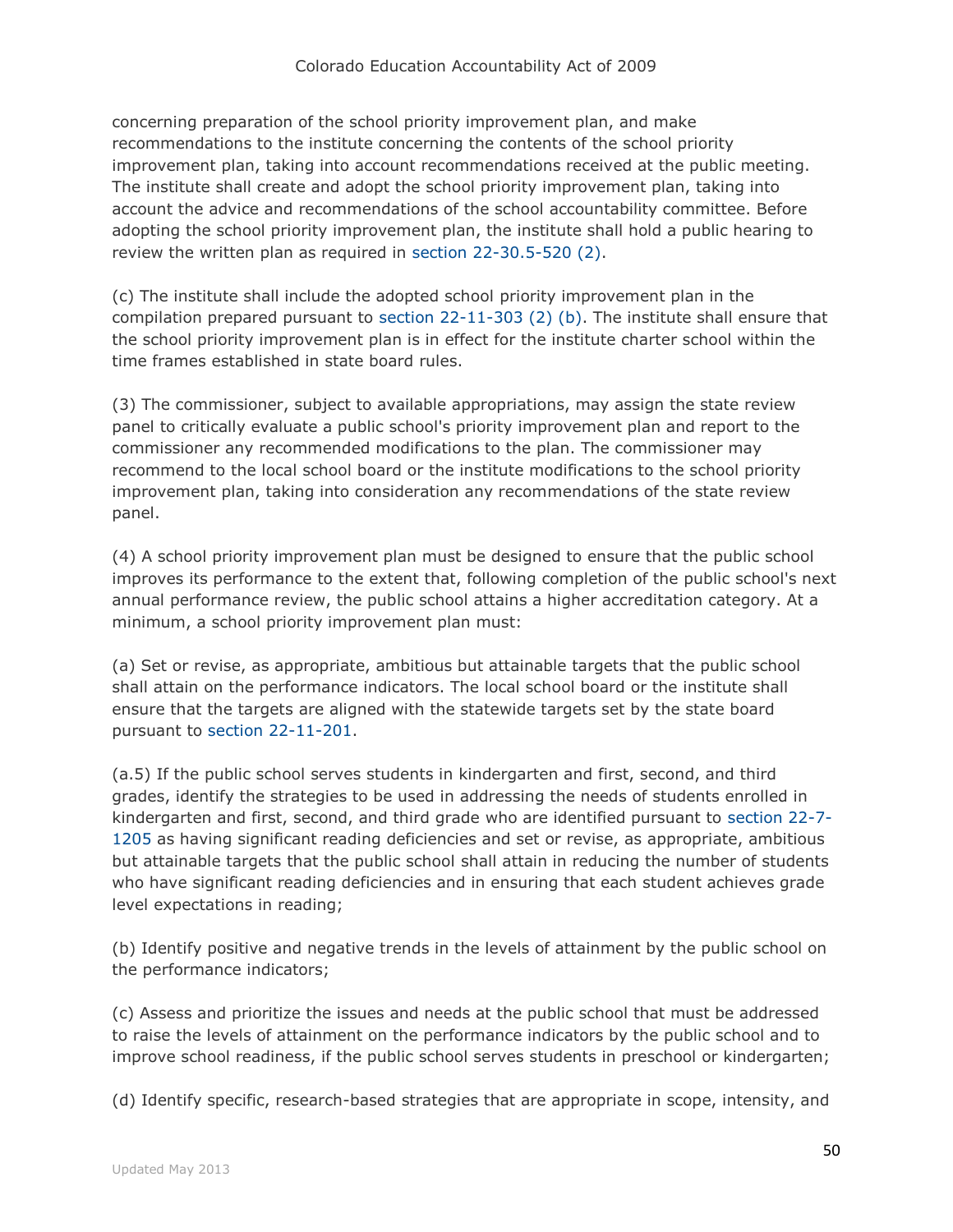concerning preparation of the school priority improvement plan, and make recommendations to the institute concerning the contents of the school priority improvement plan, taking into account recommendations received at the public meeting. The institute shall create and adopt the school priority improvement plan, taking into account the advice and recommendations of the school accountability committee. Before adopting the school priority improvement plan, the institute shall hold a public hearing to review the written plan as required in section 22-30.5-520 (2).

(c) The institute shall include the adopted school priority improvement plan in the compilation prepared pursuant to section 22-11-303 (2) (b). The institute shall ensure that the school priority improvement plan is in effect for the institute charter school within the time frames established in state board rules.

(3) The commissioner, subject to available appropriations, may assign the state review panel to critically evaluate a public school's priority improvement plan and report to the commissioner any recommended modifications to the plan. The commissioner may recommend to the local school board or the institute modifications to the school priority improvement plan, taking into consideration any recommendations of the state review panel.

(4) A school priority improvement plan must be designed to ensure that the public school improves its performance to the extent that, following completion of the public school's next annual performance review, the public school attains a higher accreditation category. At a minimum, a school priority improvement plan must:

(a) Set or revise, as appropriate, ambitious but attainable targets that the public school shall attain on the performance indicators. The local school board or the institute shall ensure that the targets are aligned with the statewide targets set by the state board pursuant to section 22-11-201.

(a.5) If the public school serves students in kindergarten and first, second, and third grades, identify the strategies to be used in addressing the needs of students enrolled in kindergarten and first, second, and third grade who are identified pursuant to section 22-7-1205 as having significant reading deficiencies and set or revise, as appropriate, ambitious but attainable targets that the public school shall attain in reducing the number of students who have significant reading deficiencies and in ensuring that each student achieves grade level expectations in reading;

(b) Identify positive and negative trends in the levels of attainment by the public school on the performance indicators;

(c) Assess and prioritize the issues and needs at the public school that must be addressed to raise the levels of attainment on the performance indicators by the public school and to improve school readiness, if the public school serves students in preschool or kindergarten;

(d) Identify specific, research-based strategies that are appropriate in scope, intensity, and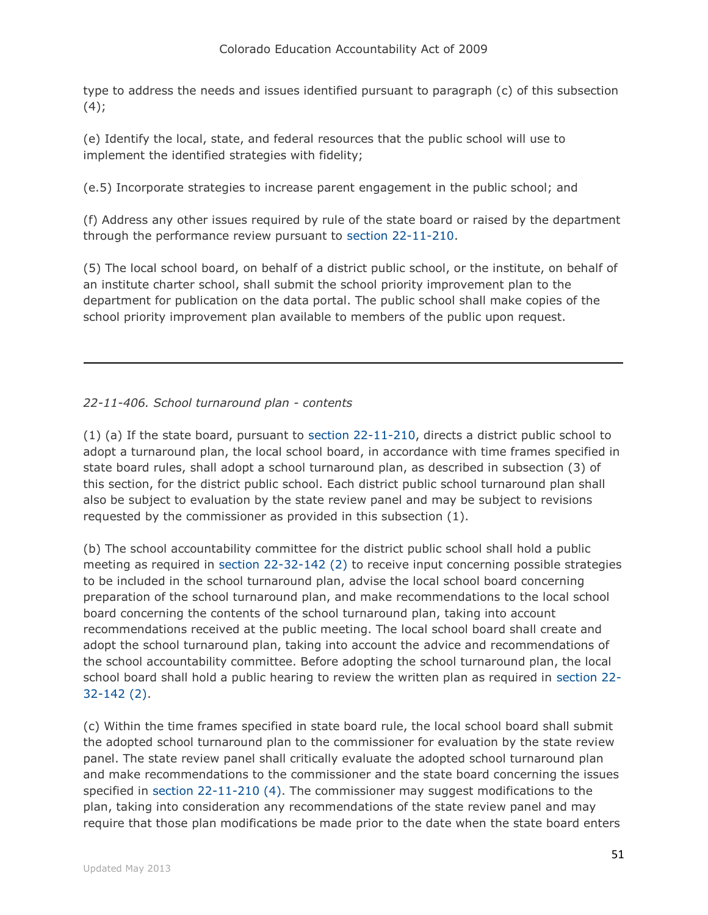type to address the needs and issues identified pursuant to paragraph (c) of this subsection (4);

(e) Identify the local, state, and federal resources that the public school will use to implement the identified strategies with fidelity;

(e.5) Incorporate strategies to increase parent engagement in the public school; and

(f) Address any other issues required by rule of the state board or raised by the department through the performance review pursuant to section 22-11-210.

(5) The local school board, on behalf of a district public school, or the institute, on behalf of an institute charter school, shall submit the school priority improvement plan to the department for publication on the data portal. The public school shall make copies of the school priority improvement plan available to members of the public upon request.

---

*22-11-406. School turnaround plan - contents*

(1) (a) If the state board, pursuant to section 22-11-210, directs a district public school to adopt a turnaround plan, the local school board, in accordance with time frames specified in state board rules, shall adopt a school turnaround plan, as described in subsection (3) of this section, for the district public school. Each district public school turnaround plan shall also be subject to evaluation by the state review panel and may be subject to revisions requested by the commissioner as provided in this subsection (1).

(b) The school accountability committee for the district public school shall hold a public meeting as required in section 22-32-142 (2) to receive input concerning possible strategies to be included in the school turnaround plan, advise the local school board concerning preparation of the school turnaround plan, and make recommendations to the local school board concerning the contents of the school turnaround plan, taking into account recommendations received at the public meeting. The local school board shall create and adopt the school turnaround plan, taking into account the advice and recommendations of the school accountability committee. Before adopting the school turnaround plan, the local school board shall hold a public hearing to review the written plan as required in section 22-32-142 (2).

(c) Within the time frames specified in state board rule, the local school board shall submit the adopted school turnaround plan to the commissioner for evaluation by the state review panel. The state review panel shall critically evaluate the adopted school turnaround plan and make recommendations to the commissioner and the state board concerning the issues specified in section 22-11-210 (4). The commissioner may suggest modifications to the plan, taking into consideration any recommendations of the state review panel and may require that those plan modifications be made prior to the date when the state board enters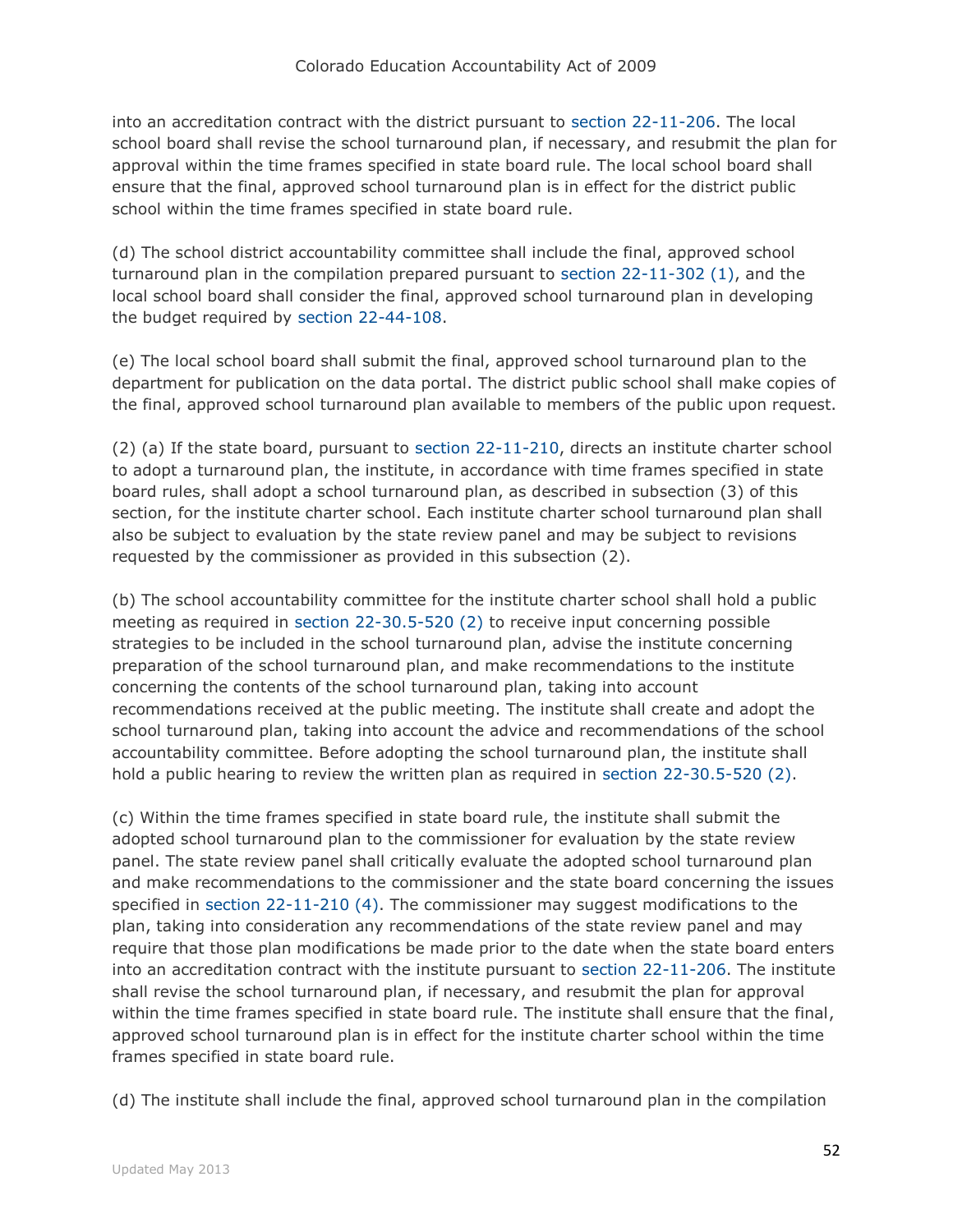into an accreditation contract with the district pursuant to section 22-11-206. The local school board shall revise the school turnaround plan, if necessary, and resubmit the plan for approval within the time frames specified in state board rule. The local school board shall ensure that the final, approved school turnaround plan is in effect for the district public school within the time frames specified in state board rule.

(d) The school district accountability committee shall include the final, approved school turnaround plan in the compilation prepared pursuant to section 22-11-302 (1), and the local school board shall consider the final, approved school turnaround plan in developing the budget required by section 22-44-108.

(e) The local school board shall submit the final, approved school turnaround plan to the department for publication on the data portal. The district public school shall make copies of the final, approved school turnaround plan available to members of the public upon request.

(2) (a) If the state board, pursuant to section 22-11-210, directs an institute charter school to adopt a turnaround plan, the institute, in accordance with time frames specified in state board rules, shall adopt a school turnaround plan, as described in subsection (3) of this section, for the institute charter school. Each institute charter school turnaround plan shall also be subject to evaluation by the state review panel and may be subject to revisions requested by the commissioner as provided in this subsection (2).

(b) The school accountability committee for the institute charter school shall hold a public meeting as required in section 22-30.5-520 (2) to receive input concerning possible strategies to be included in the school turnaround plan, advise the institute concerning preparation of the school turnaround plan, and make recommendations to the institute concerning the contents of the school turnaround plan, taking into account recommendations received at the public meeting. The institute shall create and adopt the school turnaround plan, taking into account the advice and recommendations of the school accountability committee. Before adopting the school turnaround plan, the institute shall hold a public hearing to review the written plan as required in section 22-30.5-520 (2).

(c) Within the time frames specified in state board rule, the institute shall submit the adopted school turnaround plan to the commissioner for evaluation by the state review panel. The state review panel shall critically evaluate the adopted school turnaround plan and make recommendations to the commissioner and the state board concerning the issues specified in section 22-11-210 (4). The commissioner may suggest modifications to the plan, taking into consideration any recommendations of the state review panel and may require that those plan modifications be made prior to the date when the state board enters into an accreditation contract with the institute pursuant to section 22-11-206. The institute shall revise the school turnaround plan, if necessary, and resubmit the plan for approval within the time frames specified in state board rule. The institute shall ensure that the final, approved school turnaround plan is in effect for the institute charter school within the time frames specified in state board rule.

(d) The institute shall include the final, approved school turnaround plan in the compilation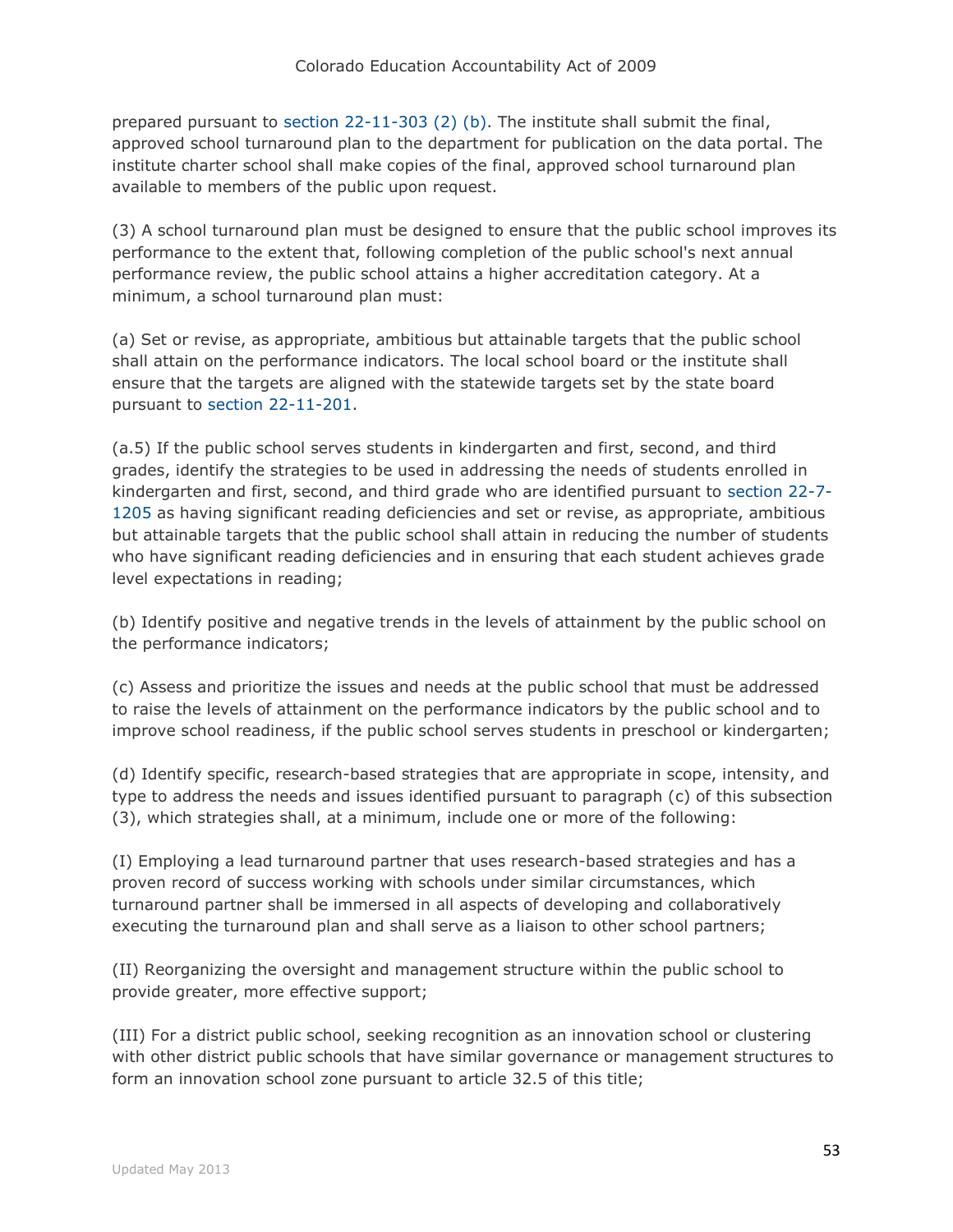prepared pursuant to section 22-11-303 (2) (b). The institute shall submit the final, approved school turnaround plan to the department for publication on the data portal. The institute charter school shall make copies of the final, approved school turnaround plan available to members of the public upon request.

(3) A school turnaround plan must be designed to ensure that the public school improves its performance to the extent that, following completion of the public school's next annual performance review, the public school attains a higher accreditation category. At a minimum, a school turnaround plan must:

(a) Set or revise, as appropriate, ambitious but attainable targets that the public school shall attain on the performance indicators. The local school board or the institute shall ensure that the targets are aligned with the statewide targets set by the state board pursuant to section 22-11-201.

(a.5) If the public school serves students in kindergarten and first, second, and third grades, identify the strategies to be used in addressing the needs of students enrolled in kindergarten and first, second, and third grade who are identified pursuant to section 22-7-1205 as having significant reading deficiencies and set or revise, as appropriate, ambitious but attainable targets that the public school shall attain in reducing the number of students who have significant reading deficiencies and in ensuring that each student achieves grade level expectations in reading;

(b) Identify positive and negative trends in the levels of attainment by the public school on the performance indicators;

(c) Assess and prioritize the issues and needs at the public school that must be addressed to raise the levels of attainment on the performance indicators by the public school and to improve school readiness, if the public school serves students in preschool or kindergarten;

(d) Identify specific, research-based strategies that are appropriate in scope, intensity, and type to address the needs and issues identified pursuant to paragraph (c) of this subsection (3), which strategies shall, at a minimum, include one or more of the following:

(I) Employing a lead turnaround partner that uses research-based strategies and has a proven record of success working with schools under similar circumstances, which turnaround partner shall be immersed in all aspects of developing and collaboratively executing the turnaround plan and shall serve as a liaison to other school partners;

(II) Reorganizing the oversight and management structure within the public school to provide greater, more effective support;

(III) For a district public school, seeking recognition as an innovation school or clustering with other district public schools that have similar governance or management structures to form an innovation school zone pursuant to article 32.5 of this title;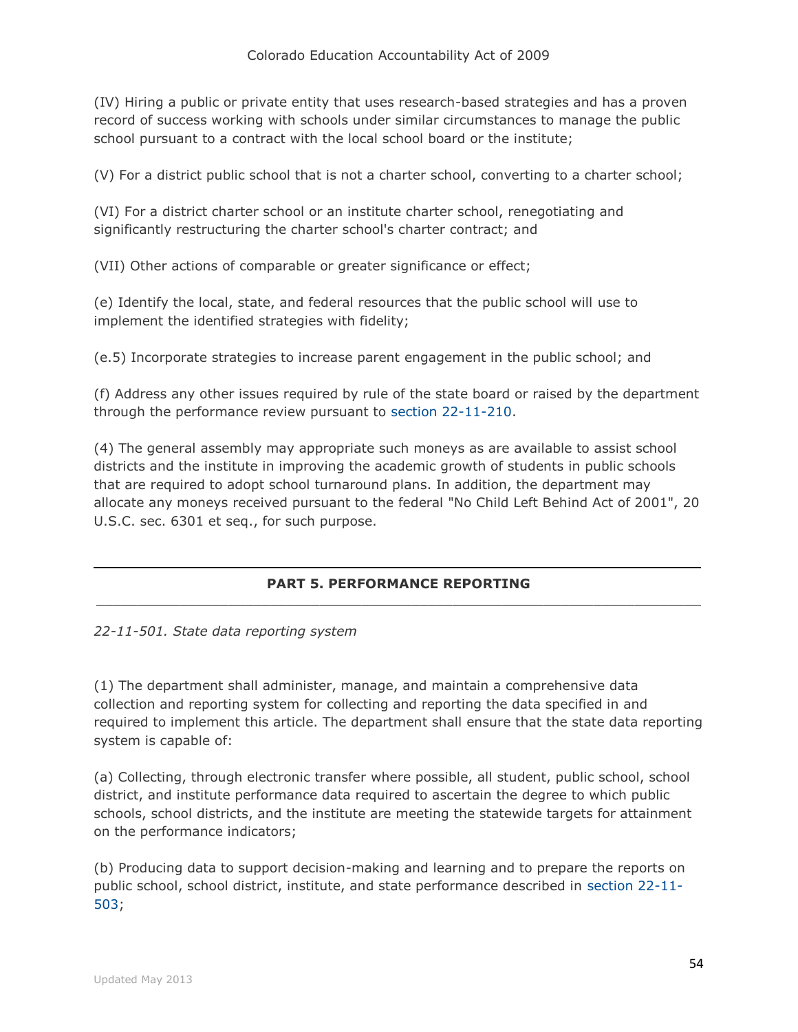(IV) Hiring a public or private entity that uses research-based strategies and has a proven record of success working with schools under similar circumstances to manage the public school pursuant to a contract with the local school board or the institute;

(V) For a district public school that is not a charter school, converting to a charter school;

(VI) For a district charter school or an institute charter school, renegotiating and significantly restructuring the charter school's charter contract; and

(VII) Other actions of comparable or greater significance or effect;

(e) Identify the local, state, and federal resources that the public school will use to implement the identified strategies with fidelity;

(e.5) Incorporate strategies to increase parent engagement in the public school; and

(f) Address any other issues required by rule of the state board or raised by the department through the performance review pursuant to section 22-11-210.

(4) The general assembly may appropriate such moneys as are available to assist school districts and the institute in improving the academic growth of students in public schools that are required to adopt school turnaround plans. In addition, the department may allocate any moneys received pursuant to the federal "No Child Left Behind Act of 2001", 20 U.S.C. sec. 6301 et seq., for such purpose.

## PART 5. PERFORMANCE REPORTING

*22-11-501. State data reporting system*

(1) The department shall administer, manage, and maintain a comprehensive data collection and reporting system for collecting and reporting the data specified in and required to implement this article. The department shall ensure that the state data reporting system is capable of:

(a) Collecting, through electronic transfer where possible, all student, public school, school district, and institute performance data required to ascertain the degree to which public schools, school districts, and the institute are meeting the statewide targets for attainment on the performance indicators;

(b) Producing data to support decision-making and learning and to prepare the reports on public school, school district, institute, and state performance described in section 22-11-503;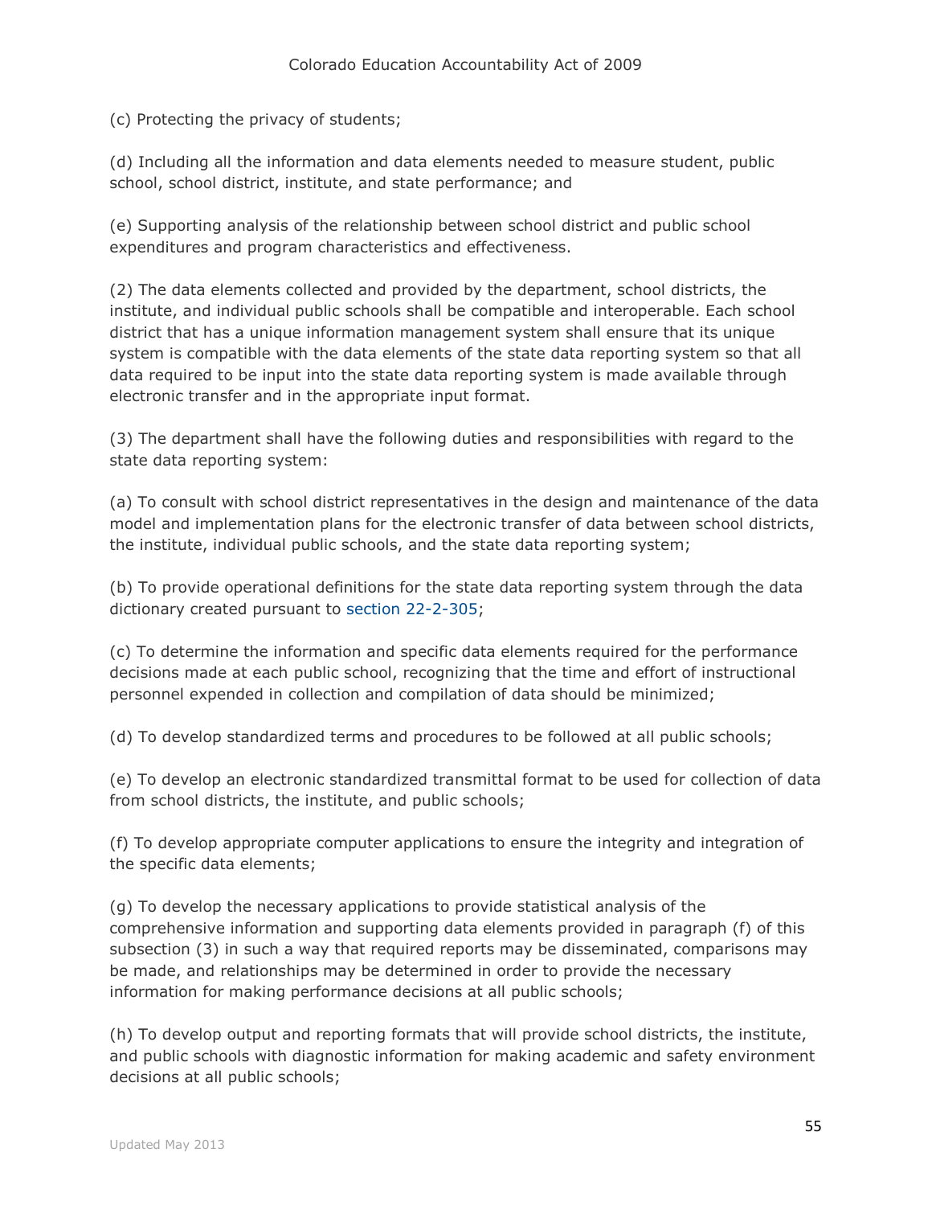(c) Protecting the privacy of students;

(d) Including all the information and data elements needed to measure student, public school, school district, institute, and state performance; and

(e) Supporting analysis of the relationship between school district and public school expenditures and program characteristics and effectiveness.

(2) The data elements collected and provided by the department, school districts, the institute, and individual public schools shall be compatible and interoperable. Each school district that has a unique information management system shall ensure that its unique system is compatible with the data elements of the state data reporting system so that all data required to be input into the state data reporting system is made available through electronic transfer and in the appropriate input format.

(3) The department shall have the following duties and responsibilities with regard to the state data reporting system:

(a) To consult with school district representatives in the design and maintenance of the data model and implementation plans for the electronic transfer of data between school districts, the institute, individual public schools, and the state data reporting system;

(b) To provide operational definitions for the state data reporting system through the data dictionary created pursuant to section 22-2-305;

(c) To determine the information and specific data elements required for the performance decisions made at each public school, recognizing that the time and effort of instructional personnel expended in collection and compilation of data should be minimized;

(d) To develop standardized terms and procedures to be followed at all public schools;

(e) To develop an electronic standardized transmittal format to be used for collection of data from school districts, the institute, and public schools;

(f) To develop appropriate computer applications to ensure the integrity and integration of the specific data elements;

(g) To develop the necessary applications to provide statistical analysis of the comprehensive information and supporting data elements provided in paragraph (f) of this subsection (3) in such a way that required reports may be disseminated, comparisons may be made, and relationships may be determined in order to provide the necessary information for making performance decisions at all public schools;

(h) To develop output and reporting formats that will provide school districts, the institute, and public schools with diagnostic information for making academic and safety environment decisions at all public schools;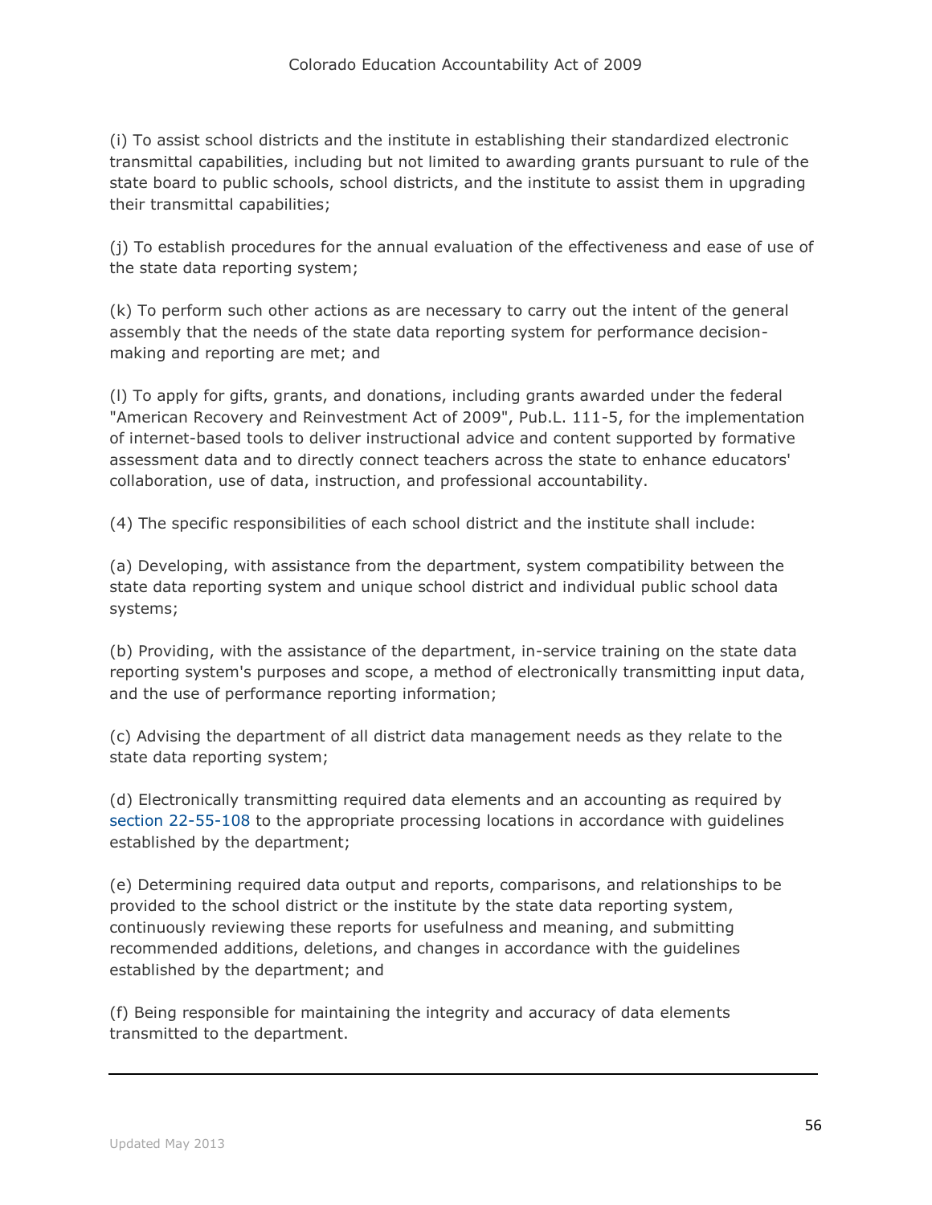(i) To assist school districts and the institute in establishing their standardized electronic transmittal capabilities, including but not limited to awarding grants pursuant to rule of the state board to public schools, school districts, and the institute to assist them in upgrading their transmittal capabilities;

(j) To establish procedures for the annual evaluation of the effectiveness and ease of use of the state data reporting system;

(k) To perform such other actions as are necessary to carry out the intent of the general assembly that the needs of the state data reporting system for performance decision-making and reporting are met; and

(l) To apply for gifts, grants, and donations, including grants awarded under the federal "American Recovery and Reinvestment Act of 2009", Pub.L. 111-5, for the implementation of internet-based tools to deliver instructional advice and content supported by formative assessment data and to directly connect teachers across the state to enhance educators' collaboration, use of data, instruction, and professional accountability.

(4) The specific responsibilities of each school district and the institute shall include:

(a) Developing, with assistance from the department, system compatibility between the state data reporting system and unique school district and individual public school data systems;

(b) Providing, with the assistance of the department, in-service training on the state data reporting system's purposes and scope, a method of electronically transmitting input data, and the use of performance reporting information;

(c) Advising the department of all district data management needs as they relate to the state data reporting system;

(d) Electronically transmitting required data elements and an accounting as required by section 22-55-108 to the appropriate processing locations in accordance with guidelines established by the department;

(e) Determining required data output and reports, comparisons, and relationships to be provided to the school district or the institute by the state data reporting system, continuously reviewing these reports for usefulness and meaning, and submitting recommended additions, deletions, and changes in accordance with the guidelines established by the department; and

(f) Being responsible for maintaining the integrity and accuracy of data elements transmitted to the department.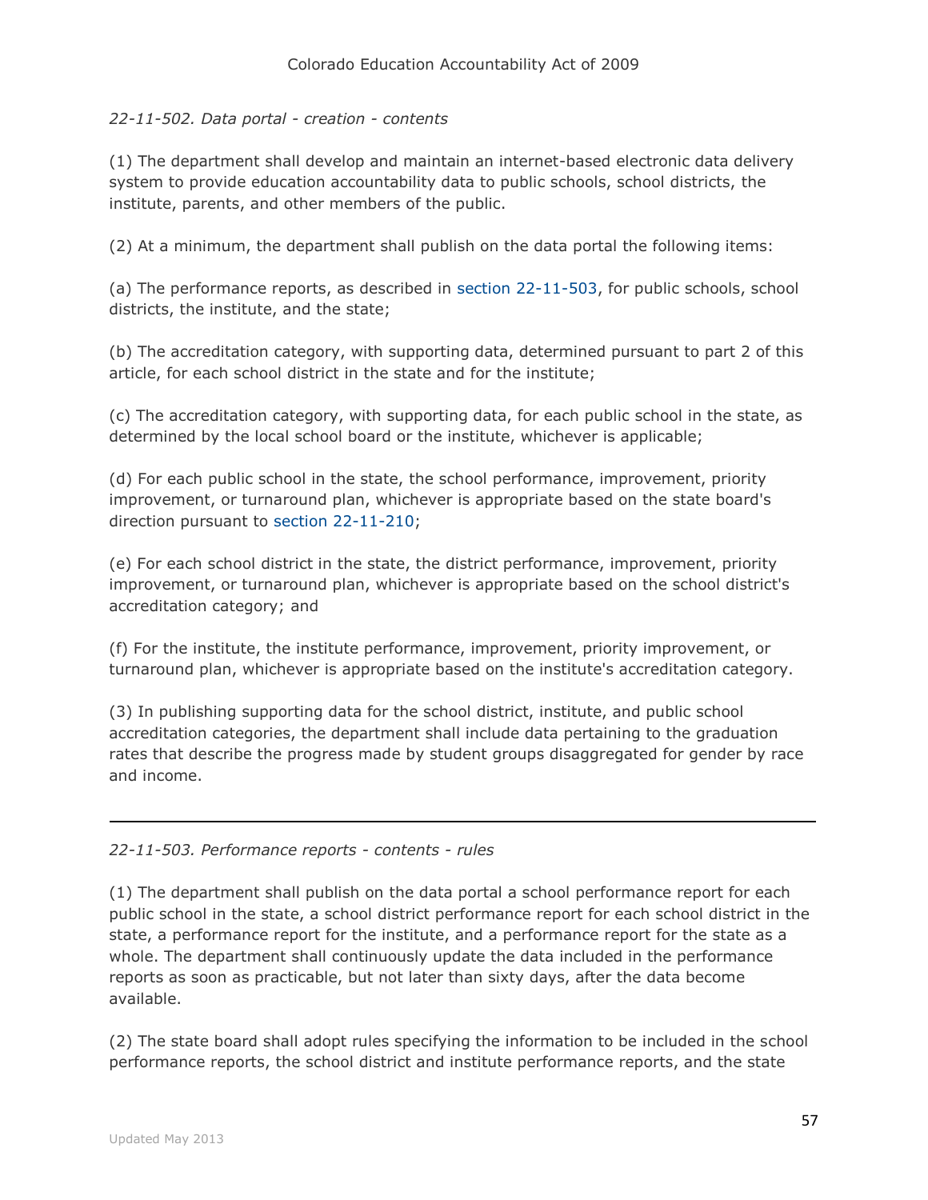*22-11-502. Data portal - creation - contents*

(1) The department shall develop and maintain an internet-based electronic data delivery system to provide education accountability data to public schools, school districts, the institute, parents, and other members of the public.

(2) At a minimum, the department shall publish on the data portal the following items:

(a) The performance reports, as described in section 22-11-503, for public schools, school districts, the institute, and the state;

(b) The accreditation category, with supporting data, determined pursuant to part 2 of this article, for each school district in the state and for the institute;

(c) The accreditation category, with supporting data, for each public school in the state, as determined by the local school board or the institute, whichever is applicable;

(d) For each public school in the state, the school performance, improvement, priority improvement, or turnaround plan, whichever is appropriate based on the state board's direction pursuant to section 22-11-210;

(e) For each school district in the state, the district performance, improvement, priority improvement, or turnaround plan, whichever is appropriate based on the school district's accreditation category; and

(f) For the institute, the institute performance, improvement, priority improvement, or turnaround plan, whichever is appropriate based on the institute's accreditation category.

(3) In publishing supporting data for the school district, institute, and public school accreditation categories, the department shall include data pertaining to the graduation rates that describe the progress made by student groups disaggregated for gender by race and income.

---

*22-11-503. Performance reports - contents - rules*

(1) The department shall publish on the data portal a school performance report for each public school in the state, a school district performance report for each school district in the state, a performance report for the institute, and a performance report for the state as a whole. The department shall continuously update the data included in the performance reports as soon as practicable, but not later than sixty days, after the data become available.

(2) The state board shall adopt rules specifying the information to be included in the school performance reports, the school district and institute performance reports, and the state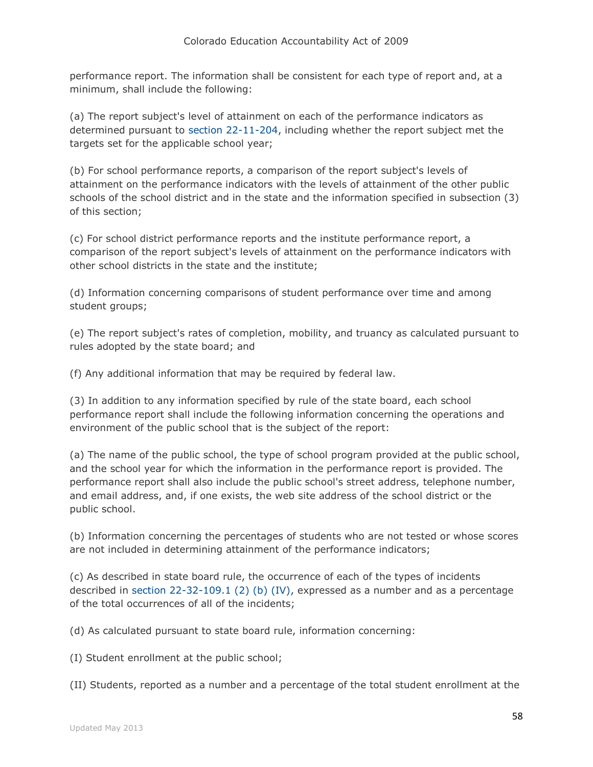performance report. The information shall be consistent for each type of report and, at a minimum, shall include the following:

(a) The report subject's level of attainment on each of the performance indicators as determined pursuant to section 22-11-204, including whether the report subject met the targets set for the applicable school year;

(b) For school performance reports, a comparison of the report subject's levels of attainment on the performance indicators with the levels of attainment of the other public schools of the school district and in the state and the information specified in subsection (3) of this section;

(c) For school district performance reports and the institute performance report, a comparison of the report subject's levels of attainment on the performance indicators with other school districts in the state and the institute;

(d) Information concerning comparisons of student performance over time and among student groups;

(e) The report subject's rates of completion, mobility, and truancy as calculated pursuant to rules adopted by the state board; and

(f) Any additional information that may be required by federal law.

(3) In addition to any information specified by rule of the state board, each school performance report shall include the following information concerning the operations and environment of the public school that is the subject of the report:

(a) The name of the public school, the type of school program provided at the public school, and the school year for which the information in the performance report is provided. The performance report shall also include the public school's street address, telephone number, and email address, and, if one exists, the web site address of the school district or the public school.

(b) Information concerning the percentages of students who are not tested or whose scores are not included in determining attainment of the performance indicators;

(c) As described in state board rule, the occurrence of each of the types of incidents described in section 22-32-109.1 (2) (b) (IV), expressed as a number and as a percentage of the total occurrences of all of the incidents;

(d) As calculated pursuant to state board rule, information concerning:

(I) Student enrollment at the public school;

(II) Students, reported as a number and a percentage of the total student enrollment at the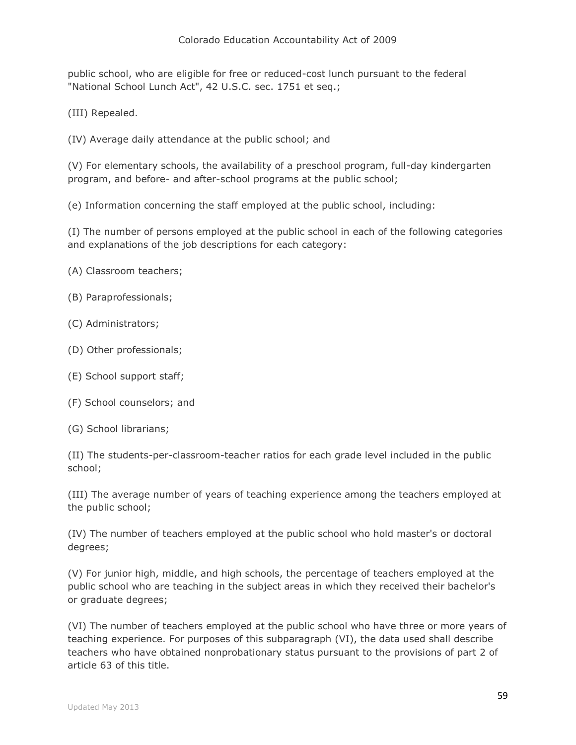public school, who are eligible for free or reduced-cost lunch pursuant to the federal "National School Lunch Act", 42 U.S.C. sec. 1751 et seq.;

(III) Repealed.

(IV) Average daily attendance at the public school; and

(V) For elementary schools, the availability of a preschool program, full-day kindergarten program, and before- and after-school programs at the public school;

(e) Information concerning the staff employed at the public school, including:

(I) The number of persons employed at the public school in each of the following categories and explanations of the job descriptions for each category:

(A) Classroom teachers;

(B) Paraprofessionals;

(C) Administrators;

(D) Other professionals;

(E) School support staff;

(F) School counselors; and

(G) School librarians;

(II) The students-per-classroom-teacher ratios for each grade level included in the public school;

(III) The average number of years of teaching experience among the teachers employed at the public school;

(IV) The number of teachers employed at the public school who hold master's or doctoral degrees;

(V) For junior high, middle, and high schools, the percentage of teachers employed at the public school who are teaching in the subject areas in which they received their bachelor's or graduate degrees;

(VI) The number of teachers employed at the public school who have three or more years of teaching experience. For purposes of this subparagraph (VI), the data used shall describe teachers who have obtained nonprobationary status pursuant to the provisions of part 2 of article 63 of this title.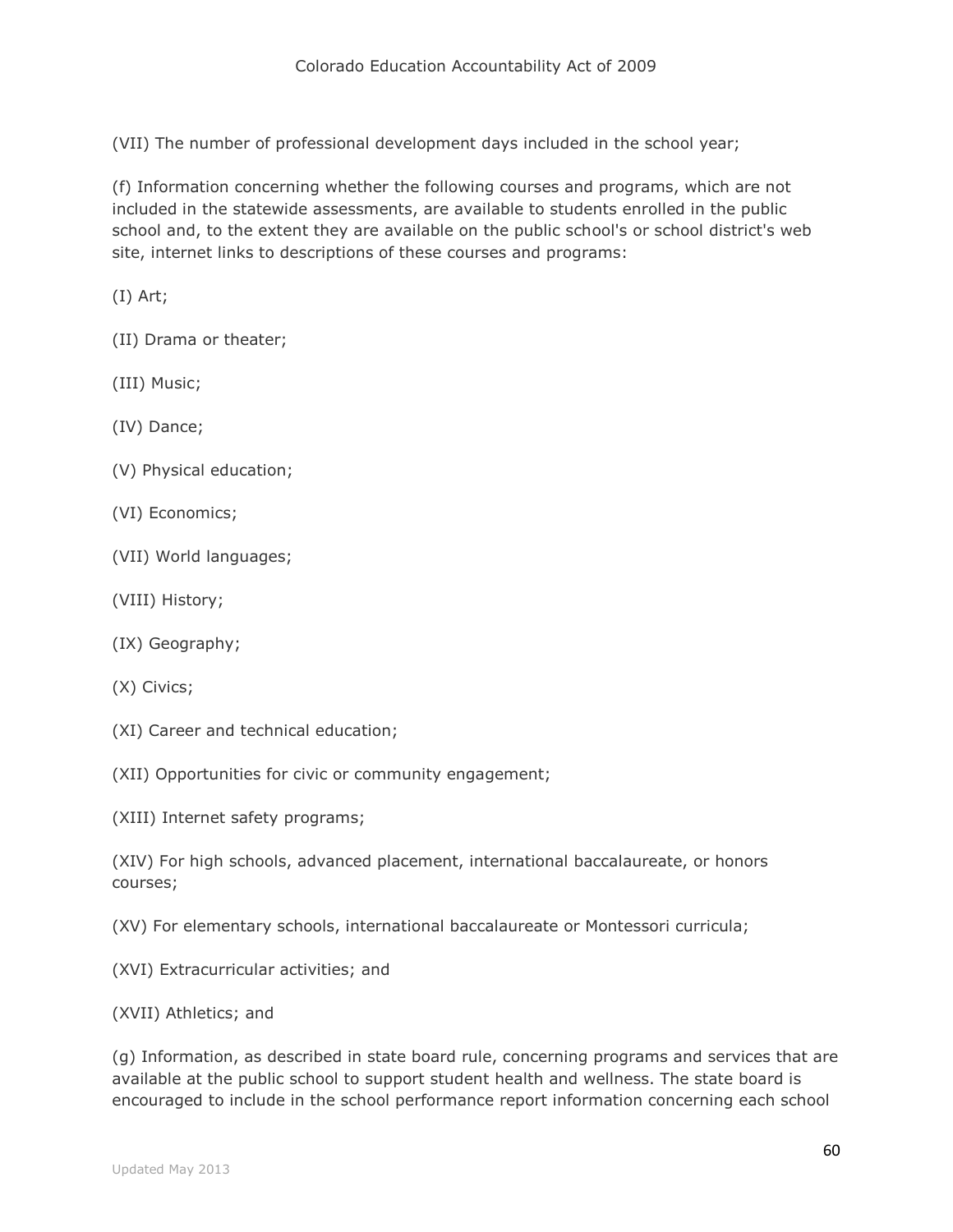(VII) The number of professional development days included in the school year;

(f) Information concerning whether the following courses and programs, which are not included in the statewide assessments, are available to students enrolled in the public school and, to the extent they are available on the public school's or school district's web site, internet links to descriptions of these courses and programs:

(I) Art;

(II) Drama or theater;

(III) Music;

(IV) Dance;

(V) Physical education;

(VI) Economics;

(VII) World languages;

(VIII) History;

(IX) Geography;

(X) Civics;

(XI) Career and technical education;

(XII) Opportunities for civic or community engagement;

(XIII) Internet safety programs;

(XIV) For high schools, advanced placement, international baccalaureate, or honors courses;

(XV) For elementary schools, international baccalaureate or Montessori curricula;

(XVI) Extracurricular activities; and

(XVII) Athletics; and

(g) Information, as described in state board rule, concerning programs and services that are available at the public school to support student health and wellness. The state board is encouraged to include in the school performance report information concerning each school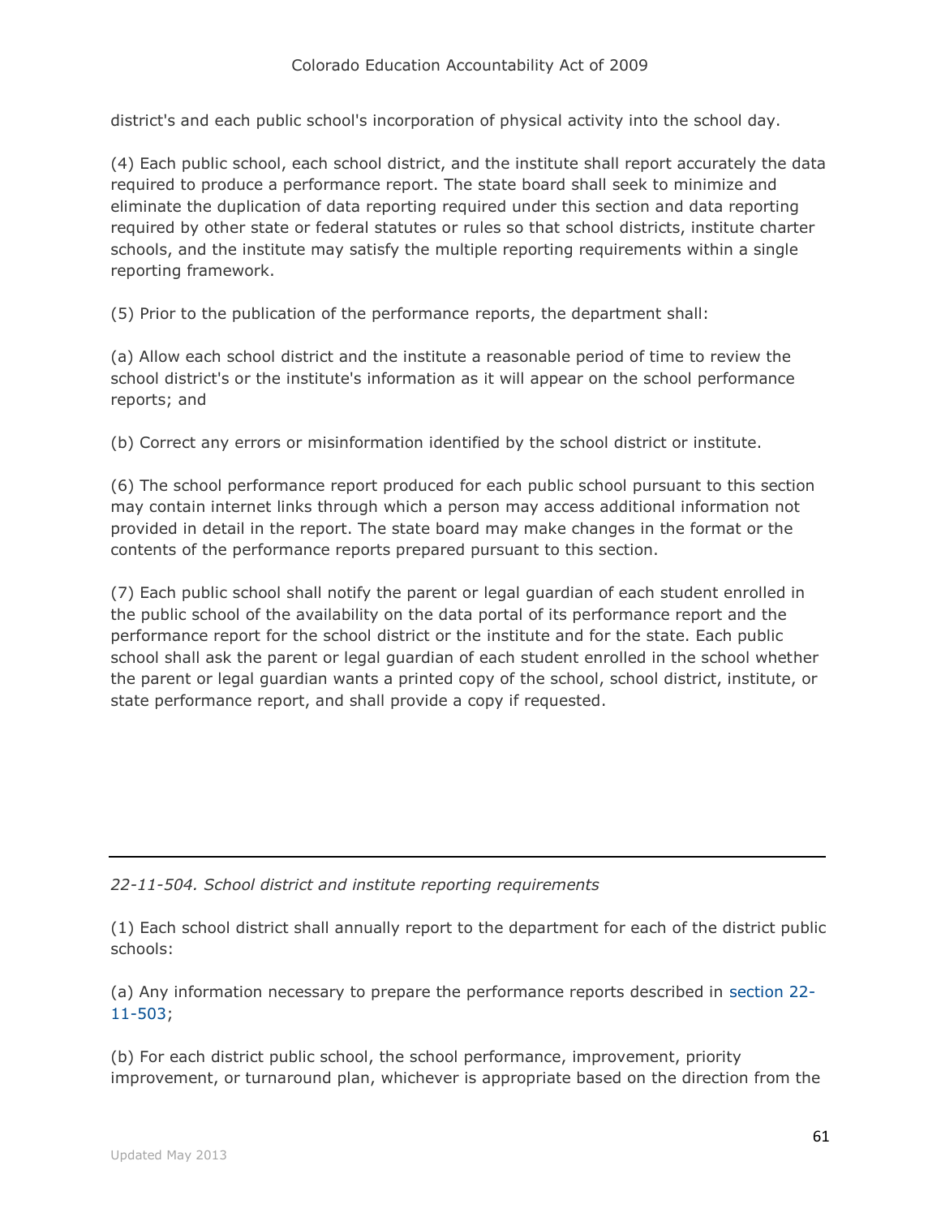district's and each public school's incorporation of physical activity into the school day.

(4) Each public school, each school district, and the institute shall report accurately the data required to produce a performance report. The state board shall seek to minimize and eliminate the duplication of data reporting required under this section and data reporting required by other state or federal statutes or rules so that school districts, institute charter schools, and the institute may satisfy the multiple reporting requirements within a single reporting framework.

(5) Prior to the publication of the performance reports, the department shall:

(a) Allow each school district and the institute a reasonable period of time to review the school district's or the institute's information as it will appear on the school performance reports; and

(b) Correct any errors or misinformation identified by the school district or institute.

(6) The school performance report produced for each public school pursuant to this section may contain internet links through which a person may access additional information not provided in detail in the report. The state board may make changes in the format or the contents of the performance reports prepared pursuant to this section.

(7) Each public school shall notify the parent or legal guardian of each student enrolled in the public school of the availability on the data portal of its performance report and the performance report for the school district or the institute and for the state. Each public school shall ask the parent or legal guardian of each student enrolled in the school whether the parent or legal guardian wants a printed copy of the school, school district, institute, or state performance report, and shall provide a copy if requested.

---

*22-11-504. School district and institute reporting requirements*

(1) Each school district shall annually report to the department for each of the district public schools:

(a) Any information necessary to prepare the performance reports described in section 22-11-503;

(b) For each district public school, the school performance, improvement, priority improvement, or turnaround plan, whichever is appropriate based on the direction from the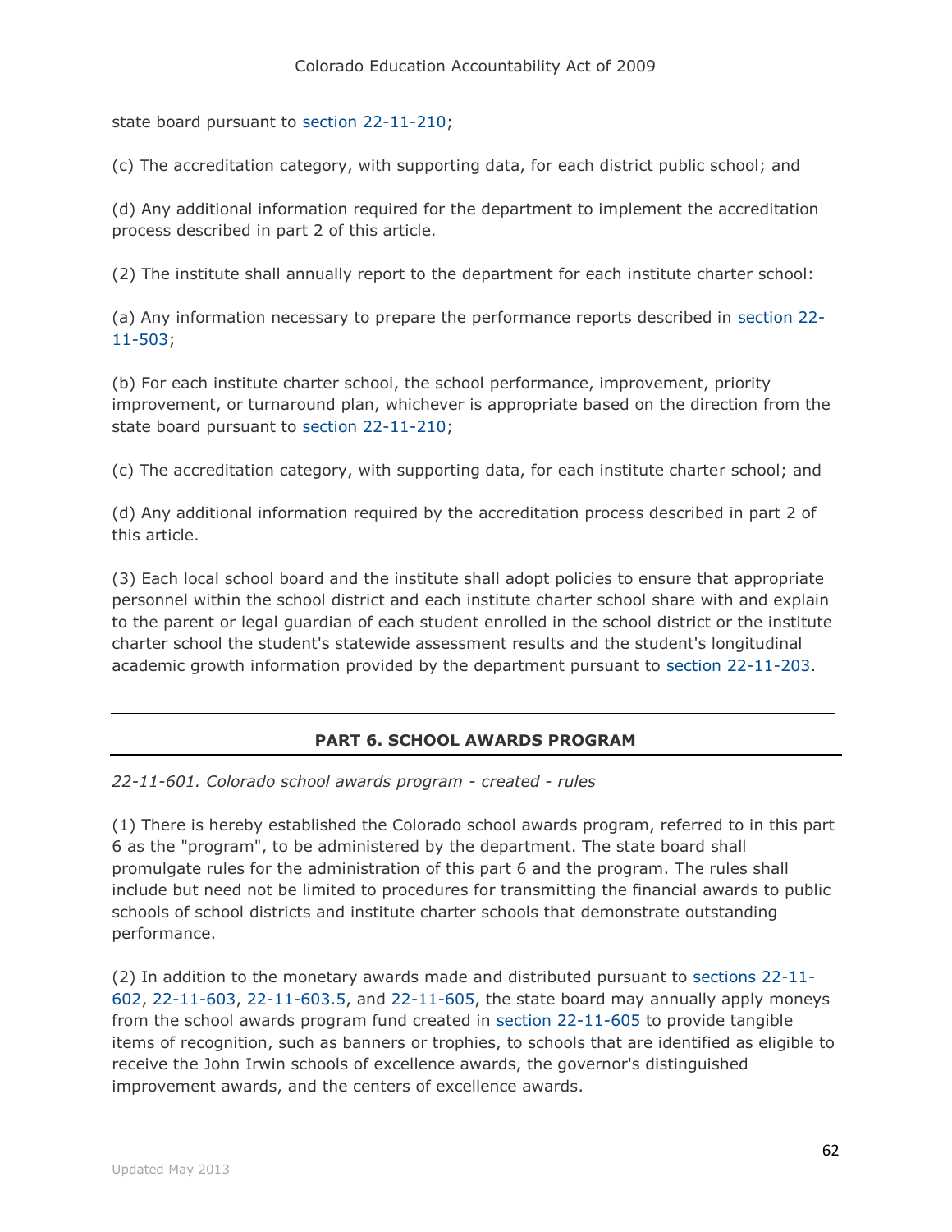state board pursuant to section 22-11-210;

(c) The accreditation category, with supporting data, for each district public school; and

(d) Any additional information required for the department to implement the accreditation process described in part 2 of this article.

(2) The institute shall annually report to the department for each institute charter school:

(a) Any information necessary to prepare the performance reports described in section 22-11-503;

(b) For each institute charter school, the school performance, improvement, priority improvement, or turnaround plan, whichever is appropriate based on the direction from the state board pursuant to section 22-11-210;

(c) The accreditation category, with supporting data, for each institute charter school; and

(d) Any additional information required by the accreditation process described in part 2 of this article.

(3) Each local school board and the institute shall adopt policies to ensure that appropriate personnel within the school district and each institute charter school share with and explain to the parent or legal guardian of each student enrolled in the school district or the institute charter school the student's statewide assessment results and the student's longitudinal academic growth information provided by the department pursuant to section 22-11-203.

## PART 6. SCHOOL AWARDS PROGRAM

*22-11-601. Colorado school awards program - created - rules*

(1) There is hereby established the Colorado school awards program, referred to in this part 6 as the "program", to be administered by the department. The state board shall promulgate rules for the administration of this part 6 and the program. The rules shall include but need not be limited to procedures for transmitting the financial awards to public schools of school districts and institute charter schools that demonstrate outstanding performance.

(2) In addition to the monetary awards made and distributed pursuant to sections 22-11-602, 22-11-603, 22-11-603.5, and 22-11-605, the state board may annually apply moneys from the school awards program fund created in section 22-11-605 to provide tangible items of recognition, such as banners or trophies, to schools that are identified as eligible to receive the John Irwin schools of excellence awards, the governor's distinguished improvement awards, and the centers of excellence awards.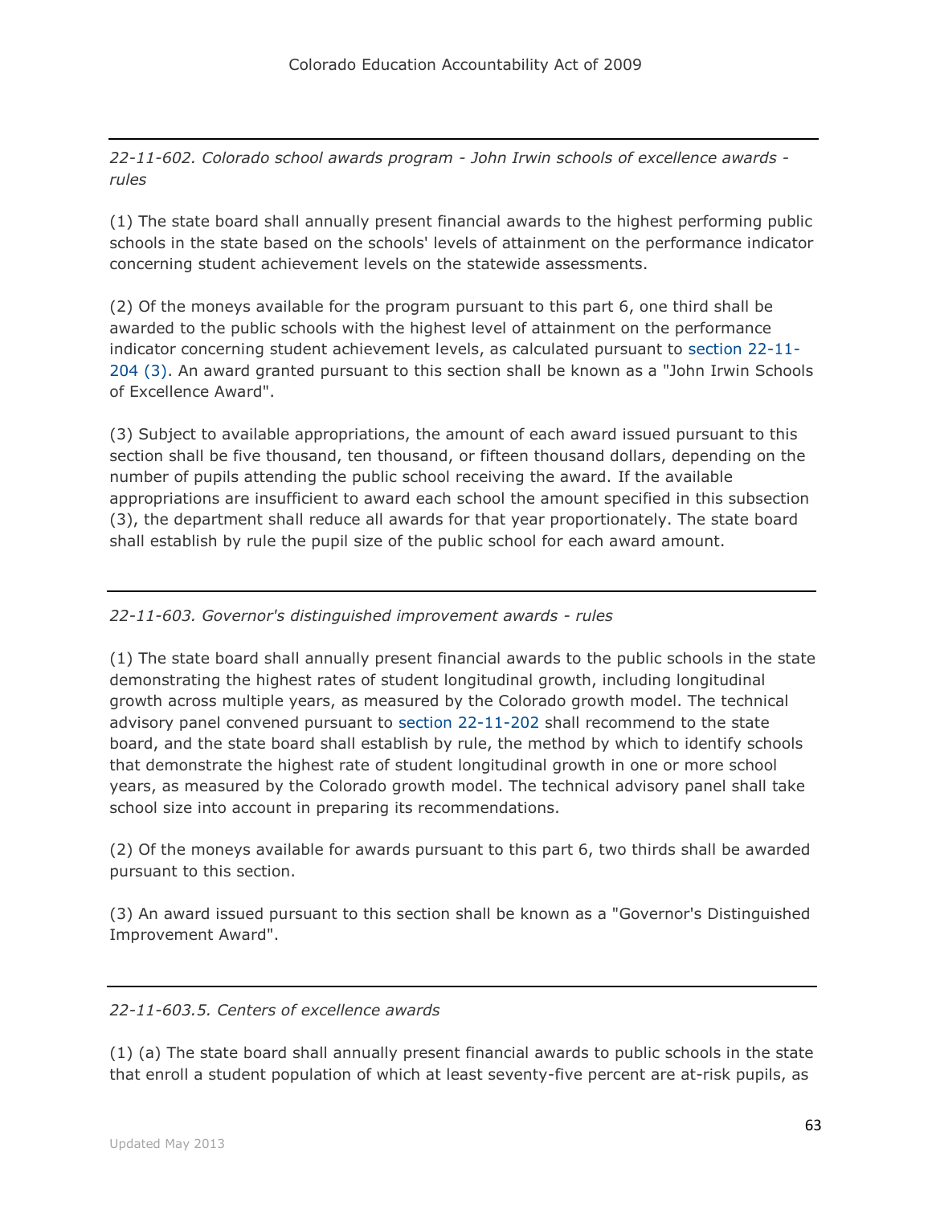---

*22-11-602. Colorado school awards program - John Irwin schools of excellence awards - rules*

(1) The state board shall annually present financial awards to the highest performing public schools in the state based on the schools' levels of attainment on the performance indicator concerning student achievement levels on the statewide assessments.

(2) Of the moneys available for the program pursuant to this part 6, one third shall be awarded to the public schools with the highest level of attainment on the performance indicator concerning student achievement levels, as calculated pursuant to section 22-11-204 (3). An award granted pursuant to this section shall be known as a "John Irwin Schools of Excellence Award".

(3) Subject to available appropriations, the amount of each award issued pursuant to this section shall be five thousand, ten thousand, or fifteen thousand dollars, depending on the number of pupils attending the public school receiving the award. If the available appropriations are insufficient to award each school the amount specified in this subsection (3), the department shall reduce all awards for that year proportionately. The state board shall establish by rule the pupil size of the public school for each award amount.

---

*22-11-603. Governor's distinguished improvement awards - rules*

(1) The state board shall annually present financial awards to the public schools in the state demonstrating the highest rates of student longitudinal growth, including longitudinal growth across multiple years, as measured by the Colorado growth model. The technical advisory panel convened pursuant to section 22-11-202 shall recommend to the state board, and the state board shall establish by rule, the method by which to identify schools that demonstrate the highest rate of student longitudinal growth in one or more school years, as measured by the Colorado growth model. The technical advisory panel shall take school size into account in preparing its recommendations.

(2) Of the moneys available for awards pursuant to this part 6, two thirds shall be awarded pursuant to this section.

(3) An award issued pursuant to this section shall be known as a "Governor's Distinguished Improvement Award".

---

*22-11-603.5. Centers of excellence awards*

(1) (a) The state board shall annually present financial awards to public schools in the state that enroll a student population of which at least seventy-five percent are at-risk pupils, as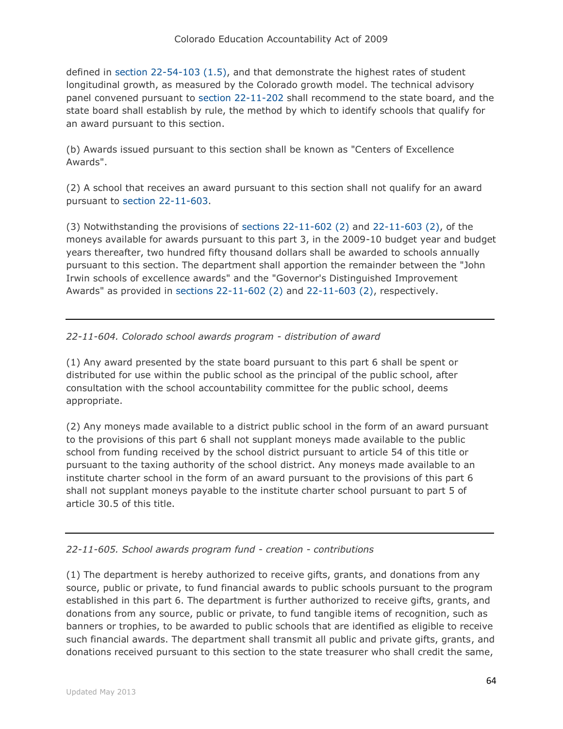defined in section 22-54-103 (1.5), and that demonstrate the highest rates of student longitudinal growth, as measured by the Colorado growth model. The technical advisory panel convened pursuant to section 22-11-202 shall recommend to the state board, and the state board shall establish by rule, the method by which to identify schools that qualify for an award pursuant to this section.

(b) Awards issued pursuant to this section shall be known as "Centers of Excellence Awards".

(2) A school that receives an award pursuant to this section shall not qualify for an award pursuant to section 22-11-603.

(3) Notwithstanding the provisions of sections 22-11-602 (2) and 22-11-603 (2), of the moneys available for awards pursuant to this part 3, in the 2009-10 budget year and budget years thereafter, two hundred fifty thousand dollars shall be awarded to schools annually pursuant to this section. The department shall apportion the remainder between the "John Irwin schools of excellence awards" and the "Governor's Distinguished Improvement Awards" as provided in sections 22-11-602 (2) and 22-11-603 (2), respectively.

---

*22-11-604. Colorado school awards program - distribution of award*

(1) Any award presented by the state board pursuant to this part 6 shall be spent or distributed for use within the public school as the principal of the public school, after consultation with the school accountability committee for the public school, deems appropriate.

(2) Any moneys made available to a district public school in the form of an award pursuant to the provisions of this part 6 shall not supplant moneys made available to the public school from funding received by the school district pursuant to article 54 of this title or pursuant to the taxing authority of the school district. Any moneys made available to an institute charter school in the form of an award pursuant to the provisions of this part 6 shall not supplant moneys payable to the institute charter school pursuant to part 5 of article 30.5 of this title.

---

*22-11-605. School awards program fund - creation - contributions*

(1) The department is hereby authorized to receive gifts, grants, and donations from any source, public or private, to fund financial awards to public schools pursuant to the program established in this part 6. The department is further authorized to receive gifts, grants, and donations from any source, public or private, to fund tangible items of recognition, such as banners or trophies, to be awarded to public schools that are identified as eligible to receive such financial awards. The department shall transmit all public and private gifts, grants, and donations received pursuant to this section to the state treasurer who shall credit the same,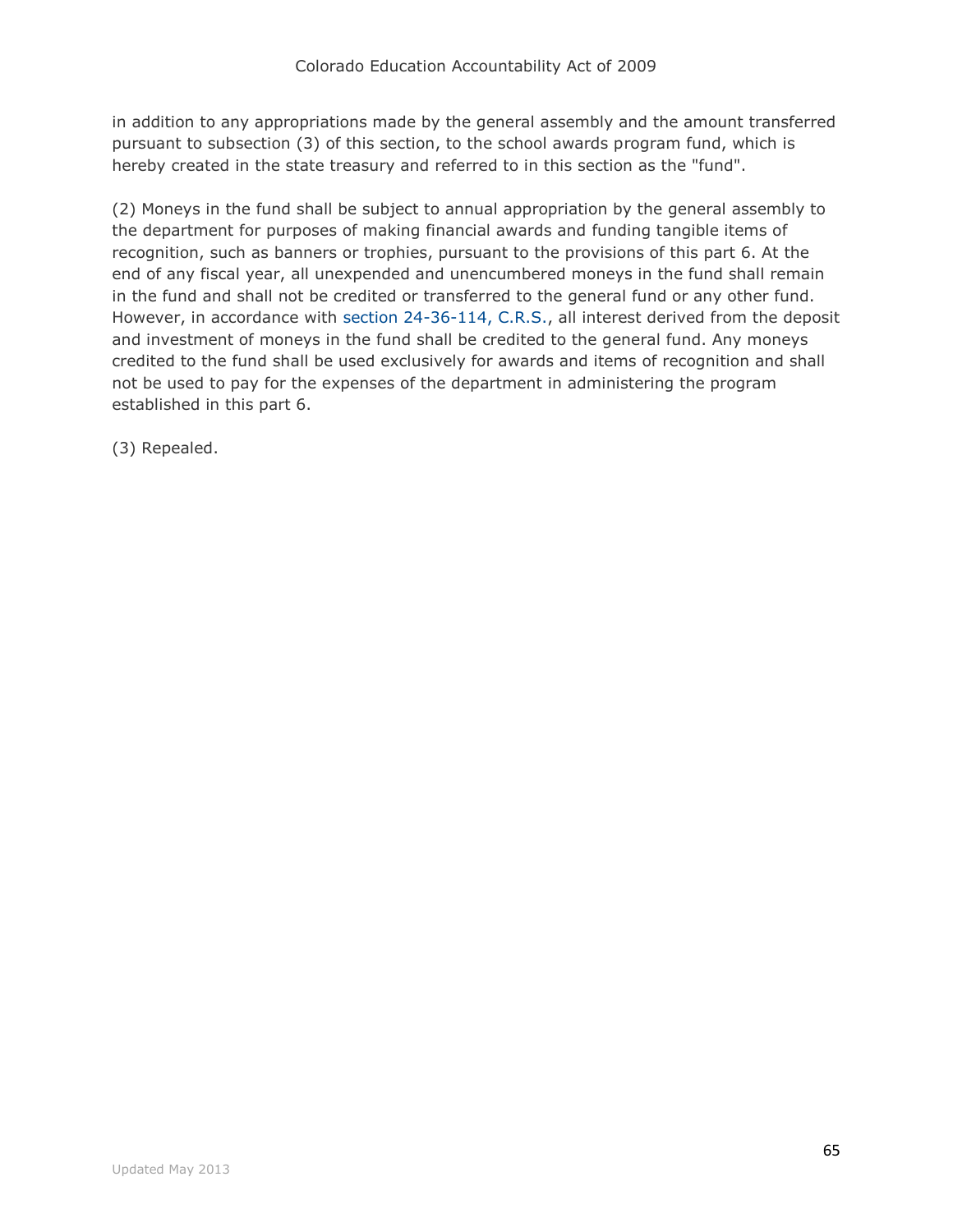in addition to any appropriations made by the general assembly and the amount transferred pursuant to subsection (3) of this section, to the school awards program fund, which is hereby created in the state treasury and referred to in this section as the "fund".

(2) Moneys in the fund shall be subject to annual appropriation by the general assembly to the department for purposes of making financial awards and funding tangible items of recognition, such as banners or trophies, pursuant to the provisions of this part 6. At the end of any fiscal year, all unexpended and unencumbered moneys in the fund shall remain in the fund and shall not be credited or transferred to the general fund or any other fund. However, in accordance with section 24-36-114, C.R.S., all interest derived from the deposit and investment of moneys in the fund shall be credited to the general fund. Any moneys credited to the fund shall be used exclusively for awards and items of recognition and shall not be used to pay for the expenses of the department in administering the program established in this part 6.

(3) Repealed.